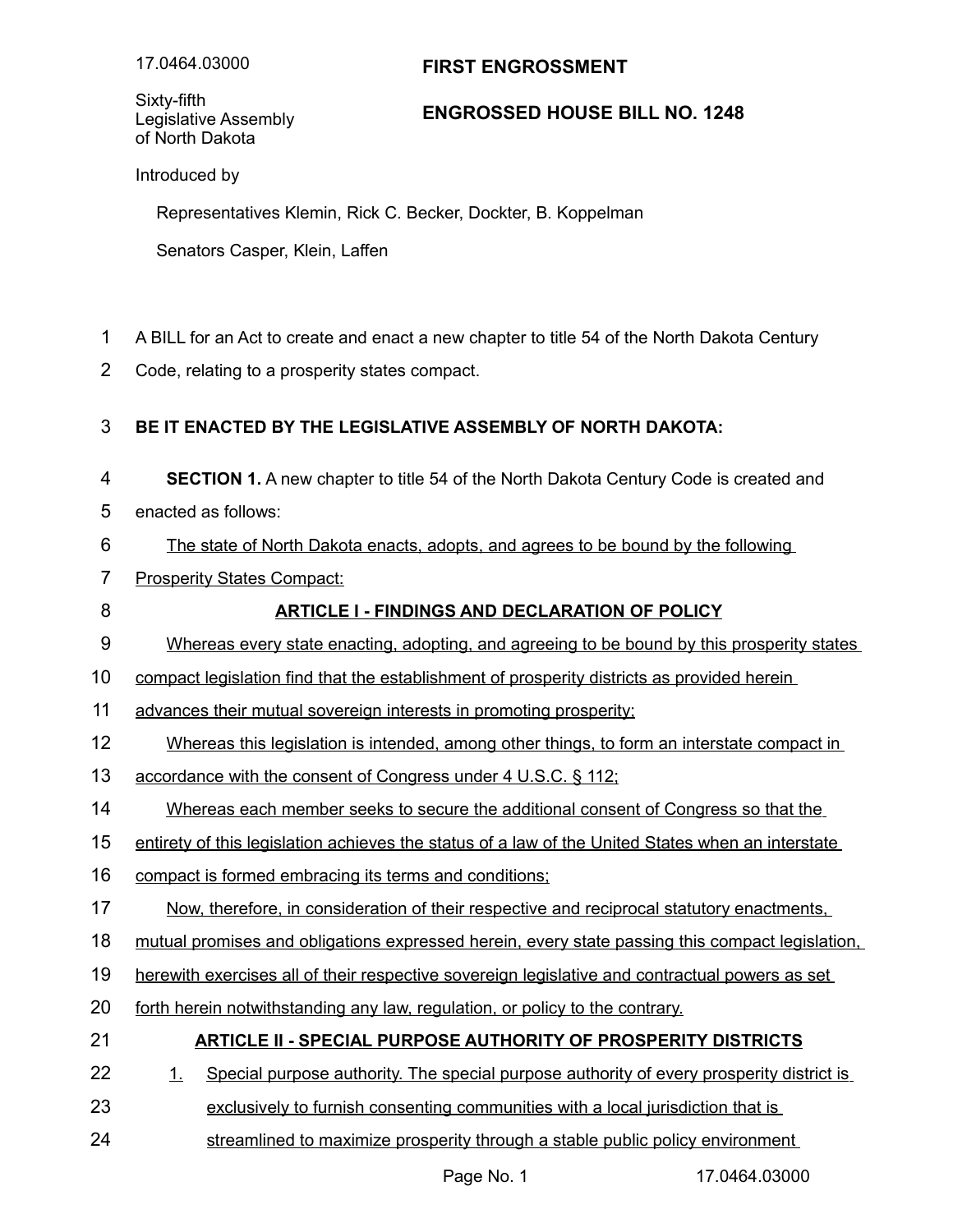17.0464.03000

Sixty-fifth Legislative Assembly of North Dakota

**FIRST ENGROSSMENT**

**ENGROSSED HOUSE BILL NO. 1248**

Introduced by

Representatives Klemin, Rick C. Becker, Dockter, B. Koppelman

Senators Casper, Klein, Laffen

A BILL for an Act to create and enact a new chapter to title 54 of the North Dakota Century Code, relating to a prosperity states compact.

**BE IT ENACTED BY THE LEGISLATIVE ASSEMBLY OF NORTH DAKOTA:**

**SECTION 1.** A new chapter to title 54 of the North Dakota Century Code is created and enacted as follows:

The state of North Dakota enacts, adopts, and agrees to be bound by the following Prosperity States Compact:

**ARTICLE I - FINDINGS AND DECLARATION OF POLICY**

Whereas every state enacting, adopting, and agreeing to be bound by this prosperity states compact legislation find that the establishment of prosperity districts as provided herein advances their mutual sovereign interests in promoting prosperity;

Whereas this legislation is intended, among other things, to form an interstate compact in accordance with the consent of Congress under 4 U.S.C. § 112;

Whereas each member seeks to secure the additional consent of Congress so that the entirety of this legislation achieves the status of a law of the United States when an interstate compact is formed embracing its terms and conditions;

Now, therefore, in consideration of their respective and reciprocal statutory enactments, mutual promises and obligations expressed herein, every state passing this compact legislation, herewith exercises all of their respective sovereign legislative and contractual powers as set forth herein notwithstanding any law, regulation, or policy to the contrary.

**ARTICLE II - SPECIAL PURPOSE AUTHORITY OF PROSPERITY DISTRICTS**

1. Special purpose authority. The special purpose authority of every prosperity district is exclusively to furnish consenting communities with a local jurisdiction that is streamlined to maximize prosperity through a stable public policy environment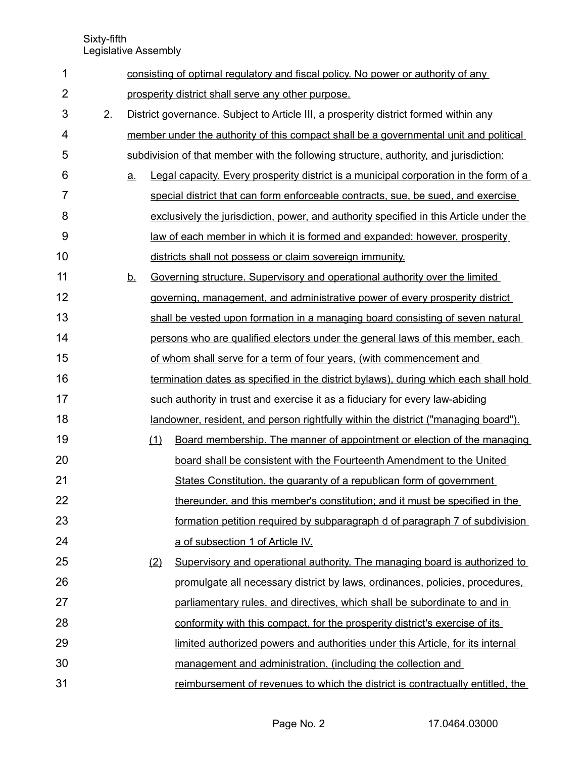consisting of optimal regulatory and fiscal policy. No power or authority of any prosperity district shall serve any other purpose.

2. District governance. Subject to Article III, a prosperity district formed within any member under the authority of this compact shall be a governmental unit and political subdivision of that member with the following structure, authority, and jurisdiction:

   a. Legal capacity. Every prosperity district is a municipal corporation in the form of a special district that can form enforceable contracts, sue, be sued, and exercise exclusively the jurisdiction, power, and authority specified in this Article under the law of each member in which it is formed and expanded; however, prosperity districts shall not possess or claim sovereign immunity.

   b. Governing structure. Supervisory and operational authority over the limited governing, management, and administrative power of every prosperity district shall be vested upon formation in a managing board consisting of seven natural persons who are qualified electors under the general laws of this member, each of whom shall serve for a term of four years, (with commencement and termination dates as specified in the district bylaws), during which each shall hold such authority in trust and exercise it as a fiduciary for every law-abiding landowner, resident, and person rightfully within the district ("managing board").

      (1) Board membership. The manner of appointment or election of the managing board shall be consistent with the Fourteenth Amendment to the United States Constitution, the guaranty of a republican form of government thereunder, and this member's constitution; and it must be specified in the formation petition required by subparagraph d of paragraph 7 of subdivision a of subsection 1 of Article IV.

      (2) Supervisory and operational authority. The managing board is authorized to promulgate all necessary district by laws, ordinances, policies, procedures, parliamentary rules, and directives, which shall be subordinate to and in conformity with this compact, for the prosperity district's exercise of its limited authorized powers and authorities under this Article, for its internal management and administration, (including the collection and reimbursement of revenues to which the district is contractually entitled, the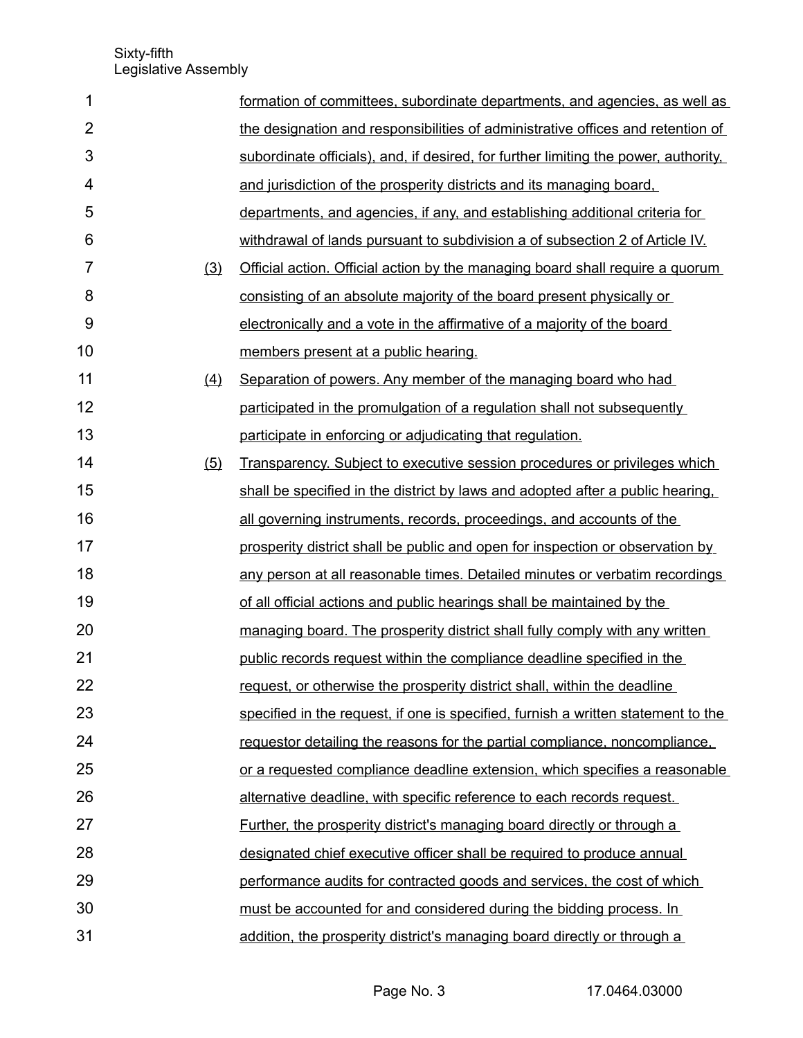formation of committees, subordinate departments, and agencies, as well as the designation and responsibilities of administrative offices and retention of subordinate officials), and, if desired, for further limiting the power, authority, and jurisdiction of the prosperity districts and its managing board, departments, and agencies, if any, and establishing additional criteria for withdrawal of lands pursuant to subdivision a of subsection 2 of Article IV.

(3) Official action. Official action by the managing board shall require a quorum consisting of an absolute majority of the board present physically or electronically and a vote in the affirmative of a majority of the board members present at a public hearing.

(4) Separation of powers. Any member of the managing board who had participated in the promulgation of a regulation shall not subsequently participate in enforcing or adjudicating that regulation.

(5) Transparency. Subject to executive session procedures or privileges which shall be specified in the district by laws and adopted after a public hearing, all governing instruments, records, proceedings, and accounts of the prosperity district shall be public and open for inspection or observation by any person at all reasonable times. Detailed minutes or verbatim recordings of all official actions and public hearings shall be maintained by the managing board. The prosperity district shall fully comply with any written public records request within the compliance deadline specified in the request, or otherwise the prosperity district shall, within the deadline specified in the request, if one is specified, furnish a written statement to the requestor detailing the reasons for the partial compliance, noncompliance, or a requested compliance deadline extension, which specifies a reasonable alternative deadline, with specific reference to each records request. Further, the prosperity district's managing board directly or through a designated chief executive officer shall be required to produce annual performance audits for contracted goods and services, the cost of which must be accounted for and considered during the bidding process. In addition, the prosperity district's managing board directly or through a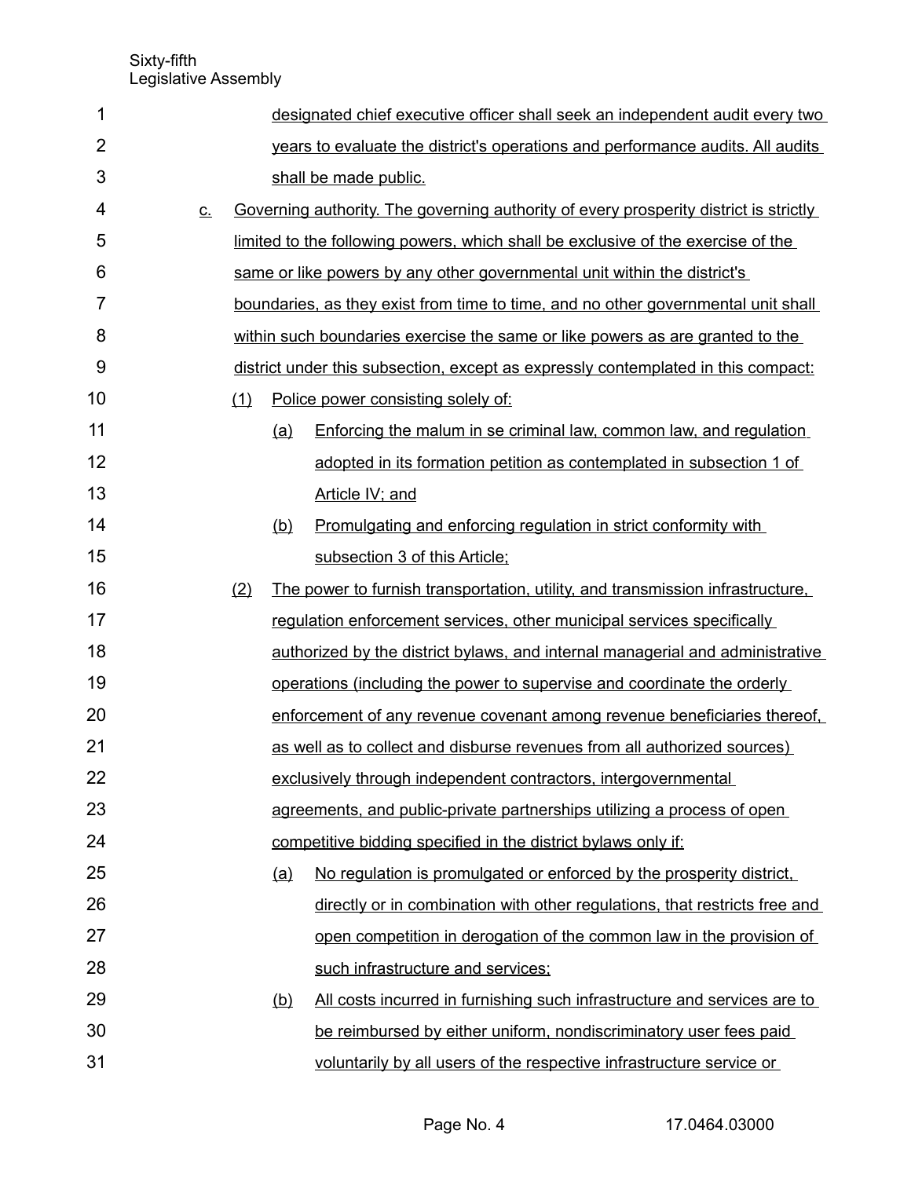designated chief executive officer shall seek an independent audit every two years to evaluate the district's operations and performance audits. All audits shall be made public.

c. Governing authority. The governing authority of every prosperity district is strictly limited to the following powers, which shall be exclusive of the exercise of the same or like powers by any other governmental unit within the district's boundaries, as they exist from time to time, and no other governmental unit shall within such boundaries exercise the same or like powers as are granted to the district under this subsection, except as expressly contemplated in this compact:

(1) Police power consisting solely of:

(a) Enforcing the malum in se criminal law, common law, and regulation adopted in its formation petition as contemplated in subsection 1 of Article IV; and

(b) Promulgating and enforcing regulation in strict conformity with subsection 3 of this Article;

(2) The power to furnish transportation, utility, and transmission infrastructure, regulation enforcement services, other municipal services specifically authorized by the district bylaws, and internal managerial and administrative operations (including the power to supervise and coordinate the orderly enforcement of any revenue covenant among revenue beneficiaries thereof, as well as to collect and disburse revenues from all authorized sources) exclusively through independent contractors, intergovernmental agreements, and public-private partnerships utilizing a process of open competitive bidding specified in the district bylaws only if:

(a) No regulation is promulgated or enforced by the prosperity district, directly or in combination with other regulations, that restricts free and open competition in derogation of the common law in the provision of such infrastructure and services;

(b) All costs incurred in furnishing such infrastructure and services are to be reimbursed by either uniform, nondiscriminatory user fees paid voluntarily by all users of the respective infrastructure service or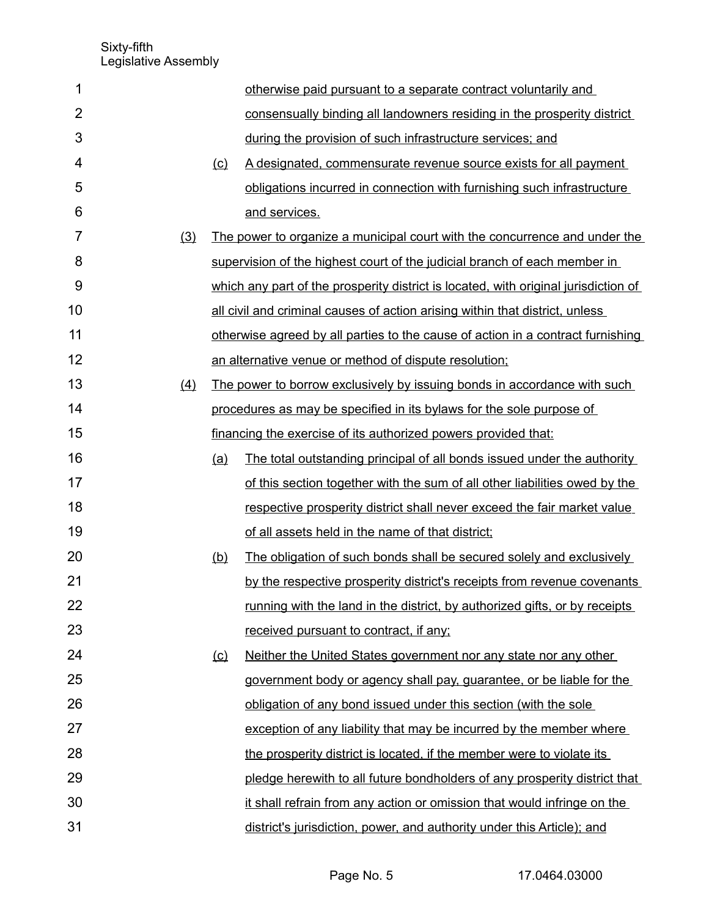otherwise paid pursuant to a separate contract voluntarily and consensually binding all landowners residing in the prosperity district during the provision of such infrastructure services; and

(c) A designated, commensurate revenue source exists for all payment obligations incurred in connection with furnishing such infrastructure and services.

(3) The power to organize a municipal court with the concurrence and under the supervision of the highest court of the judicial branch of each member in which any part of the prosperity district is located, with original jurisdiction of all civil and criminal causes of action arising within that district, unless otherwise agreed by all parties to the cause of action in a contract furnishing an alternative venue or method of dispute resolution;

(4) The power to borrow exclusively by issuing bonds in accordance with such procedures as may be specified in its bylaws for the sole purpose of financing the exercise of its authorized powers provided that:

(a) The total outstanding principal of all bonds issued under the authority of this section together with the sum of all other liabilities owed by the respective prosperity district shall never exceed the fair market value of all assets held in the name of that district;

(b) The obligation of such bonds shall be secured solely and exclusively by the respective prosperity district's receipts from revenue covenants running with the land in the district, by authorized gifts, or by receipts received pursuant to contract, if any;

(c) Neither the United States government nor any state nor any other government body or agency shall pay, guarantee, or be liable for the obligation of any bond issued under this section (with the sole exception of any liability that may be incurred by the member where the prosperity district is located, if the member were to violate its pledge herewith to all future bondholders of any prosperity district that it shall refrain from any action or omission that would infringe on the district's jurisdiction, power, and authority under this Article); and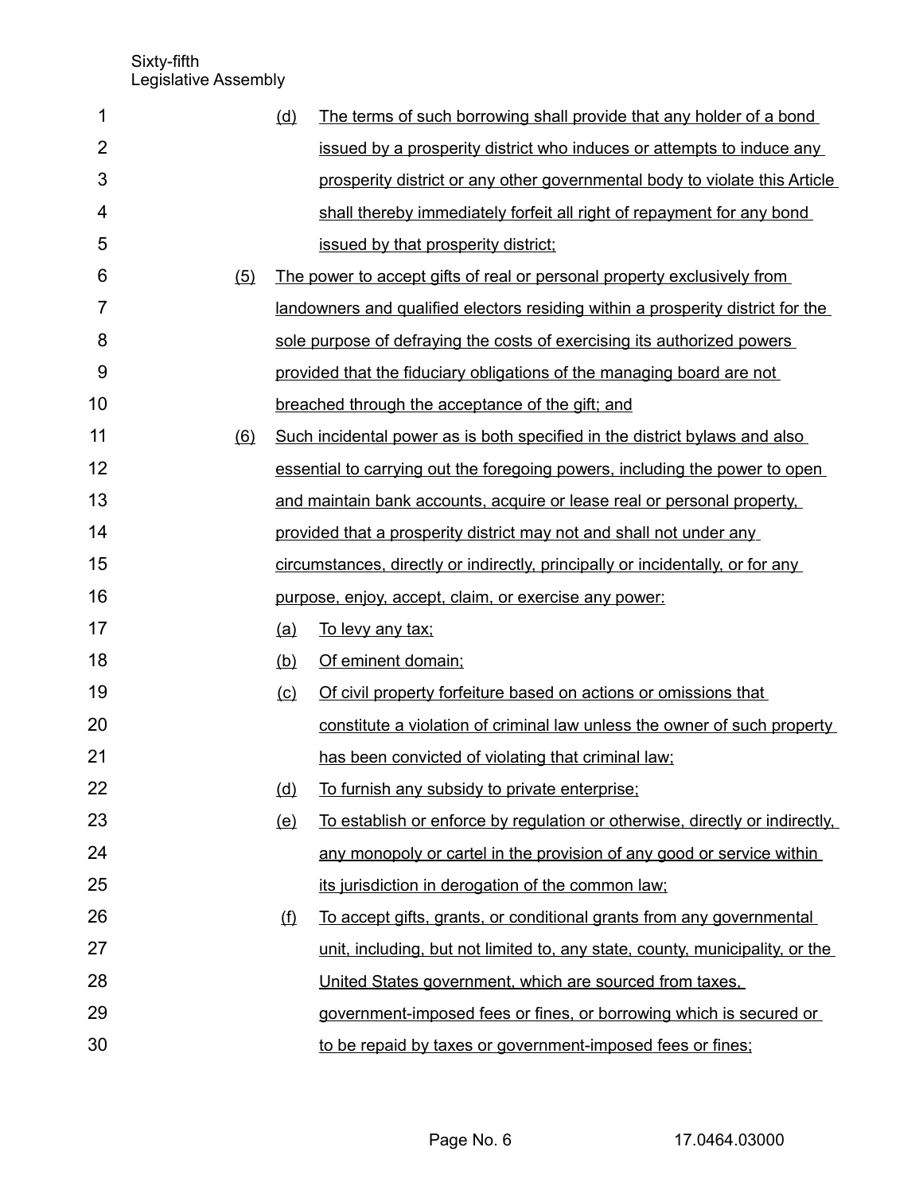(d) The terms of such borrowing shall provide that any holder of a bond issued by a prosperity district who induces or attempts to induce any prosperity district or any other governmental body to violate this Article shall thereby immediately forfeit all right of repayment for any bond issued by that prosperity district;

(5) The power to accept gifts of real or personal property exclusively from landowners and qualified electors residing within a prosperity district for the sole purpose of defraying the costs of exercising its authorized powers provided that the fiduciary obligations of the managing board are not breached through the acceptance of the gift; and

(6) Such incidental power as is both specified in the district bylaws and also essential to carrying out the foregoing powers, including the power to open and maintain bank accounts, acquire or lease real or personal property, provided that a prosperity district may not and shall not under any circumstances, directly or indirectly, principally or incidentally, or for any purpose, enjoy, accept, claim, or exercise any power:

(a) To levy any tax;

(b) Of eminent domain;

(c) Of civil property forfeiture based on actions or omissions that constitute a violation of criminal law unless the owner of such property has been convicted of violating that criminal law;

(d) To furnish any subsidy to private enterprise;

(e) To establish or enforce by regulation or otherwise, directly or indirectly, any monopoly or cartel in the provision of any good or service within its jurisdiction in derogation of the common law;

(f) To accept gifts, grants, or conditional grants from any governmental unit, including, but not limited to, any state, county, municipality, or the United States government, which are sourced from taxes, government-imposed fees or fines, or borrowing which is secured or to be repaid by taxes or government-imposed fees or fines;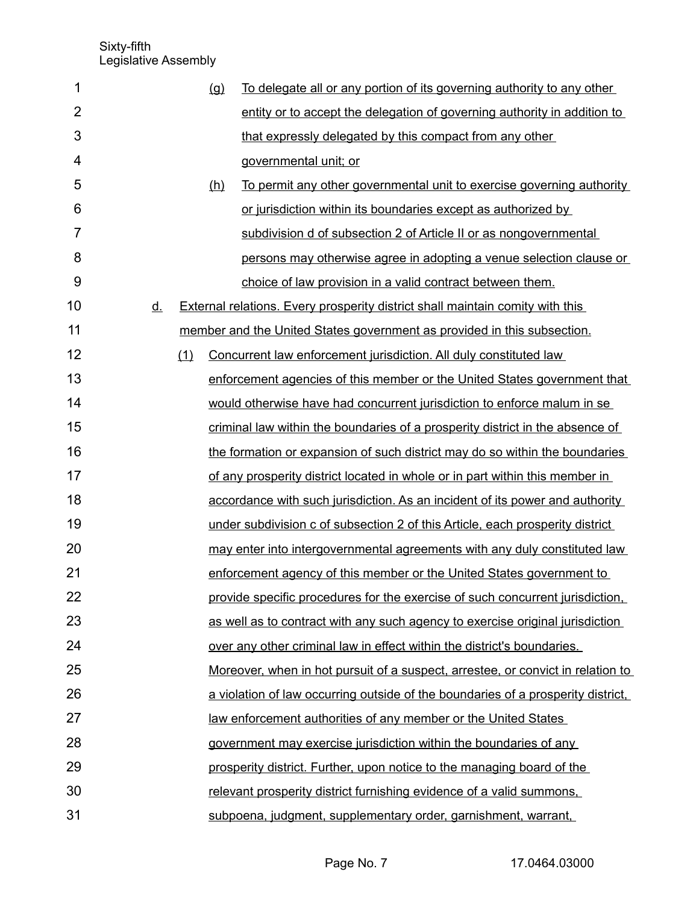(g) To delegate all or any portion of its governing authority to any other entity or to accept the delegation of governing authority in addition to that expressly delegated by this compact from any other governmental unit; or

(h) To permit any other governmental unit to exercise governing authority or jurisdiction within its boundaries except as authorized by subdivision d of subsection 2 of Article II or as nongovernmental persons may otherwise agree in adopting a venue selection clause or choice of law provision in a valid contract between them.

d. External relations. Every prosperity district shall maintain comity with this member and the United States government as provided in this subsection.

(1) Concurrent law enforcement jurisdiction. All duly constituted law enforcement agencies of this member or the United States government that would otherwise have had concurrent jurisdiction to enforce malum in se criminal law within the boundaries of a prosperity district in the absence of the formation or expansion of such district may do so within the boundaries of any prosperity district located in whole or in part within this member in accordance with such jurisdiction. As an incident of its power and authority under subdivision c of subsection 2 of this Article, each prosperity district may enter into intergovernmental agreements with any duly constituted law enforcement agency of this member or the United States government to provide specific procedures for the exercise of such concurrent jurisdiction, as well as to contract with any such agency to exercise original jurisdiction over any other criminal law in effect within the district's boundaries. Moreover, when in hot pursuit of a suspect, arrestee, or convict in relation to a violation of law occurring outside of the boundaries of a prosperity district, law enforcement authorities of any member or the United States government may exercise jurisdiction within the boundaries of any prosperity district. Further, upon notice to the managing board of the relevant prosperity district furnishing evidence of a valid summons, subpoena, judgment, supplementary order, garnishment, warrant,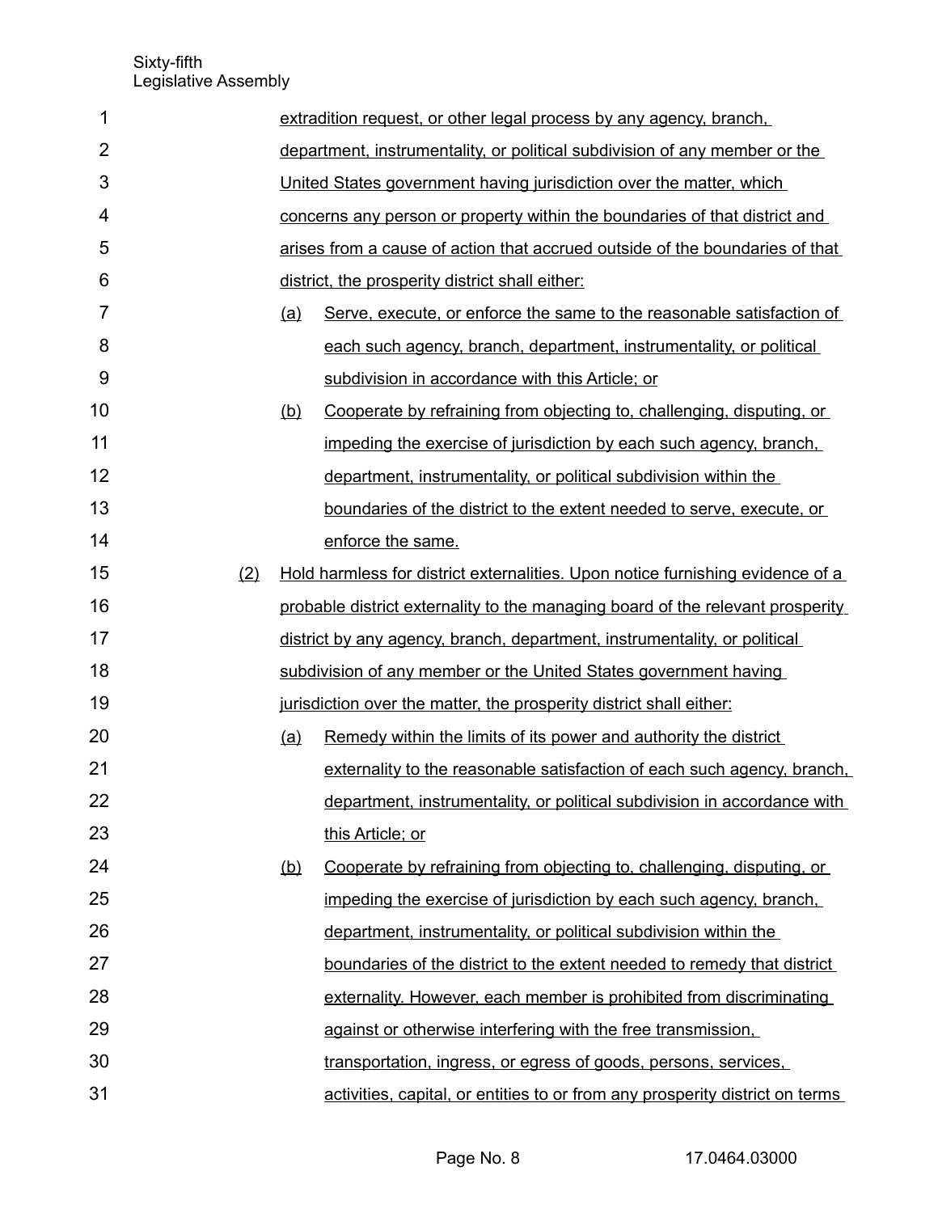extradition request, or other legal process by any agency, branch, department, instrumentality, or political subdivision of any member or the United States government having jurisdiction over the matter, which concerns any person or property within the boundaries of that district and arises from a cause of action that accrued outside of the boundaries of that district, the prosperity district shall either:

(a) Serve, execute, or enforce the same to the reasonable satisfaction of each such agency, branch, department, instrumentality, or political subdivision in accordance with this Article; or

(b) Cooperate by refraining from objecting to, challenging, disputing, or impeding the exercise of jurisdiction by each such agency, branch, department, instrumentality, or political subdivision within the boundaries of the district to the extent needed to serve, execute, or enforce the same.

(2) Hold harmless for district externalities. Upon notice furnishing evidence of a probable district externality to the managing board of the relevant prosperity district by any agency, branch, department, instrumentality, or political subdivision of any member or the United States government having jurisdiction over the matter, the prosperity district shall either:

(a) Remedy within the limits of its power and authority the district externality to the reasonable satisfaction of each such agency, branch, department, instrumentality, or political subdivision in accordance with this Article; or

(b) Cooperate by refraining from objecting to, challenging, disputing, or impeding the exercise of jurisdiction by each such agency, branch, department, instrumentality, or political subdivision within the boundaries of the district to the extent needed to remedy that district externality. However, each member is prohibited from discriminating against or otherwise interfering with the free transmission, transportation, ingress, or egress of goods, persons, services, activities, capital, or entities to or from any prosperity district on terms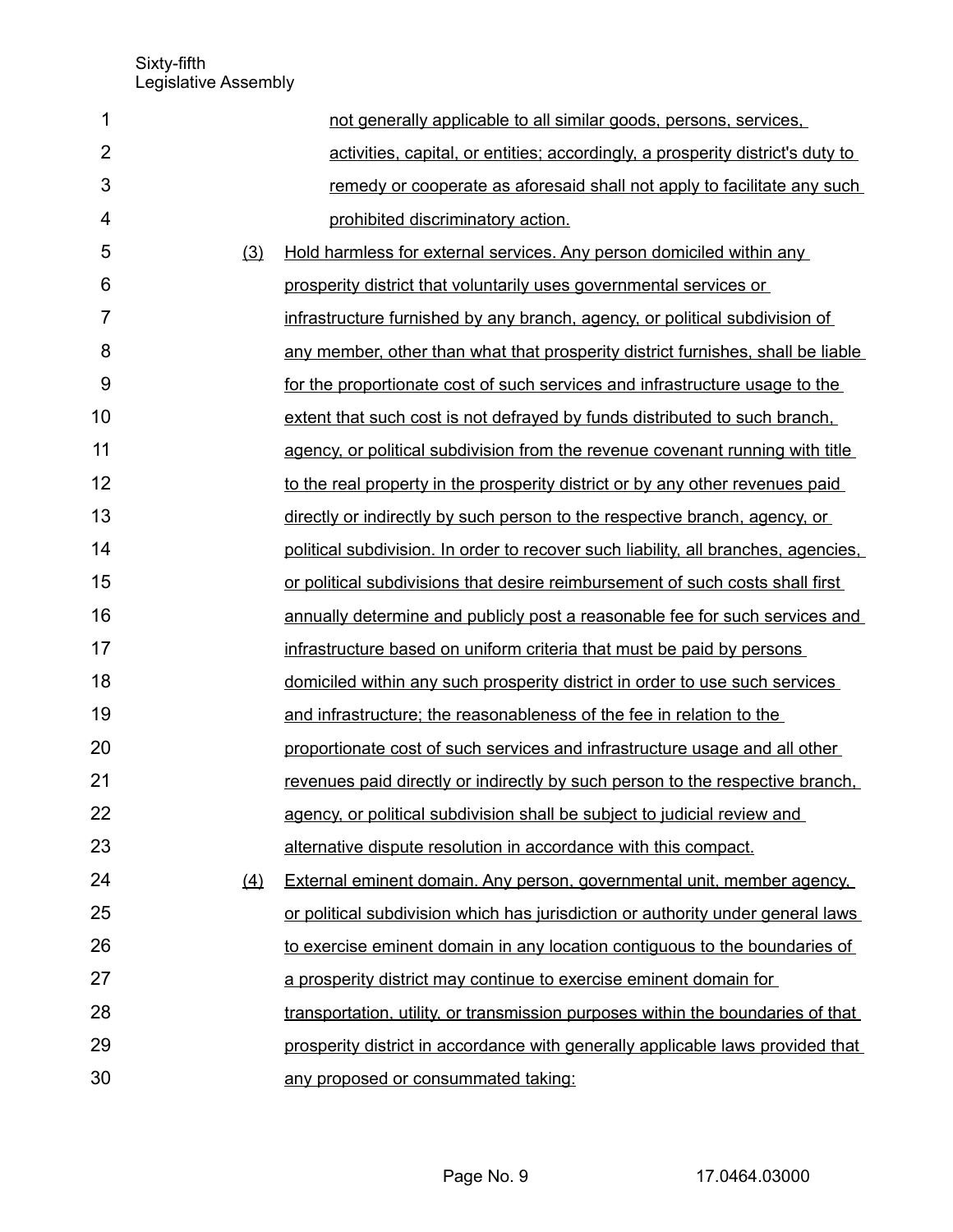not generally applicable to all similar goods, persons, services, activities, capital, or entities; accordingly, a prosperity district's duty to remedy or cooperate as aforesaid shall not apply to facilitate any such prohibited discriminatory action.

(3) Hold harmless for external services. Any person domiciled within any prosperity district that voluntarily uses governmental services or infrastructure furnished by any branch, agency, or political subdivision of any member, other than what that prosperity district furnishes, shall be liable for the proportionate cost of such services and infrastructure usage to the extent that such cost is not defrayed by funds distributed to such branch, agency, or political subdivision from the revenue covenant running with title to the real property in the prosperity district or by any other revenues paid directly or indirectly by such person to the respective branch, agency, or political subdivision. In order to recover such liability, all branches, agencies, or political subdivisions that desire reimbursement of such costs shall first annually determine and publicly post a reasonable fee for such services and infrastructure based on uniform criteria that must be paid by persons domiciled within any such prosperity district in order to use such services and infrastructure; the reasonableness of the fee in relation to the proportionate cost of such services and infrastructure usage and all other revenues paid directly or indirectly by such person to the respective branch, agency, or political subdivision shall be subject to judicial review and alternative dispute resolution in accordance with this compact.

(4) External eminent domain. Any person, governmental unit, member agency, or political subdivision which has jurisdiction or authority under general laws to exercise eminent domain in any location contiguous to the boundaries of a prosperity district may continue to exercise eminent domain for transportation, utility, or transmission purposes within the boundaries of that prosperity district in accordance with generally applicable laws provided that any proposed or consummated taking: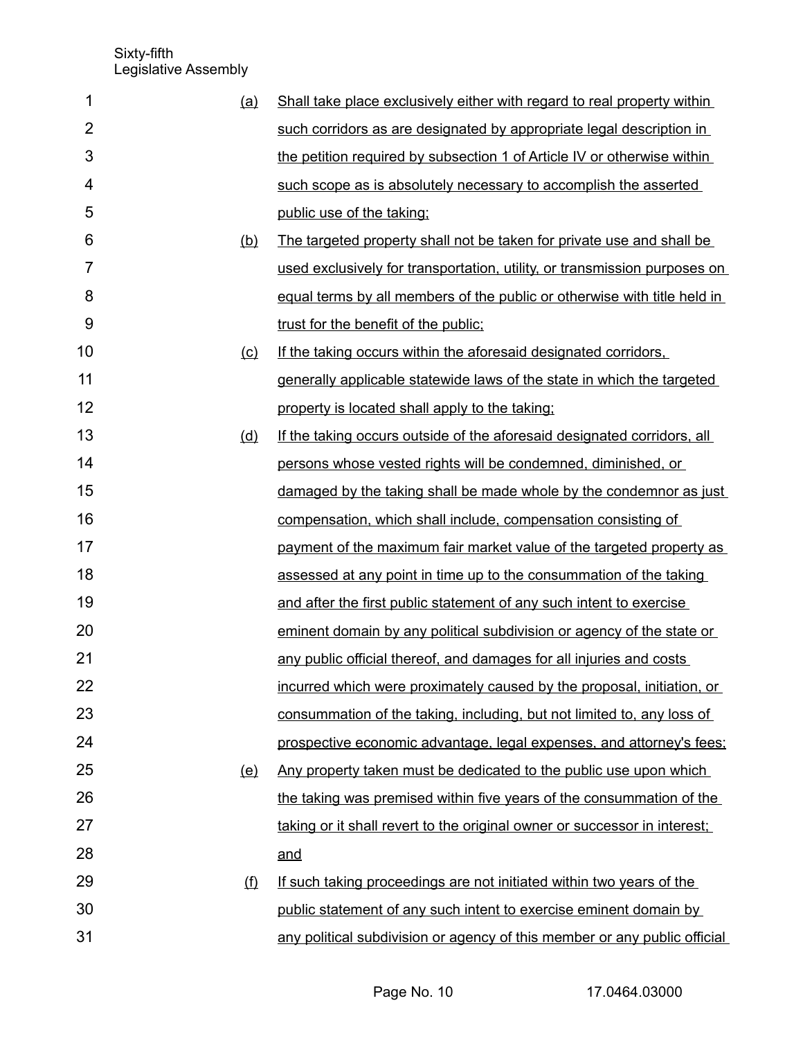(a) Shall take place exclusively either with regard to real property within such corridors as are designated by appropriate legal description in the petition required by subsection 1 of Article IV or otherwise within such scope as is absolutely necessary to accomplish the asserted public use of the taking;

(b) The targeted property shall not be taken for private use and shall be used exclusively for transportation, utility, or transmission purposes on equal terms by all members of the public or otherwise with title held in trust for the benefit of the public;

(c) If the taking occurs within the aforesaid designated corridors, generally applicable statewide laws of the state in which the targeted property is located shall apply to the taking;

(d) If the taking occurs outside of the aforesaid designated corridors, all persons whose vested rights will be condemned, diminished, or damaged by the taking shall be made whole by the condemnor as just compensation, which shall include, compensation consisting of payment of the maximum fair market value of the targeted property as assessed at any point in time up to the consummation of the taking and after the first public statement of any such intent to exercise eminent domain by any political subdivision or agency of the state or any public official thereof, and damages for all injuries and costs incurred which were proximately caused by the proposal, initiation, or consummation of the taking, including, but not limited to, any loss of prospective economic advantage, legal expenses, and attorney's fees;

(e) Any property taken must be dedicated to the public use upon which the taking was premised within five years of the consummation of the taking or it shall revert to the original owner or successor in interest; and

(f) If such taking proceedings are not initiated within two years of the public statement of any such intent to exercise eminent domain by any political subdivision or agency of this member or any public official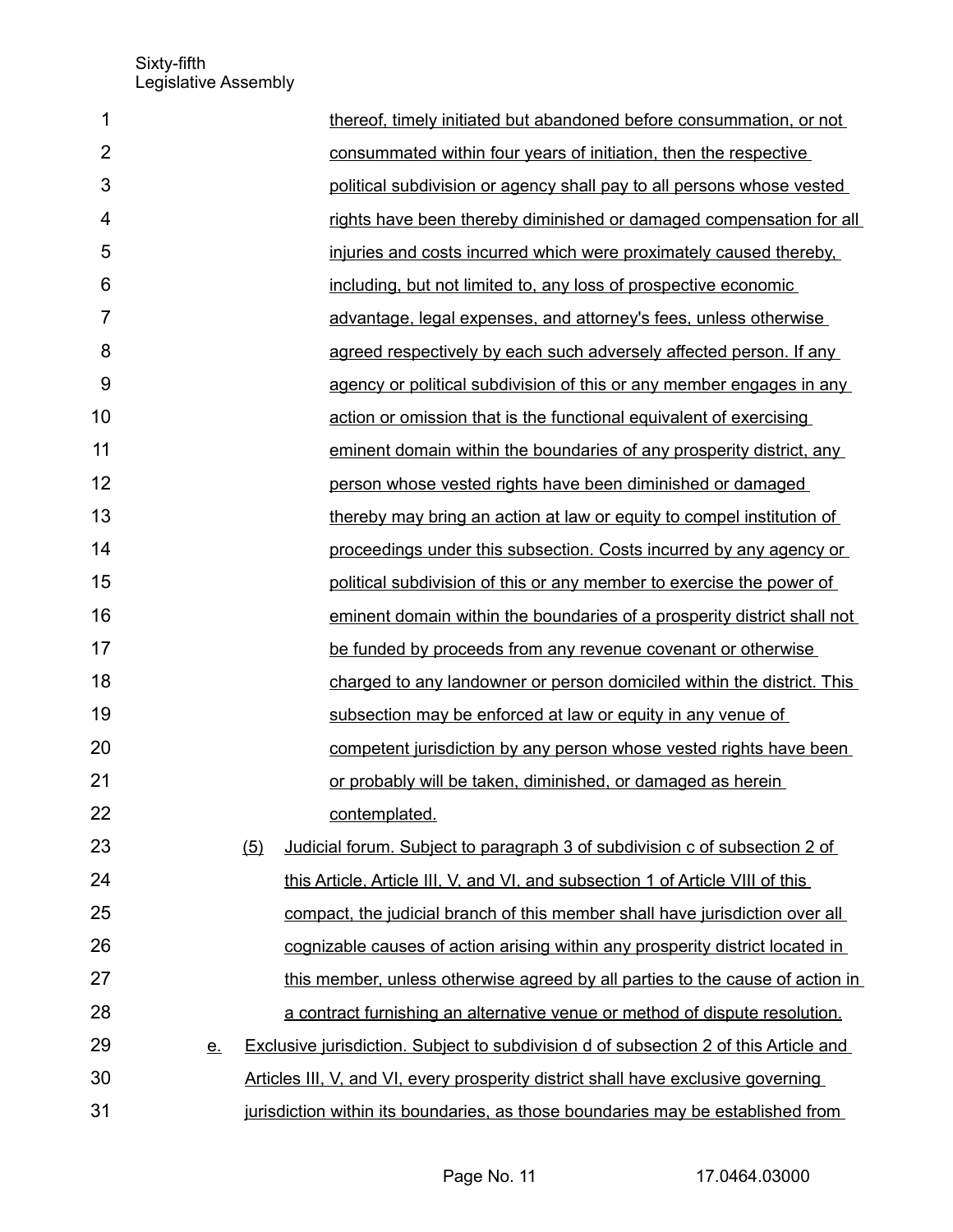thereof, timely initiated but abandoned before consummation, or not consummated within four years of initiation, then the respective political subdivision or agency shall pay to all persons whose vested rights have been thereby diminished or damaged compensation for all injuries and costs incurred which were proximately caused thereby, including, but not limited to, any loss of prospective economic advantage, legal expenses, and attorney's fees, unless otherwise agreed respectively by each such adversely affected person. If any agency or political subdivision of this or any member engages in any action or omission that is the functional equivalent of exercising eminent domain within the boundaries of any prosperity district, any person whose vested rights have been diminished or damaged thereby may bring an action at law or equity to compel institution of proceedings under this subsection. Costs incurred by any agency or political subdivision of this or any member to exercise the power of eminent domain within the boundaries of a prosperity district shall not be funded by proceeds from any revenue covenant or otherwise charged to any landowner or person domiciled within the district. This subsection may be enforced at law or equity in any venue of competent jurisdiction by any person whose vested rights have been or probably will be taken, diminished, or damaged as herein contemplated.

(5) Judicial forum. Subject to paragraph 3 of subdivision c of subsection 2 of this Article, Article III, V, and VI, and subsection 1 of Article VIII of this compact, the judicial branch of this member shall have jurisdiction over all cognizable causes of action arising within any prosperity district located in this member, unless otherwise agreed by all parties to the cause of action in a contract furnishing an alternative venue or method of dispute resolution.

e. Exclusive jurisdiction. Subject to subdivision d of subsection 2 of this Article and Articles III, V, and VI, every prosperity district shall have exclusive governing jurisdiction within its boundaries, as those boundaries may be established from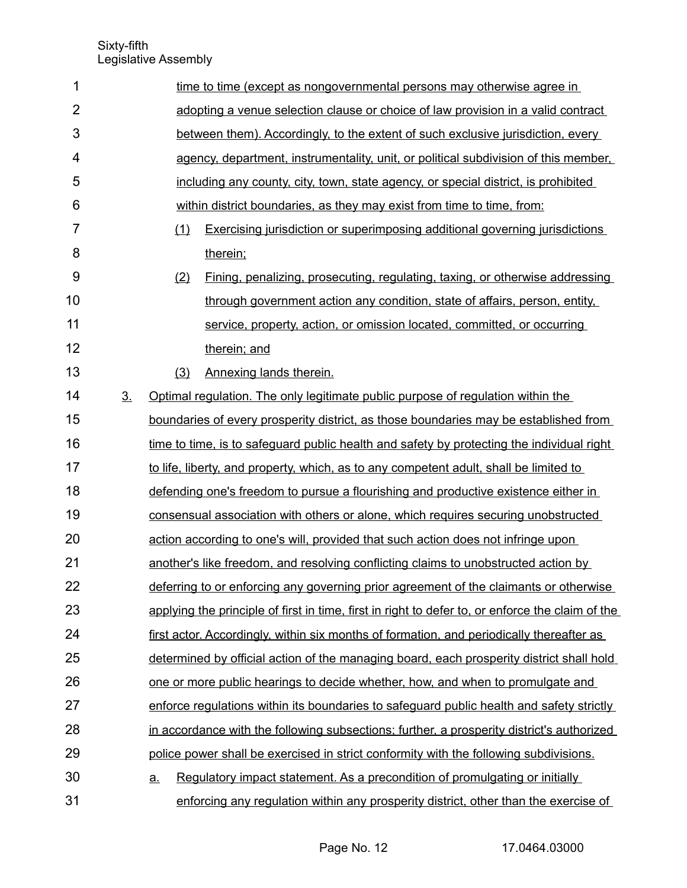time to time (except as nongovernmental persons may otherwise agree in adopting a venue selection clause or choice of law provision in a valid contract between them). Accordingly, to the extent of such exclusive jurisdiction, every agency, department, instrumentality, unit, or political subdivision of this member, including any county, city, town, state agency, or special district, is prohibited within district boundaries, as they may exist from time to time, from:

(1) Exercising jurisdiction or superimposing additional governing jurisdictions therein;

(2) Fining, penalizing, prosecuting, regulating, taxing, or otherwise addressing through government action any condition, state of affairs, person, entity, service, property, action, or omission located, committed, or occurring therein; and

(3) Annexing lands therein.

3. Optimal regulation. The only legitimate public purpose of regulation within the boundaries of every prosperity district, as those boundaries may be established from time to time, is to safeguard public health and safety by protecting the individual right to life, liberty, and property, which, as to any competent adult, shall be limited to defending one's freedom to pursue a flourishing and productive existence either in consensual association with others or alone, which requires securing unobstructed action according to one's will, provided that such action does not infringe upon another's like freedom, and resolving conflicting claims to unobstructed action by deferring to or enforcing any governing prior agreement of the claimants or otherwise applying the principle of first in time, first in right to defer to, or enforce the claim of the first actor. Accordingly, within six months of formation, and periodically thereafter as determined by official action of the managing board, each prosperity district shall hold one or more public hearings to decide whether, how, and when to promulgate and enforce regulations within its boundaries to safeguard public health and safety strictly in accordance with the following subsections; further, a prosperity district's authorized police power shall be exercised in strict conformity with the following subdivisions.

a. Regulatory impact statement. As a precondition of promulgating or initially enforcing any regulation within any prosperity district, other than the exercise of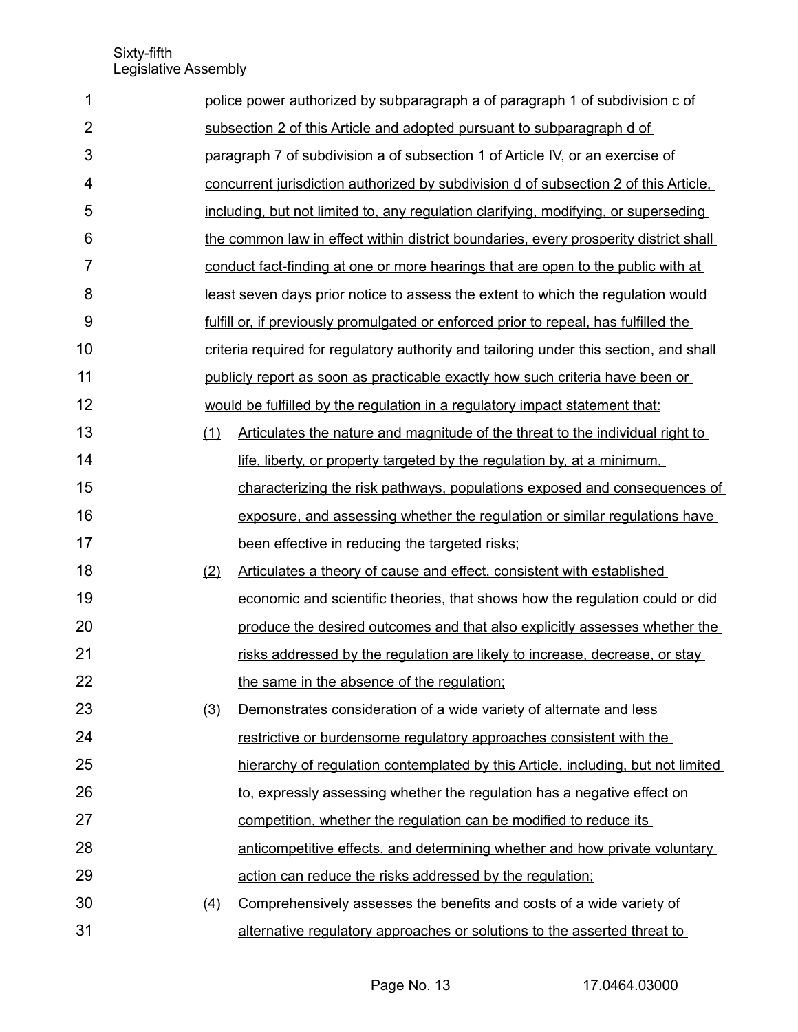police power authorized by subparagraph a of paragraph 1 of subdivision c of subsection 2 of this Article and adopted pursuant to subparagraph d of paragraph 7 of subdivision a of subsection 1 of Article IV, or an exercise of concurrent jurisdiction authorized by subdivision d of subsection 2 of this Article, including, but not limited to, any regulation clarifying, modifying, or superseding the common law in effect within district boundaries, every prosperity district shall conduct fact-finding at one or more hearings that are open to the public with at least seven days prior notice to assess the extent to which the regulation would fulfill or, if previously promulgated or enforced prior to repeal, has fulfilled the criteria required for regulatory authority and tailoring under this section, and shall publicly report as soon as practicable exactly how such criteria have been or would be fulfilled by the regulation in a regulatory impact statement that:

(1) Articulates the nature and magnitude of the threat to the individual right to life, liberty, or property targeted by the regulation by, at a minimum, characterizing the risk pathways, populations exposed and consequences of exposure, and assessing whether the regulation or similar regulations have been effective in reducing the targeted risks;

(2) Articulates a theory of cause and effect, consistent with established economic and scientific theories, that shows how the regulation could or did produce the desired outcomes and that also explicitly assesses whether the risks addressed by the regulation are likely to increase, decrease, or stay the same in the absence of the regulation;

(3) Demonstrates consideration of a wide variety of alternate and less restrictive or burdensome regulatory approaches consistent with the hierarchy of regulation contemplated by this Article, including, but not limited to, expressly assessing whether the regulation has a negative effect on competition, whether the regulation can be modified to reduce its anticompetitive effects, and determining whether and how private voluntary action can reduce the risks addressed by the regulation;

(4) Comprehensively assesses the benefits and costs of a wide variety of alternative regulatory approaches or solutions to the asserted threat to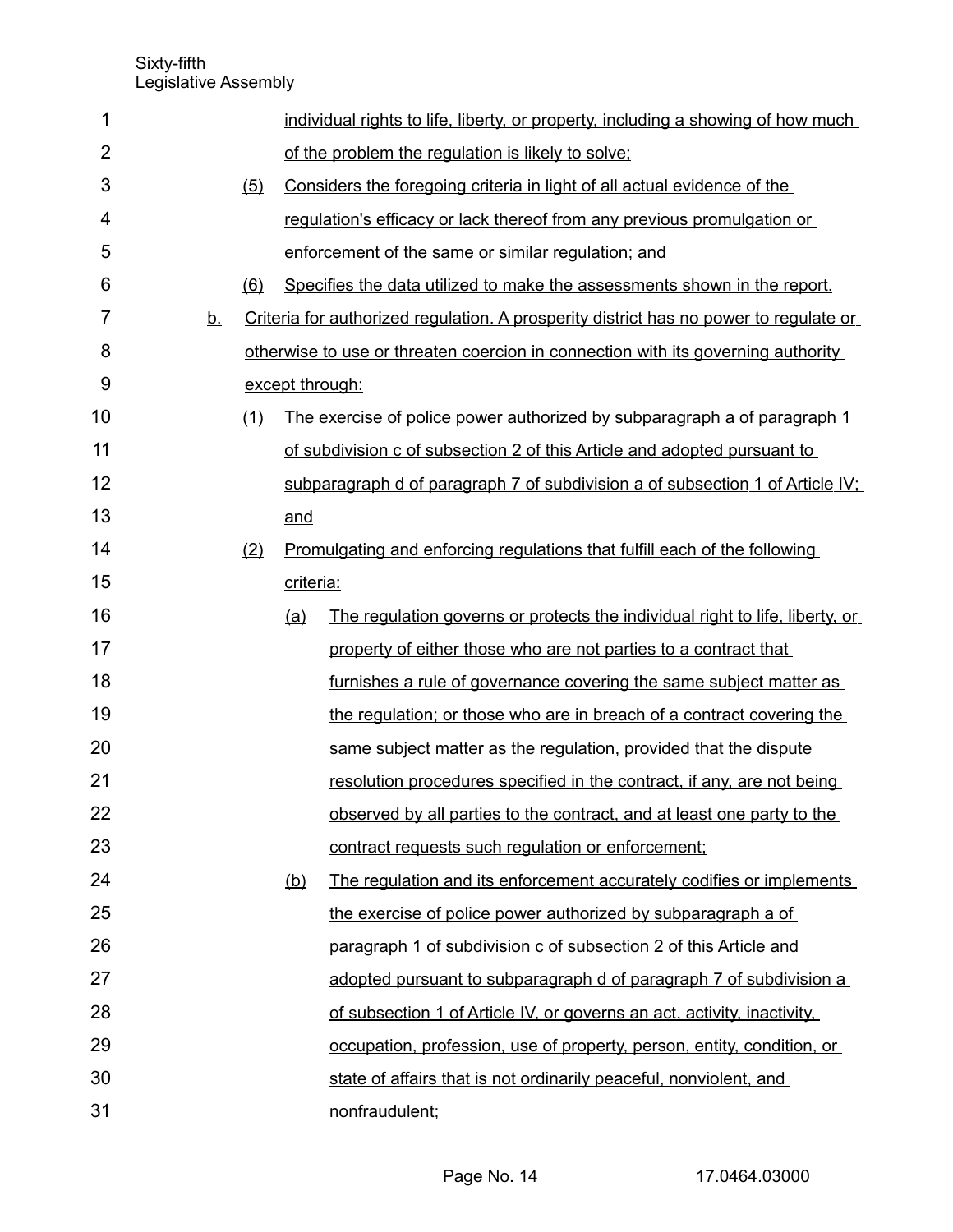individual rights to life, liberty, or property, including a showing of how much of the problem the regulation is likely to solve;

(5) Considers the foregoing criteria in light of all actual evidence of the regulation's efficacy or lack thereof from any previous promulgation or enforcement of the same or similar regulation; and

(6) Specifies the data utilized to make the assessments shown in the report.

b. Criteria for authorized regulation. A prosperity district has no power to regulate or otherwise to use or threaten coercion in connection with its governing authority except through:

(1) The exercise of police power authorized by subparagraph a of paragraph 1 of subdivision c of subsection 2 of this Article and adopted pursuant to subparagraph d of paragraph 7 of subdivision a of subsection 1 of Article IV; and

(2) Promulgating and enforcing regulations that fulfill each of the following criteria:

(a) The regulation governs or protects the individual right to life, liberty, or property of either those who are not parties to a contract that furnishes a rule of governance covering the same subject matter as the regulation; or those who are in breach of a contract covering the same subject matter as the regulation, provided that the dispute resolution procedures specified in the contract, if any, are not being observed by all parties to the contract, and at least one party to the contract requests such regulation or enforcement;

(b) The regulation and its enforcement accurately codifies or implements the exercise of police power authorized by subparagraph a of paragraph 1 of subdivision c of subsection 2 of this Article and adopted pursuant to subparagraph d of paragraph 7 of subdivision a of subsection 1 of Article IV, or governs an act, activity, inactivity, occupation, profession, use of property, person, entity, condition, or state of affairs that is not ordinarily peaceful, nonviolent, and nonfraudulent;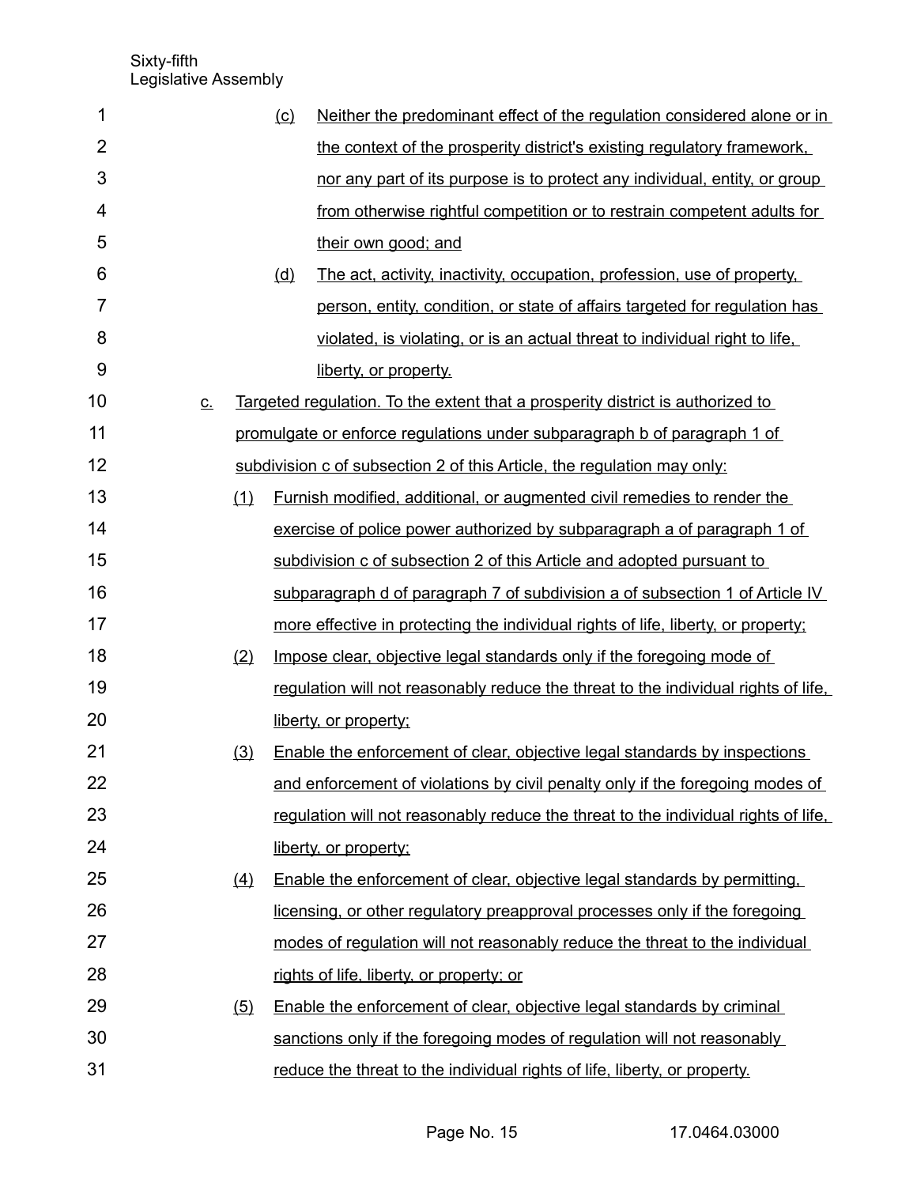(c) Neither the predominant effect of the regulation considered alone or in the context of the prosperity district's existing regulatory framework, nor any part of its purpose is to protect any individual, entity, or group from otherwise rightful competition or to restrain competent adults for their own good; and

(d) The act, activity, inactivity, occupation, profession, use of property, person, entity, condition, or state of affairs targeted for regulation has violated, is violating, or is an actual threat to individual right to life, liberty, or property.

c. Targeted regulation. To the extent that a prosperity district is authorized to promulgate or enforce regulations under subparagraph b of paragraph 1 of subdivision c of subsection 2 of this Article, the regulation may only:

(1) Furnish modified, additional, or augmented civil remedies to render the exercise of police power authorized by subparagraph a of paragraph 1 of subdivision c of subsection 2 of this Article and adopted pursuant to subparagraph d of paragraph 7 of subdivision a of subsection 1 of Article IV more effective in protecting the individual rights of life, liberty, or property;

(2) Impose clear, objective legal standards only if the foregoing mode of regulation will not reasonably reduce the threat to the individual rights of life, liberty, or property;

(3) Enable the enforcement of clear, objective legal standards by inspections and enforcement of violations by civil penalty only if the foregoing modes of regulation will not reasonably reduce the threat to the individual rights of life, liberty, or property;

(4) Enable the enforcement of clear, objective legal standards by permitting, licensing, or other regulatory preapproval processes only if the foregoing modes of regulation will not reasonably reduce the threat to the individual rights of life, liberty, or property; or

(5) Enable the enforcement of clear, objective legal standards by criminal sanctions only if the foregoing modes of regulation will not reasonably reduce the threat to the individual rights of life, liberty, or property.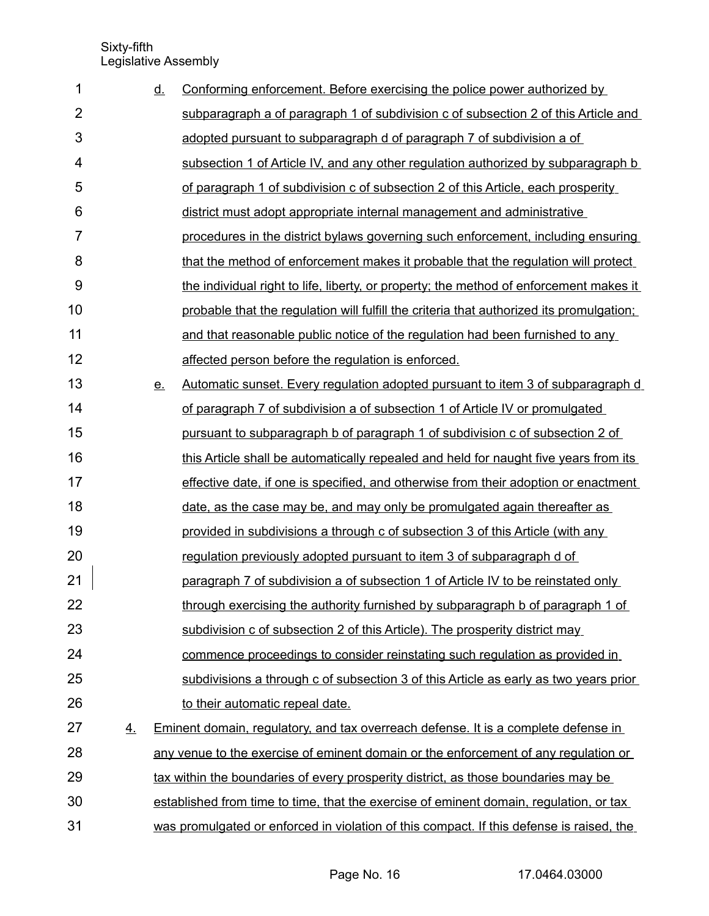d. Conforming enforcement. Before exercising the police power authorized by subparagraph a of paragraph 1 of subdivision c of subsection 2 of this Article and adopted pursuant to subparagraph d of paragraph 7 of subdivision a of subsection 1 of Article IV, and any other regulation authorized by subparagraph b of paragraph 1 of subdivision c of subsection 2 of this Article, each prosperity district must adopt appropriate internal management and administrative procedures in the district bylaws governing such enforcement, including ensuring that the method of enforcement makes it probable that the regulation will protect the individual right to life, liberty, or property; the method of enforcement makes it probable that the regulation will fulfill the criteria that authorized its promulgation; and that reasonable public notice of the regulation had been furnished to any affected person before the regulation is enforced.

e. Automatic sunset. Every regulation adopted pursuant to item 3 of subparagraph d of paragraph 7 of subdivision a of subsection 1 of Article IV or promulgated pursuant to subparagraph b of paragraph 1 of subdivision c of subsection 2 of this Article shall be automatically repealed and held for naught five years from its effective date, if one is specified, and otherwise from their adoption or enactment date, as the case may be, and may only be promulgated again thereafter as provided in subdivisions a through c of subsection 3 of this Article (with any regulation previously adopted pursuant to item 3 of subparagraph d of paragraph 7 of subdivision a of subsection 1 of Article IV to be reinstated only through exercising the authority furnished by subparagraph b of paragraph 1 of subdivision c of subsection 2 of this Article). The prosperity district may commence proceedings to consider reinstating such regulation as provided in subdivisions a through c of subsection 3 of this Article as early as two years prior to their automatic repeal date.

4. Eminent domain, regulatory, and tax overreach defense. It is a complete defense in any venue to the exercise of eminent domain or the enforcement of any regulation or tax within the boundaries of every prosperity district, as those boundaries may be established from time to time, that the exercise of eminent domain, regulation, or tax was promulgated or enforced in violation of this compact. If this defense is raised, the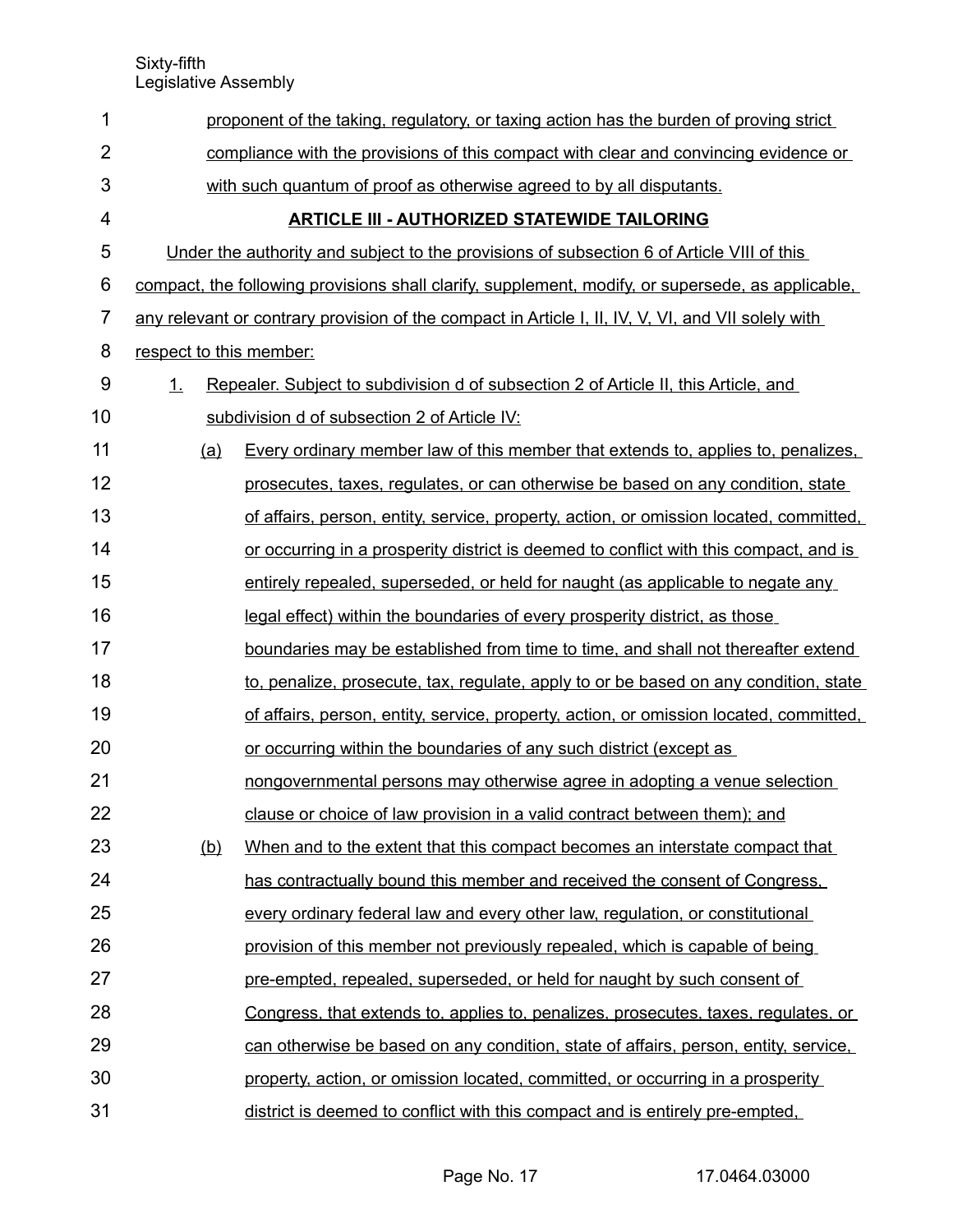proponent of the taking, regulatory, or taxing action has the burden of proving strict compliance with the provisions of this compact with clear and convincing evidence or with such quantum of proof as otherwise agreed to by all disputants.

## ARTICLE III - AUTHORIZED STATEWIDE TAILORING

Under the authority and subject to the provisions of subsection 6 of Article VIII of this compact, the following provisions shall clarify, supplement, modify, or supersede, as applicable, any relevant or contrary provision of the compact in Article I, II, IV, V, VI, and VII solely with respect to this member:

1. Repealer. Subject to subdivision d of subsection 2 of Article II, this Article, and subdivision d of subsection 2 of Article IV:

   (a) Every ordinary member law of this member that extends to, applies to, penalizes, prosecutes, taxes, regulates, or can otherwise be based on any condition, state of affairs, person, entity, service, property, action, or omission located, committed, or occurring in a prosperity district is deemed to conflict with this compact, and is entirely repealed, superseded, or held for naught (as applicable to negate any legal effect) within the boundaries of every prosperity district, as those boundaries may be established from time to time, and shall not thereafter extend to, penalize, prosecute, tax, regulate, apply to or be based on any condition, state of affairs, person, entity, service, property, action, or omission located, committed, or occurring within the boundaries of any such district (except as nongovernmental persons may otherwise agree in adopting a venue selection clause or choice of law provision in a valid contract between them); and

   (b) When and to the extent that this compact becomes an interstate compact that has contractually bound this member and received the consent of Congress, every ordinary federal law and every other law, regulation, or constitutional provision of this member not previously repealed, which is capable of being pre-empted, repealed, superseded, or held for naught by such consent of Congress, that extends to, applies to, penalizes, prosecutes, taxes, regulates, or can otherwise be based on any condition, state of affairs, person, entity, service, property, action, or omission located, committed, or occurring in a prosperity district is deemed to conflict with this compact and is entirely pre-empted,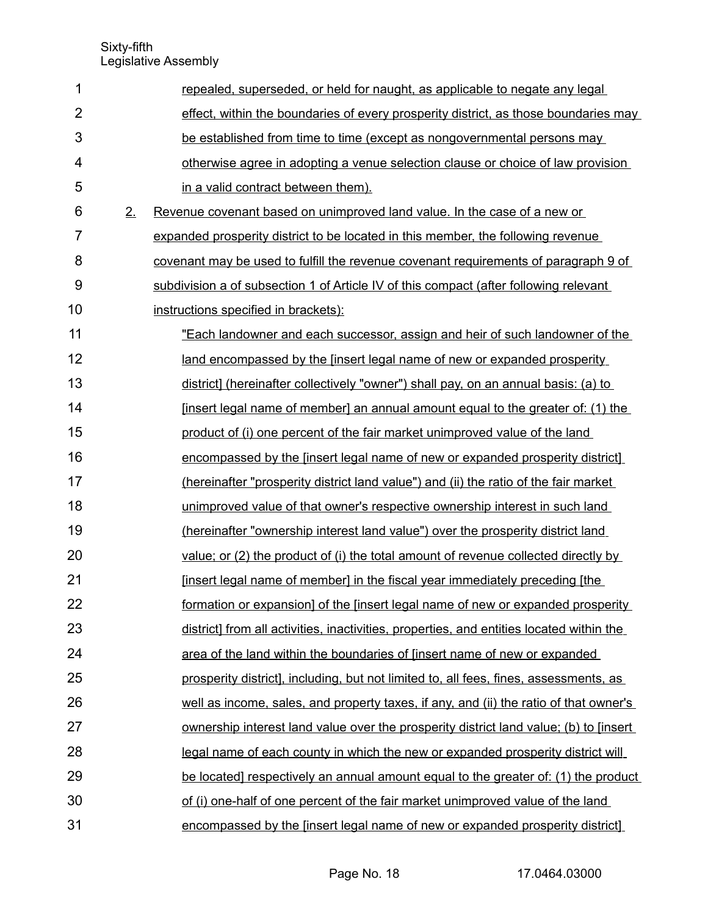repealed, superseded, or held for naught, as applicable to negate any legal effect, within the boundaries of every prosperity district, as those boundaries may be established from time to time (except as nongovernmental persons may otherwise agree in adopting a venue selection clause or choice of law provision in a valid contract between them).

2. Revenue covenant based on unimproved land value. In the case of a new or expanded prosperity district to be located in this member, the following revenue covenant may be used to fulfill the revenue covenant requirements of paragraph 9 of subdivision a of subsection 1 of Article IV of this compact (after following relevant instructions specified in brackets):

"Each landowner and each successor, assign and heir of such landowner of the land encompassed by the [insert legal name of new or expanded prosperity district] (hereinafter collectively "owner") shall pay, on an annual basis: (a) to [insert legal name of member] an annual amount equal to the greater of: (1) the product of (i) one percent of the fair market unimproved value of the land encompassed by the [insert legal name of new or expanded prosperity district] (hereinafter "prosperity district land value") and (ii) the ratio of the fair market unimproved value of that owner's respective ownership interest in such land (hereinafter "ownership interest land value") over the prosperity district land value; or (2) the product of (i) the total amount of revenue collected directly by [insert legal name of member] in the fiscal year immediately preceding [the formation or expansion] of the [insert legal name of new or expanded prosperity district] from all activities, inactivities, properties, and entities located within the area of the land within the boundaries of [insert name of new or expanded prosperity district], including, but not limited to, all fees, fines, assessments, as well as income, sales, and property taxes, if any, and (ii) the ratio of that owner's ownership interest land value over the prosperity district land value; (b) to [insert legal name of each county in which the new or expanded prosperity district will be located] respectively an annual amount equal to the greater of: (1) the product of (i) one-half of one percent of the fair market unimproved value of the land encompassed by the [insert legal name of new or expanded prosperity district]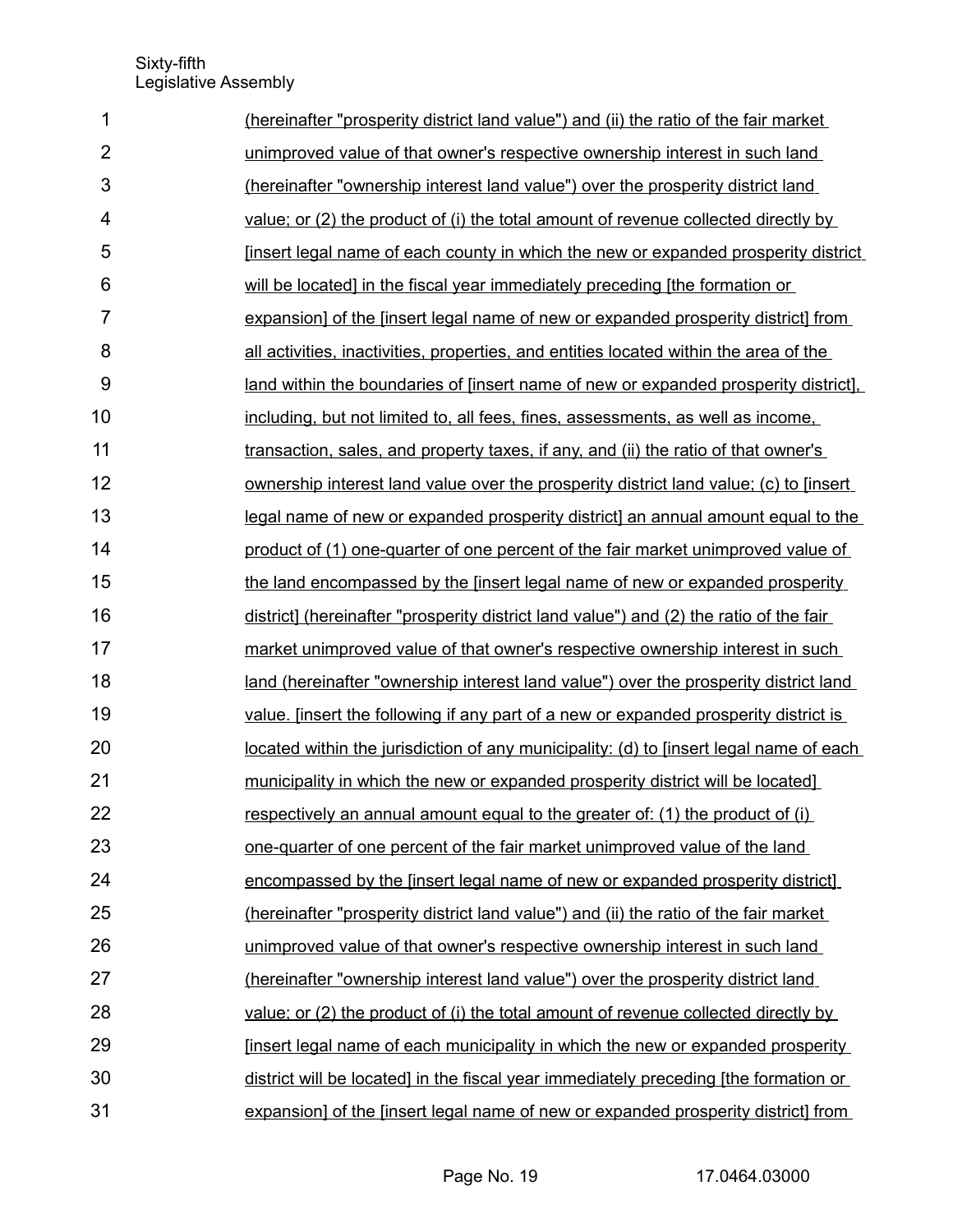(hereinafter "prosperity district land value") and (ii) the ratio of the fair market unimproved value of that owner's respective ownership interest in such land (hereinafter "ownership interest land value") over the prosperity district land value; or (2) the product of (i) the total amount of revenue collected directly by [insert legal name of each county in which the new or expanded prosperity district will be located] in the fiscal year immediately preceding [the formation or expansion] of the [insert legal name of new or expanded prosperity district] from all activities, inactivities, properties, and entities located within the area of the land within the boundaries of [insert name of new or expanded prosperity district], including, but not limited to, all fees, fines, assessments, as well as income, transaction, sales, and property taxes, if any, and (ii) the ratio of that owner's ownership interest land value over the prosperity district land value; (c) to [insert legal name of new or expanded prosperity district] an annual amount equal to the product of (1) one-quarter of one percent of the fair market unimproved value of the land encompassed by the [insert legal name of new or expanded prosperity district] (hereinafter "prosperity district land value") and (2) the ratio of the fair market unimproved value of that owner's respective ownership interest in such land (hereinafter "ownership interest land value") over the prosperity district land value. [insert the following if any part of a new or expanded prosperity district is located within the jurisdiction of any municipality: (d) to [insert legal name of each municipality in which the new or expanded prosperity district will be located] respectively an annual amount equal to the greater of: (1) the product of (i) one-quarter of one percent of the fair market unimproved value of the land encompassed by the [insert legal name of new or expanded prosperity district] (hereinafter "prosperity district land value") and (ii) the ratio of the fair market unimproved value of that owner's respective ownership interest in such land (hereinafter "ownership interest land value") over the prosperity district land value; or (2) the product of (i) the total amount of revenue collected directly by [insert legal name of each municipality in which the new or expanded prosperity district will be located] in the fiscal year immediately preceding [the formation or expansion] of the [insert legal name of new or expanded prosperity district] from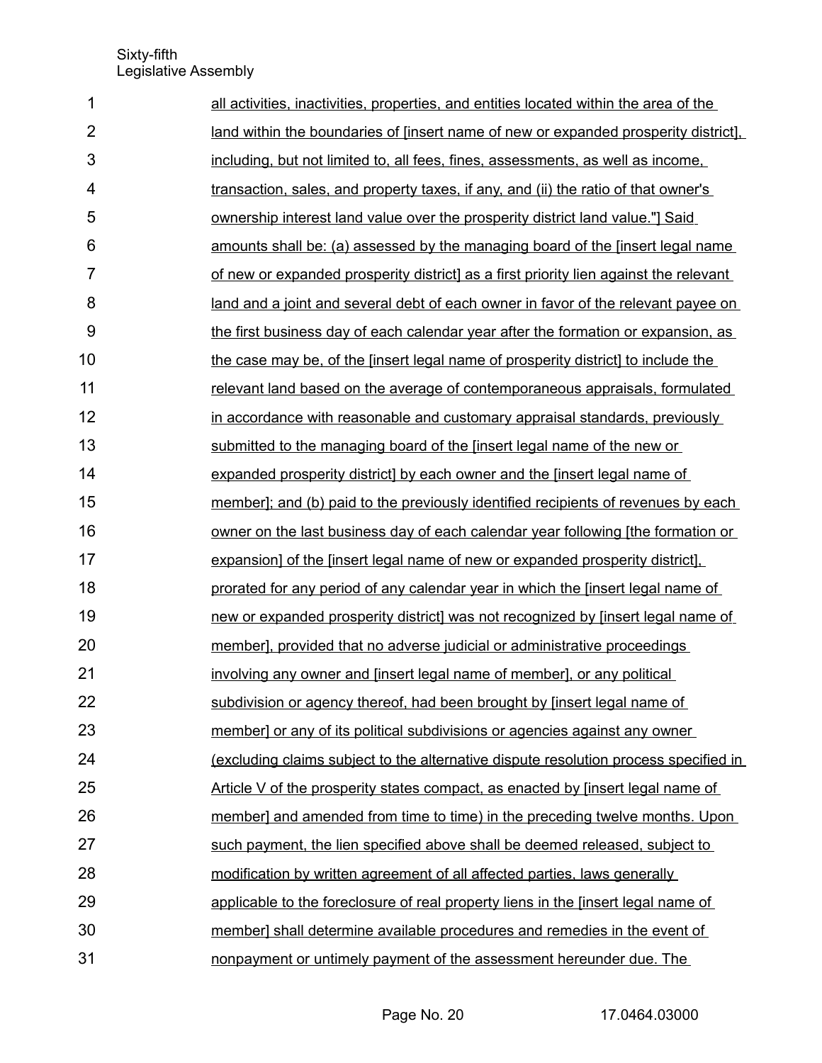all activities, inactivities, properties, and entities located within the area of the land within the boundaries of [insert name of new or expanded prosperity district], including, but not limited to, all fees, fines, assessments, as well as income, transaction, sales, and property taxes, if any, and (ii) the ratio of that owner's ownership interest land value over the prosperity district land value."] Said amounts shall be: (a) assessed by the managing board of the [insert legal name of new or expanded prosperity district] as a first priority lien against the relevant land and a joint and several debt of each owner in favor of the relevant payee on the first business day of each calendar year after the formation or expansion, as the case may be, of the [insert legal name of prosperity district] to include the relevant land based on the average of contemporaneous appraisals, formulated in accordance with reasonable and customary appraisal standards, previously submitted to the managing board of the [insert legal name of the new or expanded prosperity district] by each owner and the [insert legal name of member]; and (b) paid to the previously identified recipients of revenues by each owner on the last business day of each calendar year following [the formation or expansion] of the [insert legal name of new or expanded prosperity district], prorated for any period of any calendar year in which the [insert legal name of new or expanded prosperity district] was not recognized by [insert legal name of member], provided that no adverse judicial or administrative proceedings involving any owner and [insert legal name of member], or any political subdivision or agency thereof, had been brought by [insert legal name of member] or any of its political subdivisions or agencies against any owner (excluding claims subject to the alternative dispute resolution process specified in Article V of the prosperity states compact, as enacted by [insert legal name of member] and amended from time to time) in the preceding twelve months. Upon such payment, the lien specified above shall be deemed released, subject to modification by written agreement of all affected parties, laws generally applicable to the foreclosure of real property liens in the [insert legal name of member] shall determine available procedures and remedies in the event of nonpayment or untimely payment of the assessment hereunder due. The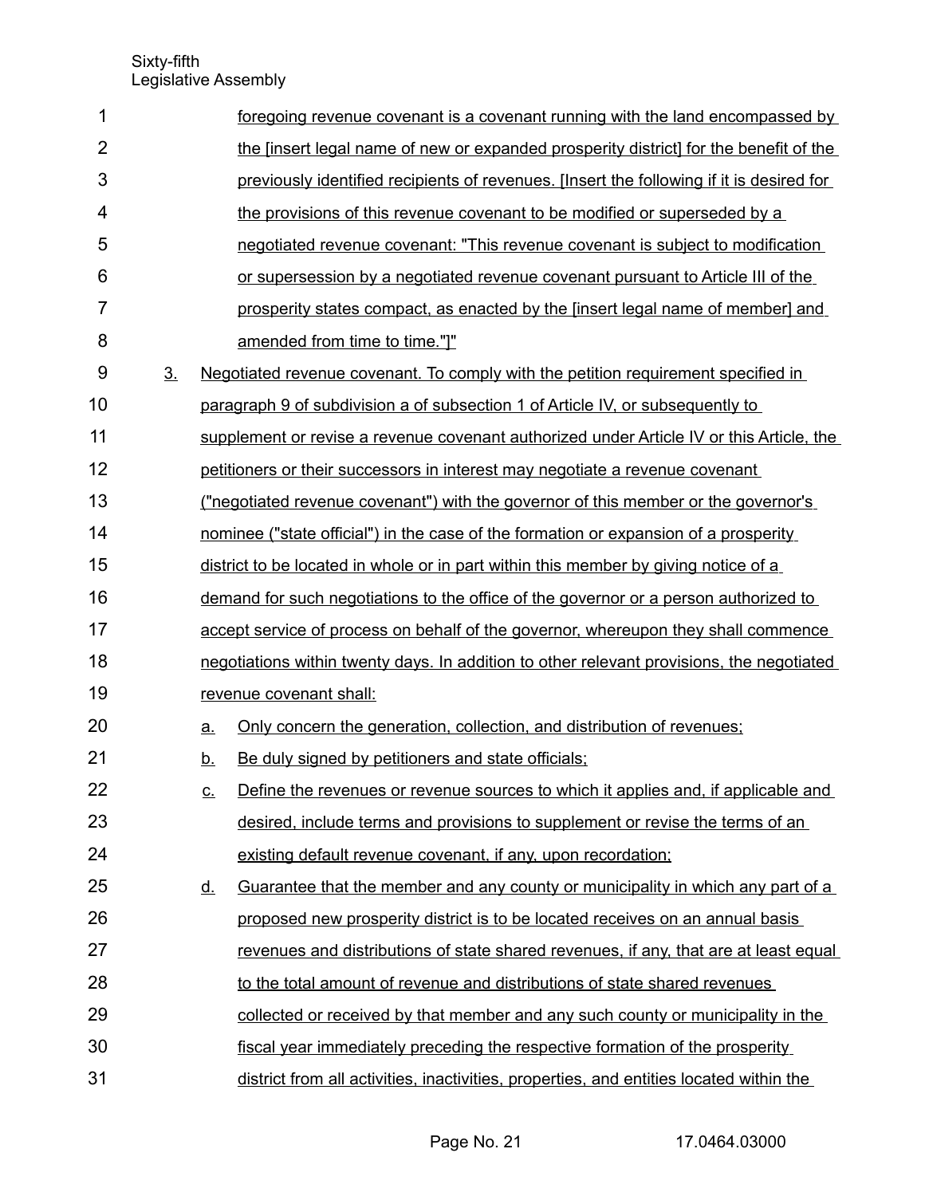foregoing revenue covenant is a covenant running with the land encompassed by the [insert legal name of new or expanded prosperity district] for the benefit of the previously identified recipients of revenues. [Insert the following if it is desired for the provisions of this revenue covenant to be modified or superseded by a negotiated revenue covenant: "This revenue covenant is subject to modification or supersession by a negotiated revenue covenant pursuant to Article III of the prosperity states compact, as enacted by the [insert legal name of member] and amended from time to time."]"

3. Negotiated revenue covenant. To comply with the petition requirement specified in paragraph 9 of subdivision a of subsection 1 of Article IV, or subsequently to supplement or revise a revenue covenant authorized under Article IV or this Article, the petitioners or their successors in interest may negotiate a revenue covenant ("negotiated revenue covenant") with the governor of this member or the governor's nominee ("state official") in the case of the formation or expansion of a prosperity district to be located in whole or in part within this member by giving notice of a demand for such negotiations to the office of the governor or a person authorized to accept service of process on behalf of the governor, whereupon they shall commence negotiations within twenty days. In addition to other relevant provisions, the negotiated revenue covenant shall:

   a. Only concern the generation, collection, and distribution of revenues;

   b. Be duly signed by petitioners and state officials;

   c. Define the revenues or revenue sources to which it applies and, if applicable and desired, include terms and provisions to supplement or revise the terms of an existing default revenue covenant, if any, upon recordation;

   d. Guarantee that the member and any county or municipality in which any part of a proposed new prosperity district is to be located receives on an annual basis revenues and distributions of state shared revenues, if any, that are at least equal to the total amount of revenue and distributions of state shared revenues collected or received by that member and any such county or municipality in the fiscal year immediately preceding the respective formation of the prosperity district from all activities, inactivities, properties, and entities located within the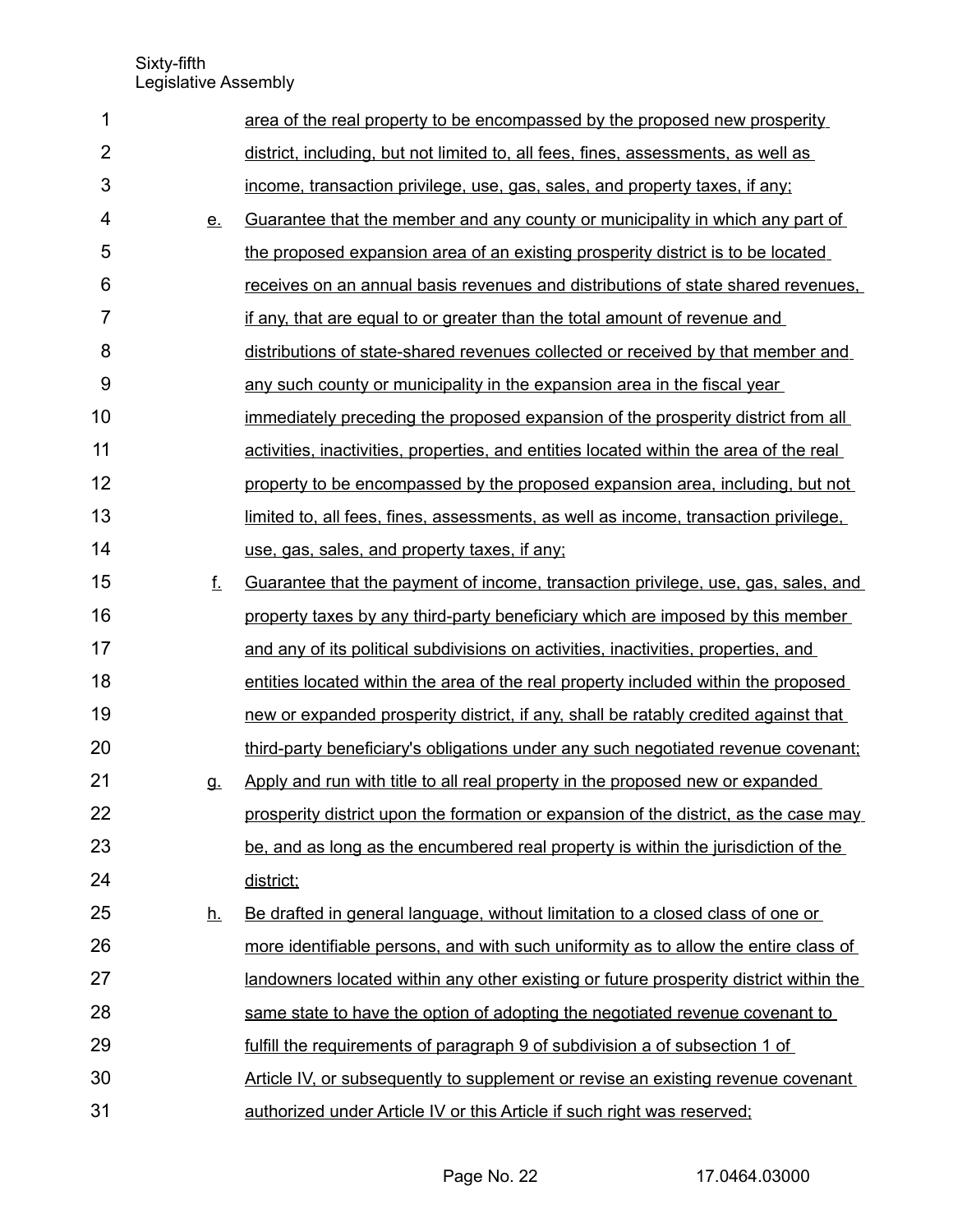area of the real property to be encompassed by the proposed new prosperity district, including, but not limited to, all fees, fines, assessments, as well as income, transaction privilege, use, gas, sales, and property taxes, if any;

e. Guarantee that the member and any county or municipality in which any part of the proposed expansion area of an existing prosperity district is to be located receives on an annual basis revenues and distributions of state shared revenues, if any, that are equal to or greater than the total amount of revenue and distributions of state-shared revenues collected or received by that member and any such county or municipality in the expansion area in the fiscal year immediately preceding the proposed expansion of the prosperity district from all activities, inactivities, properties, and entities located within the area of the real property to be encompassed by the proposed expansion area, including, but not limited to, all fees, fines, assessments, as well as income, transaction privilege, use, gas, sales, and property taxes, if any;

f. Guarantee that the payment of income, transaction privilege, use, gas, sales, and property taxes by any third-party beneficiary which are imposed by this member and any of its political subdivisions on activities, inactivities, properties, and entities located within the area of the real property included within the proposed new or expanded prosperity district, if any, shall be ratably credited against that third-party beneficiary's obligations under any such negotiated revenue covenant;

g. Apply and run with title to all real property in the proposed new or expanded prosperity district upon the formation or expansion of the district, as the case may be, and as long as the encumbered real property is within the jurisdiction of the district;

h. Be drafted in general language, without limitation to a closed class of one or more identifiable persons, and with such uniformity as to allow the entire class of landowners located within any other existing or future prosperity district within the same state to have the option of adopting the negotiated revenue covenant to fulfill the requirements of paragraph 9 of subdivision a of subsection 1 of Article IV, or subsequently to supplement or revise an existing revenue covenant authorized under Article IV or this Article if such right was reserved;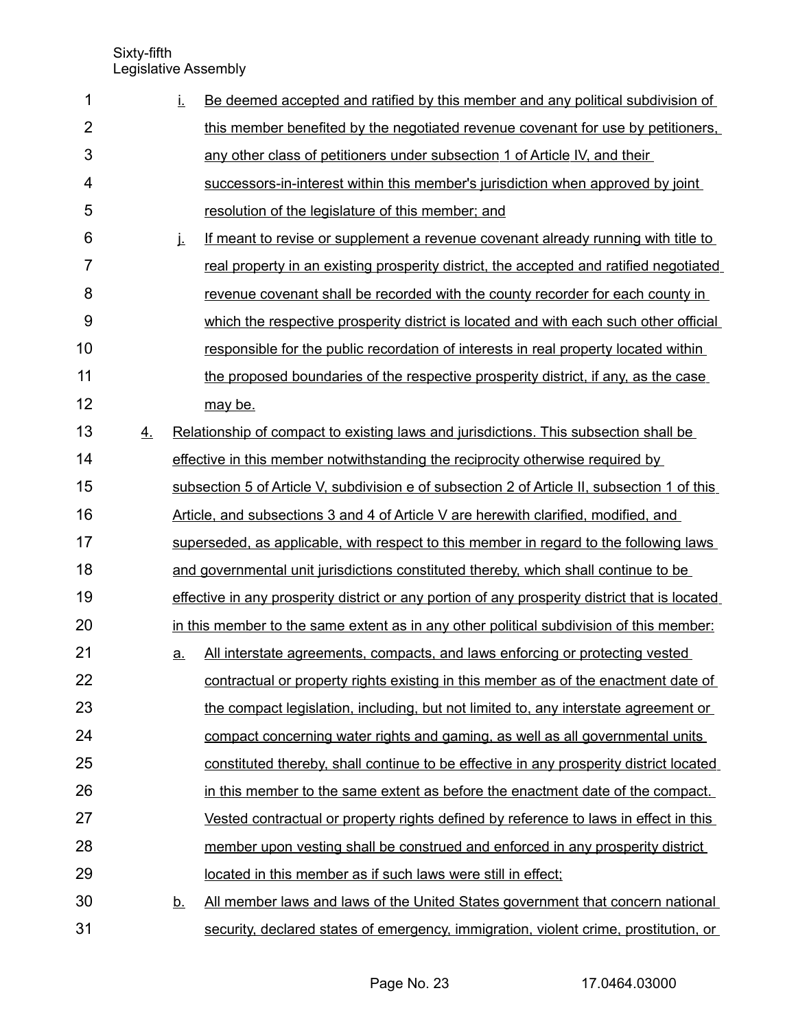i. Be deemed accepted and ratified by this member and any political subdivision of this member benefited by the negotiated revenue covenant for use by petitioners, any other class of petitioners under subsection 1 of Article IV, and their successors-in-interest within this member's jurisdiction when approved by joint resolution of the legislature of this member; and

j. If meant to revise or supplement a revenue covenant already running with title to real property in an existing prosperity district, the accepted and ratified negotiated revenue covenant shall be recorded with the county recorder for each county in which the respective prosperity district is located and with each such other official responsible for the public recordation of interests in real property located within the proposed boundaries of the respective prosperity district, if any, as the case may be.

4. Relationship of compact to existing laws and jurisdictions. This subsection shall be effective in this member notwithstanding the reciprocity otherwise required by subsection 5 of Article V, subdivision e of subsection 2 of Article II, subsection 1 of this Article, and subsections 3 and 4 of Article V are herewith clarified, modified, and superseded, as applicable, with respect to this member in regard to the following laws and governmental unit jurisdictions constituted thereby, which shall continue to be effective in any prosperity district or any portion of any prosperity district that is located in this member to the same extent as in any other political subdivision of this member:

a. All interstate agreements, compacts, and laws enforcing or protecting vested contractual or property rights existing in this member as of the enactment date of the compact legislation, including, but not limited to, any interstate agreement or compact concerning water rights and gaming, as well as all governmental units constituted thereby, shall continue to be effective in any prosperity district located in this member to the same extent as before the enactment date of the compact. Vested contractual or property rights defined by reference to laws in effect in this member upon vesting shall be construed and enforced in any prosperity district located in this member as if such laws were still in effect;

b. All member laws and laws of the United States government that concern national security, declared states of emergency, immigration, violent crime, prostitution, or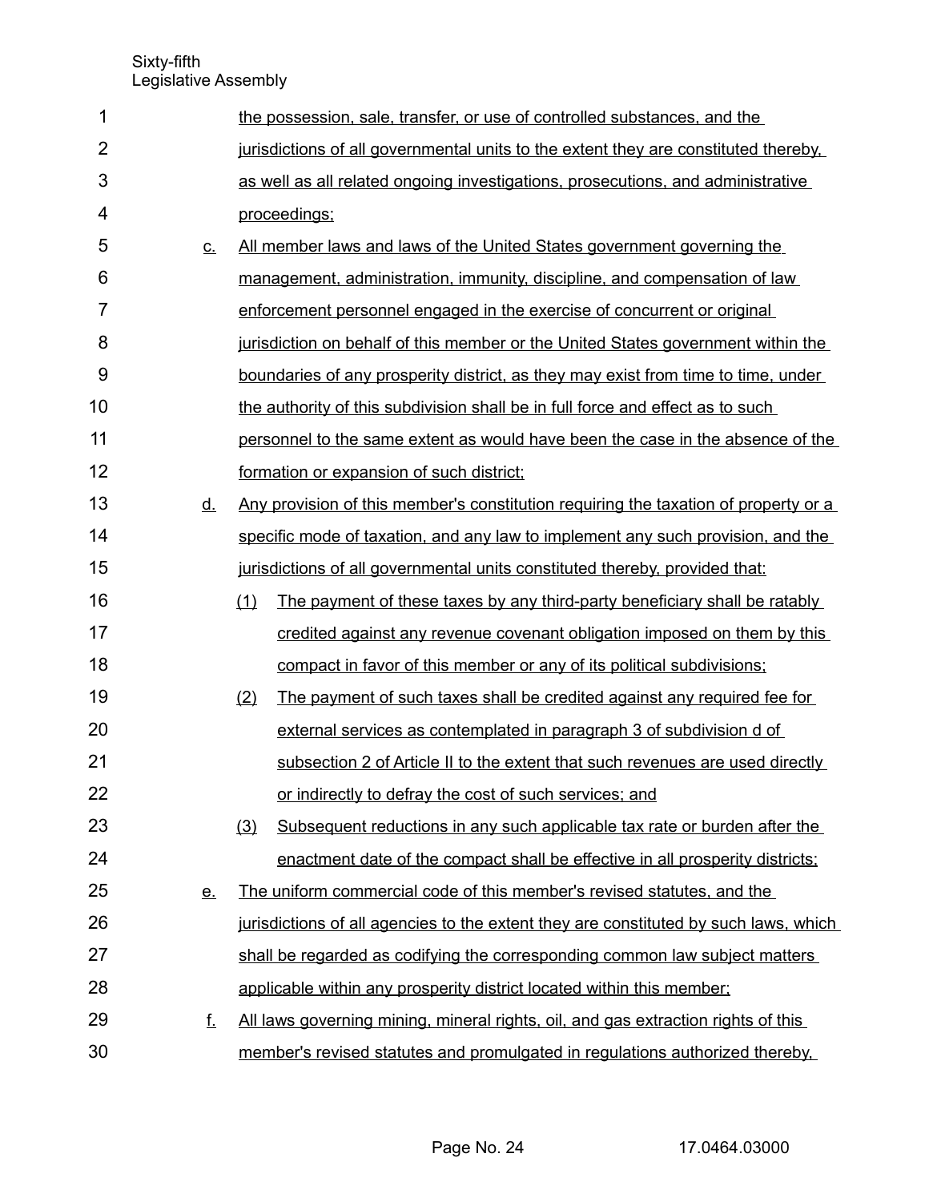the possession, sale, transfer, or use of controlled substances, and the jurisdictions of all governmental units to the extent they are constituted thereby, as well as all related ongoing investigations, prosecutions, and administrative proceedings;

c. All member laws and laws of the United States government governing the management, administration, immunity, discipline, and compensation of law enforcement personnel engaged in the exercise of concurrent or original jurisdiction on behalf of this member or the United States government within the boundaries of any prosperity district, as they may exist from time to time, under the authority of this subdivision shall be in full force and effect as to such personnel to the same extent as would have been the case in the absence of the formation or expansion of such district;

d. Any provision of this member's constitution requiring the taxation of property or a specific mode of taxation, and any law to implement any such provision, and the jurisdictions of all governmental units constituted thereby, provided that:

   (1) The payment of these taxes by any third-party beneficiary shall be ratably credited against any revenue covenant obligation imposed on them by this compact in favor of this member or any of its political subdivisions;

   (2) The payment of such taxes shall be credited against any required fee for external services as contemplated in paragraph 3 of subdivision d of subsection 2 of Article II to the extent that such revenues are used directly or indirectly to defray the cost of such services; and

   (3) Subsequent reductions in any such applicable tax rate or burden after the enactment date of the compact shall be effective in all prosperity districts;

e. The uniform commercial code of this member's revised statutes, and the jurisdictions of all agencies to the extent they are constituted by such laws, which shall be regarded as codifying the corresponding common law subject matters applicable within any prosperity district located within this member;

f. All laws governing mining, mineral rights, oil, and gas extraction rights of this member's revised statutes and promulgated in regulations authorized thereby,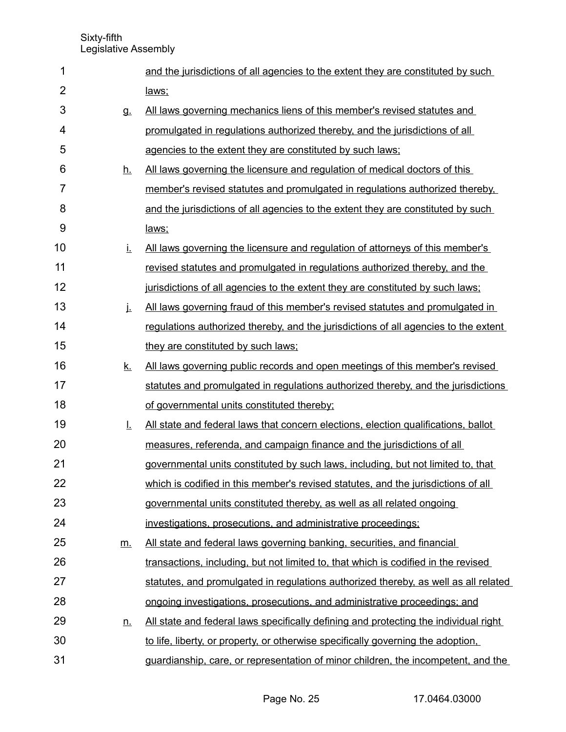and the jurisdictions of all agencies to the extent they are constituted by such laws;

g. All laws governing mechanics liens of this member's revised statutes and promulgated in regulations authorized thereby, and the jurisdictions of all agencies to the extent they are constituted by such laws;

h. All laws governing the licensure and regulation of medical doctors of this member's revised statutes and promulgated in regulations authorized thereby, and the jurisdictions of all agencies to the extent they are constituted by such laws;

i. All laws governing the licensure and regulation of attorneys of this member's revised statutes and promulgated in regulations authorized thereby, and the jurisdictions of all agencies to the extent they are constituted by such laws;

j. All laws governing fraud of this member's revised statutes and promulgated in regulations authorized thereby, and the jurisdictions of all agencies to the extent they are constituted by such laws;

k. All laws governing public records and open meetings of this member's revised statutes and promulgated in regulations authorized thereby, and the jurisdictions of governmental units constituted thereby;

l. All state and federal laws that concern elections, election qualifications, ballot measures, referenda, and campaign finance and the jurisdictions of all governmental units constituted by such laws, including, but not limited to, that which is codified in this member's revised statutes, and the jurisdictions of all governmental units constituted thereby, as well as all related ongoing investigations, prosecutions, and administrative proceedings;

m. All state and federal laws governing banking, securities, and financial transactions, including, but not limited to, that which is codified in the revised statutes, and promulgated in regulations authorized thereby, as well as all related ongoing investigations, prosecutions, and administrative proceedings; and

n. All state and federal laws specifically defining and protecting the individual right to life, liberty, or property, or otherwise specifically governing the adoption, guardianship, care, or representation of minor children, the incompetent, and the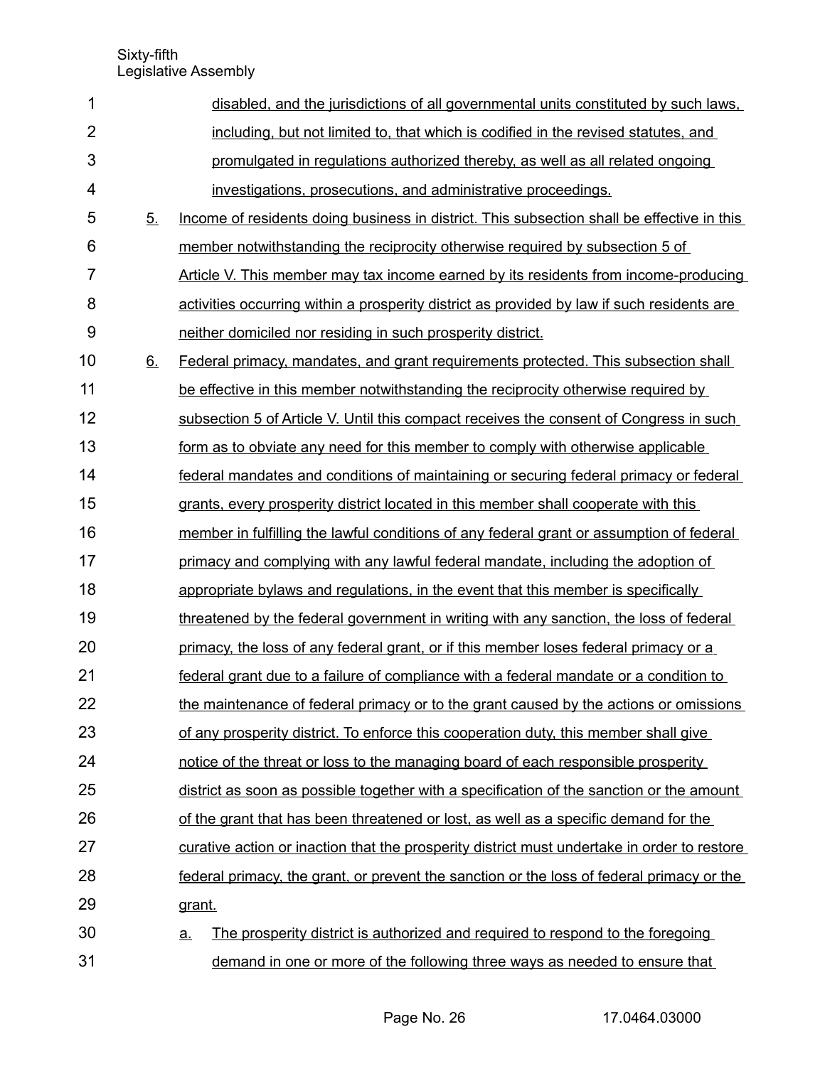disabled, and the jurisdictions of all governmental units constituted by such laws, including, but not limited to, that which is codified in the revised statutes, and promulgated in regulations authorized thereby, as well as all related ongoing investigations, prosecutions, and administrative proceedings.

5. Income of residents doing business in district. This subsection shall be effective in this member notwithstanding the reciprocity otherwise required by subsection 5 of Article V. This member may tax income earned by its residents from income-producing activities occurring within a prosperity district as provided by law if such residents are neither domiciled nor residing in such prosperity district.

6. Federal primacy, mandates, and grant requirements protected. This subsection shall be effective in this member notwithstanding the reciprocity otherwise required by subsection 5 of Article V. Until this compact receives the consent of Congress in such form as to obviate any need for this member to comply with otherwise applicable federal mandates and conditions of maintaining or securing federal primacy or federal grants, every prosperity district located in this member shall cooperate with this member in fulfilling the lawful conditions of any federal grant or assumption of federal primacy and complying with any lawful federal mandate, including the adoption of appropriate bylaws and regulations, in the event that this member is specifically threatened by the federal government in writing with any sanction, the loss of federal primacy, the loss of any federal grant, or if this member loses federal primacy or a federal grant due to a failure of compliance with a federal mandate or a condition to the maintenance of federal primacy or to the grant caused by the actions or omissions of any prosperity district. To enforce this cooperation duty, this member shall give notice of the threat or loss to the managing board of each responsible prosperity district as soon as possible together with a specification of the sanction or the amount of the grant that has been threatened or lost, as well as a specific demand for the curative action or inaction that the prosperity district must undertake in order to restore federal primacy, the grant, or prevent the sanction or the loss of federal primacy or the grant.

   a. The prosperity district is authorized and required to respond to the foregoing demand in one or more of the following three ways as needed to ensure that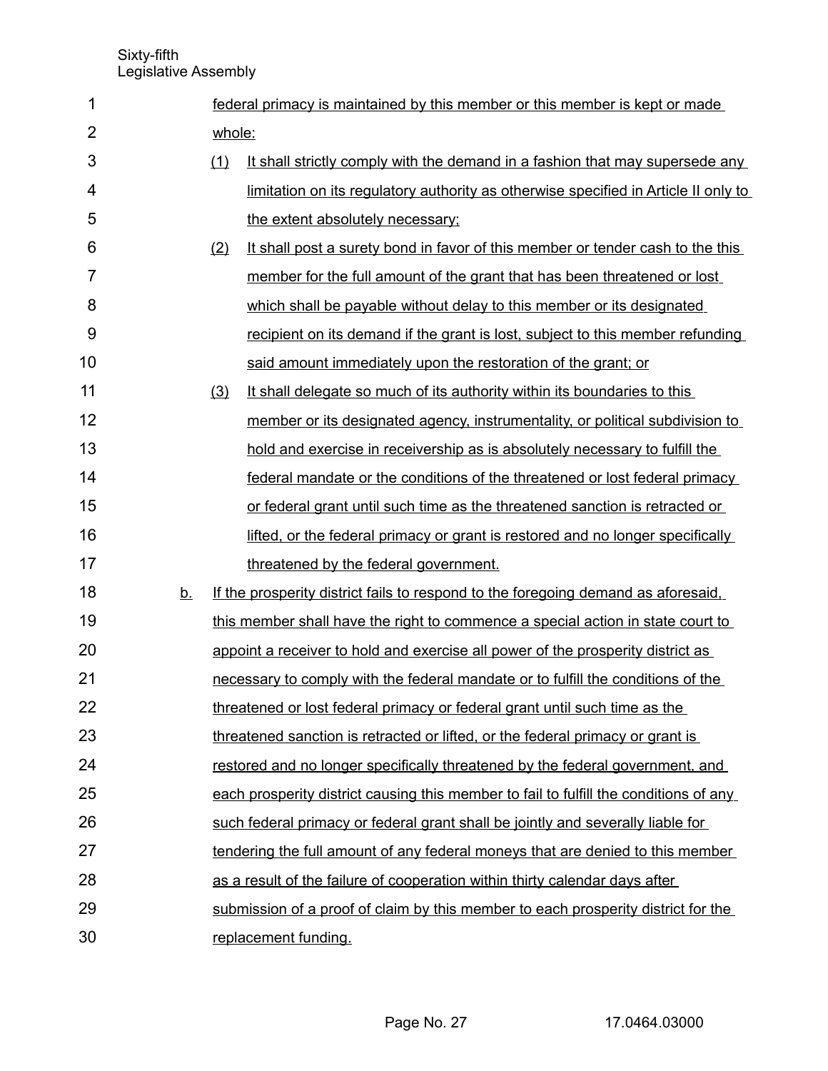federal primacy is maintained by this member or this member is kept or made whole:

(1) It shall strictly comply with the demand in a fashion that may supersede any limitation on its regulatory authority as otherwise specified in Article II only to the extent absolutely necessary;

(2) It shall post a surety bond in favor of this member or tender cash to the this member for the full amount of the grant that has been threatened or lost which shall be payable without delay to this member or its designated recipient on its demand if the grant is lost, subject to this member refunding said amount immediately upon the restoration of the grant; or

(3) It shall delegate so much of its authority within its boundaries to this member or its designated agency, instrumentality, or political subdivision to hold and exercise in receivership as is absolutely necessary to fulfill the federal mandate or the conditions of the threatened or lost federal primacy or federal grant until such time as the threatened sanction is retracted or lifted, or the federal primacy or grant is restored and no longer specifically threatened by the federal government.

b. If the prosperity district fails to respond to the foregoing demand as aforesaid, this member shall have the right to commence a special action in state court to appoint a receiver to hold and exercise all power of the prosperity district as necessary to comply with the federal mandate or to fulfill the conditions of the threatened or lost federal primacy or federal grant until such time as the threatened sanction is retracted or lifted, or the federal primacy or grant is restored and no longer specifically threatened by the federal government, and each prosperity district causing this member to fail to fulfill the conditions of any such federal primacy or federal grant shall be jointly and severally liable for tendering the full amount of any federal moneys that are denied to this member as a result of the failure of cooperation within thirty calendar days after submission of a proof of claim by this member to each prosperity district for the replacement funding.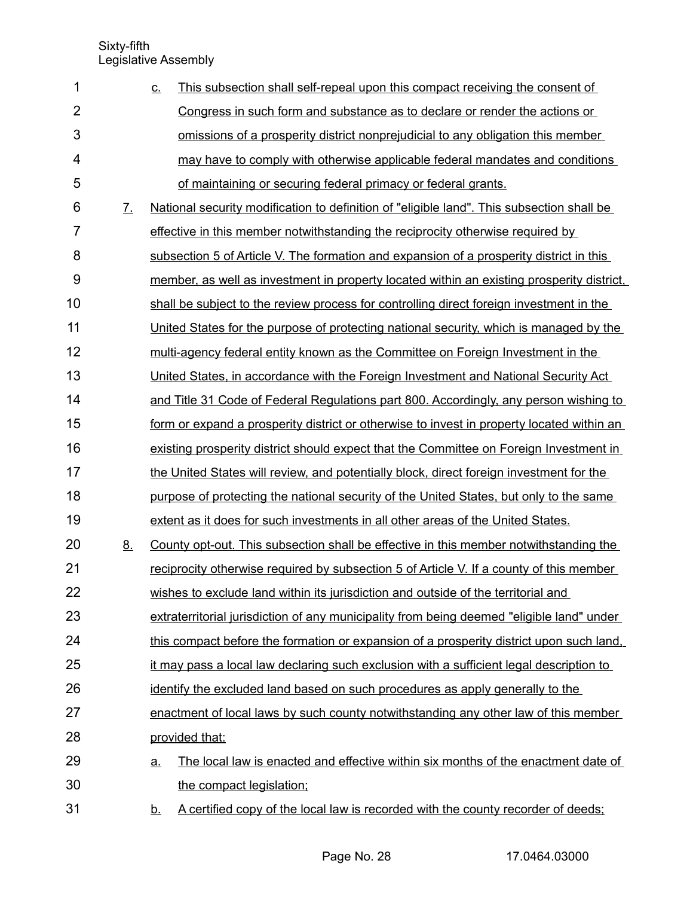c. This subsection shall self-repeal upon this compact receiving the consent of Congress in such form and substance as to declare or render the actions or omissions of a prosperity district nonprejudicial to any obligation this member may have to comply with otherwise applicable federal mandates and conditions of maintaining or securing federal primacy or federal grants.

7. National security modification to definition of "eligible land". This subsection shall be effective in this member notwithstanding the reciprocity otherwise required by subsection 5 of Article V. The formation and expansion of a prosperity district in this member, as well as investment in property located within an existing prosperity district, shall be subject to the review process for controlling direct foreign investment in the United States for the purpose of protecting national security, which is managed by the multi-agency federal entity known as the Committee on Foreign Investment in the United States, in accordance with the Foreign Investment and National Security Act and Title 31 Code of Federal Regulations part 800. Accordingly, any person wishing to form or expand a prosperity district or otherwise to invest in property located within an existing prosperity district should expect that the Committee on Foreign Investment in the United States will review, and potentially block, direct foreign investment for the purpose of protecting the national security of the United States, but only to the same extent as it does for such investments in all other areas of the United States.

8. County opt-out. This subsection shall be effective in this member notwithstanding the reciprocity otherwise required by subsection 5 of Article V. If a county of this member wishes to exclude land within its jurisdiction and outside of the territorial and extraterritorial jurisdiction of any municipality from being deemed "eligible land" under this compact before the formation or expansion of a prosperity district upon such land, it may pass a local law declaring such exclusion with a sufficient legal description to identify the excluded land based on such procedures as apply generally to the enactment of local laws by such county notwithstanding any other law of this member provided that:

   a. The local law is enacted and effective within six months of the enactment date of the compact legislation;

   b. A certified copy of the local law is recorded with the county recorder of deeds;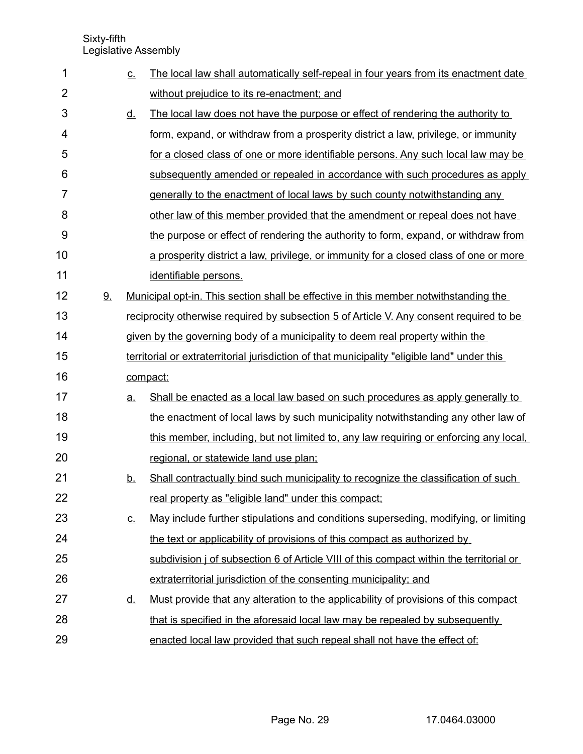c. The local law shall automatically self-repeal in four years from its enactment date without prejudice to its re-enactment; and

d. The local law does not have the purpose or effect of rendering the authority to form, expand, or withdraw from a prosperity district a law, privilege, or immunity for a closed class of one or more identifiable persons. Any such local law may be subsequently amended or repealed in accordance with such procedures as apply generally to the enactment of local laws by such county notwithstanding any other law of this member provided that the amendment or repeal does not have the purpose or effect of rendering the authority to form, expand, or withdraw from a prosperity district a law, privilege, or immunity for a closed class of one or more identifiable persons.

9. Municipal opt-in. This section shall be effective in this member notwithstanding the reciprocity otherwise required by subsection 5 of Article V. Any consent required to be given by the governing body of a municipality to deem real property within the territorial or extraterritorial jurisdiction of that municipality "eligible land" under this compact:

   a. Shall be enacted as a local law based on such procedures as apply generally to the enactment of local laws by such municipality notwithstanding any other law of this member, including, but not limited to, any law requiring or enforcing any local, regional, or statewide land use plan;

   b. Shall contractually bind such municipality to recognize the classification of such real property as "eligible land" under this compact;

   c. May include further stipulations and conditions superseding, modifying, or limiting the text or applicability of provisions of this compact as authorized by subdivision j of subsection 6 of Article VIII of this compact within the territorial or extraterritorial jurisdiction of the consenting municipality; and

   d. Must provide that any alteration to the applicability of provisions of this compact that is specified in the aforesaid local law may be repealed by subsequently enacted local law provided that such repeal shall not have the effect of: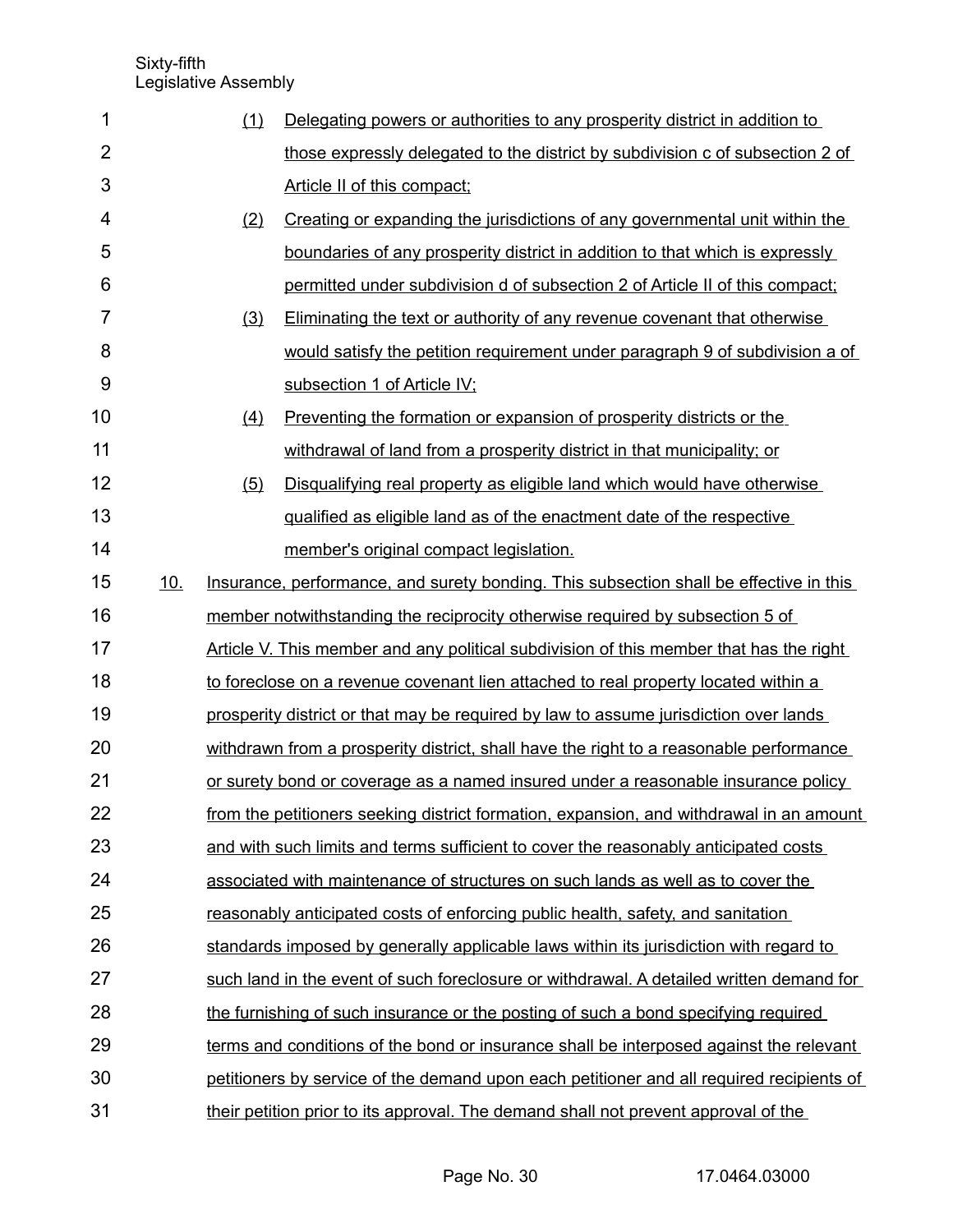(1) Delegating powers or authorities to any prosperity district in addition to those expressly delegated to the district by subdivision c of subsection 2 of Article II of this compact;

(2) Creating or expanding the jurisdictions of any governmental unit within the boundaries of any prosperity district in addition to that which is expressly permitted under subdivision d of subsection 2 of Article II of this compact;

(3) Eliminating the text or authority of any revenue covenant that otherwise would satisfy the petition requirement under paragraph 9 of subdivision a of subsection 1 of Article IV;

(4) Preventing the formation or expansion of prosperity districts or the withdrawal of land from a prosperity district in that municipality; or

(5) Disqualifying real property as eligible land which would have otherwise qualified as eligible land as of the enactment date of the respective member's original compact legislation.

10. Insurance, performance, and surety bonding. This subsection shall be effective in this member notwithstanding the reciprocity otherwise required by subsection 5 of Article V. This member and any political subdivision of this member that has the right to foreclose on a revenue covenant lien attached to real property located within a prosperity district or that may be required by law to assume jurisdiction over lands withdrawn from a prosperity district, shall have the right to a reasonable performance or surety bond or coverage as a named insured under a reasonable insurance policy from the petitioners seeking district formation, expansion, and withdrawal in an amount and with such limits and terms sufficient to cover the reasonably anticipated costs associated with maintenance of structures on such lands as well as to cover the reasonably anticipated costs of enforcing public health, safety, and sanitation standards imposed by generally applicable laws within its jurisdiction with regard to such land in the event of such foreclosure or withdrawal. A detailed written demand for the furnishing of such insurance or the posting of such a bond specifying required terms and conditions of the bond or insurance shall be interposed against the relevant petitioners by service of the demand upon each petitioner and all required recipients of their petition prior to its approval. The demand shall not prevent approval of the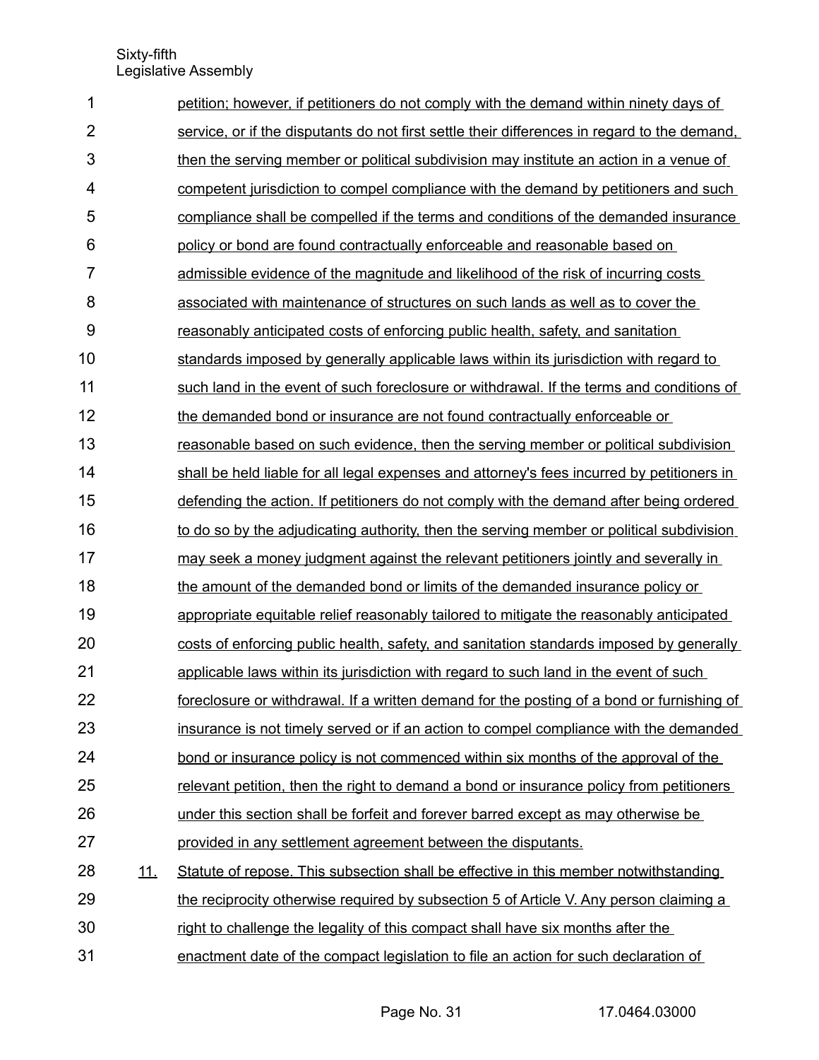petition; however, if petitioners do not comply with the demand within ninety days of service, or if the disputants do not first settle their differences in regard to the demand, then the serving member or political subdivision may institute an action in a venue of competent jurisdiction to compel compliance with the demand by petitioners and such compliance shall be compelled if the terms and conditions of the demanded insurance policy or bond are found contractually enforceable and reasonable based on admissible evidence of the magnitude and likelihood of the risk of incurring costs associated with maintenance of structures on such lands as well as to cover the reasonably anticipated costs of enforcing public health, safety, and sanitation standards imposed by generally applicable laws within its jurisdiction with regard to such land in the event of such foreclosure or withdrawal. If the terms and conditions of the demanded bond or insurance are not found contractually enforceable or reasonable based on such evidence, then the serving member or political subdivision shall be held liable for all legal expenses and attorney's fees incurred by petitioners in defending the action. If petitioners do not comply with the demand after being ordered to do so by the adjudicating authority, then the serving member or political subdivision may seek a money judgment against the relevant petitioners jointly and severally in the amount of the demanded bond or limits of the demanded insurance policy or appropriate equitable relief reasonably tailored to mitigate the reasonably anticipated costs of enforcing public health, safety, and sanitation standards imposed by generally applicable laws within its jurisdiction with regard to such land in the event of such foreclosure or withdrawal. If a written demand for the posting of a bond or furnishing of insurance is not timely served or if an action to compel compliance with the demanded bond or insurance policy is not commenced within six months of the approval of the relevant petition, then the right to demand a bond or insurance policy from petitioners under this section shall be forfeit and forever barred except as may otherwise be provided in any settlement agreement between the disputants.

11. Statute of repose. This subsection shall be effective in this member notwithstanding the reciprocity otherwise required by subsection 5 of Article V. Any person claiming a right to challenge the legality of this compact shall have six months after the enactment date of the compact legislation to file an action for such declaration of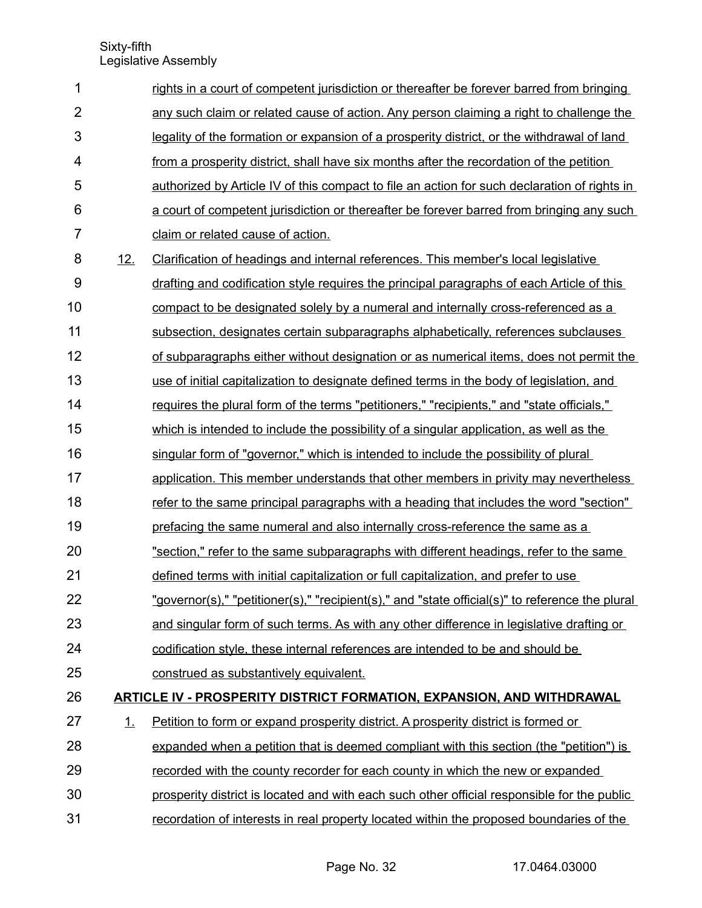rights in a court of competent jurisdiction or thereafter be forever barred from bringing any such claim or related cause of action. Any person claiming a right to challenge the legality of the formation or expansion of a prosperity district, or the withdrawal of land from a prosperity district, shall have six months after the recordation of the petition authorized by Article IV of this compact to file an action for such declaration of rights in a court of competent jurisdiction or thereafter be forever barred from bringing any such claim or related cause of action.

12. Clarification of headings and internal references. This member's local legislative drafting and codification style requires the principal paragraphs of each Article of this compact to be designated solely by a numeral and internally cross-referenced as a subsection, designates certain subparagraphs alphabetically, references subclauses of subparagraphs either without designation or as numerical items, does not permit the use of initial capitalization to designate defined terms in the body of legislation, and requires the plural form of the terms "petitioners," "recipients," and "state officials," which is intended to include the possibility of a singular application, as well as the singular form of "governor," which is intended to include the possibility of plural application. This member understands that other members in privity may nevertheless refer to the same principal paragraphs with a heading that includes the word "section" prefacing the same numeral and also internally cross-reference the same as a "section," refer to the same subparagraphs with different headings, refer to the same defined terms with initial capitalization or full capitalization, and prefer to use "governor(s)," "petitioner(s)," "recipient(s)," and "state official(s)" to reference the plural and singular form of such terms. As with any other difference in legislative drafting or codification style, these internal references are intended to be and should be construed as substantively equivalent.

## ARTICLE IV - PROSPERITY DISTRICT FORMATION, EXPANSION, AND WITHDRAWAL

1. Petition to form or expand prosperity district. A prosperity district is formed or expanded when a petition that is deemed compliant with this section (the "petition") is recorded with the county recorder for each county in which the new or expanded prosperity district is located and with each such other official responsible for the public recordation of interests in real property located within the proposed boundaries of the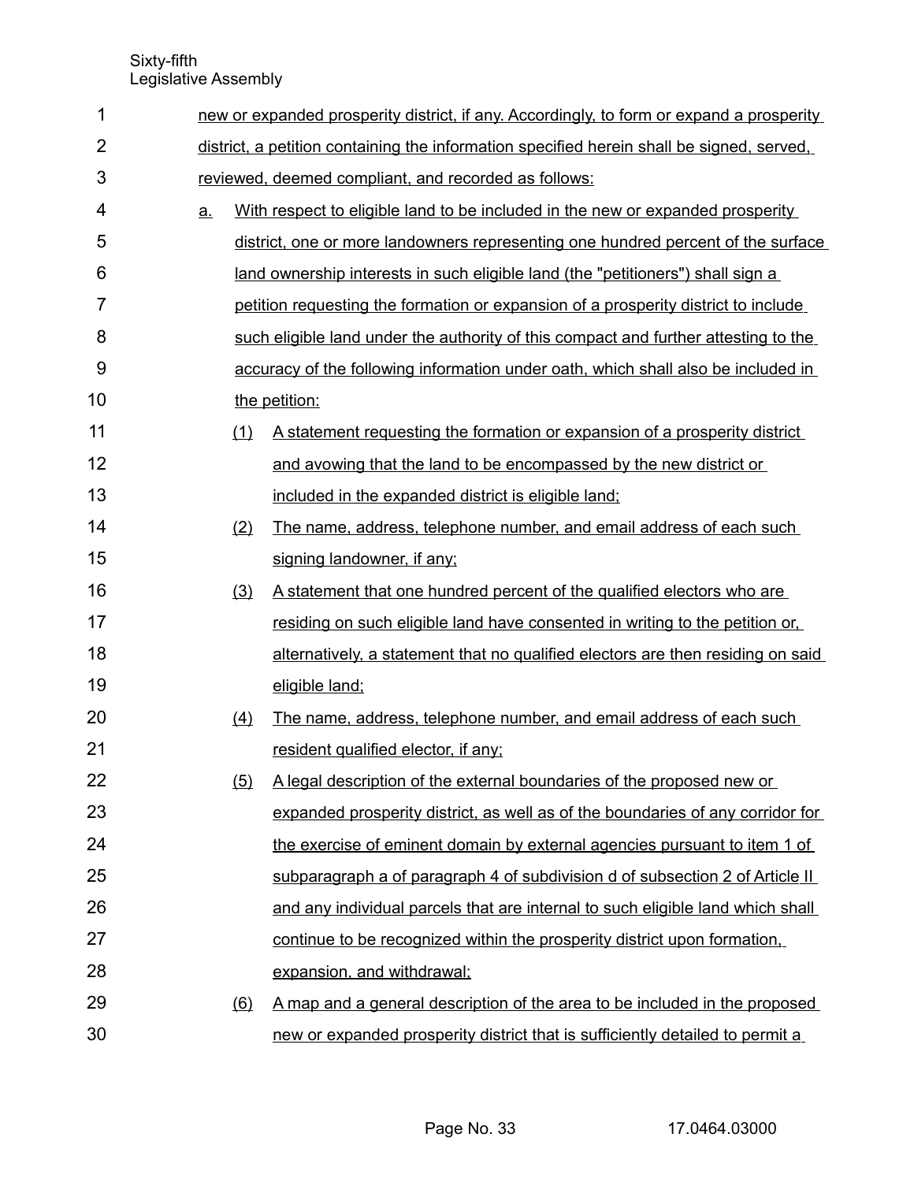new or expanded prosperity district, if any. Accordingly, to form or expand a prosperity district, a petition containing the information specified herein shall be signed, served, reviewed, deemed compliant, and recorded as follows:

a. With respect to eligible land to be included in the new or expanded prosperity district, one or more landowners representing one hundred percent of the surface land ownership interests in such eligible land (the "petitioners") shall sign a petition requesting the formation or expansion of a prosperity district to include such eligible land under the authority of this compact and further attesting to the accuracy of the following information under oath, which shall also be included in the petition:

   (1) A statement requesting the formation or expansion of a prosperity district and avowing that the land to be encompassed by the new district or included in the expanded district is eligible land;

   (2) The name, address, telephone number, and email address of each such signing landowner, if any;

   (3) A statement that one hundred percent of the qualified electors who are residing on such eligible land have consented in writing to the petition or, alternatively, a statement that no qualified electors are then residing on said eligible land;

   (4) The name, address, telephone number, and email address of each such resident qualified elector, if any;

   (5) A legal description of the external boundaries of the proposed new or expanded prosperity district, as well as of the boundaries of any corridor for the exercise of eminent domain by external agencies pursuant to item 1 of subparagraph a of paragraph 4 of subdivision d of subsection 2 of Article II and any individual parcels that are internal to such eligible land which shall continue to be recognized within the prosperity district upon formation, expansion, and withdrawal;

   (6) A map and a general description of the area to be included in the proposed new or expanded prosperity district that is sufficiently detailed to permit a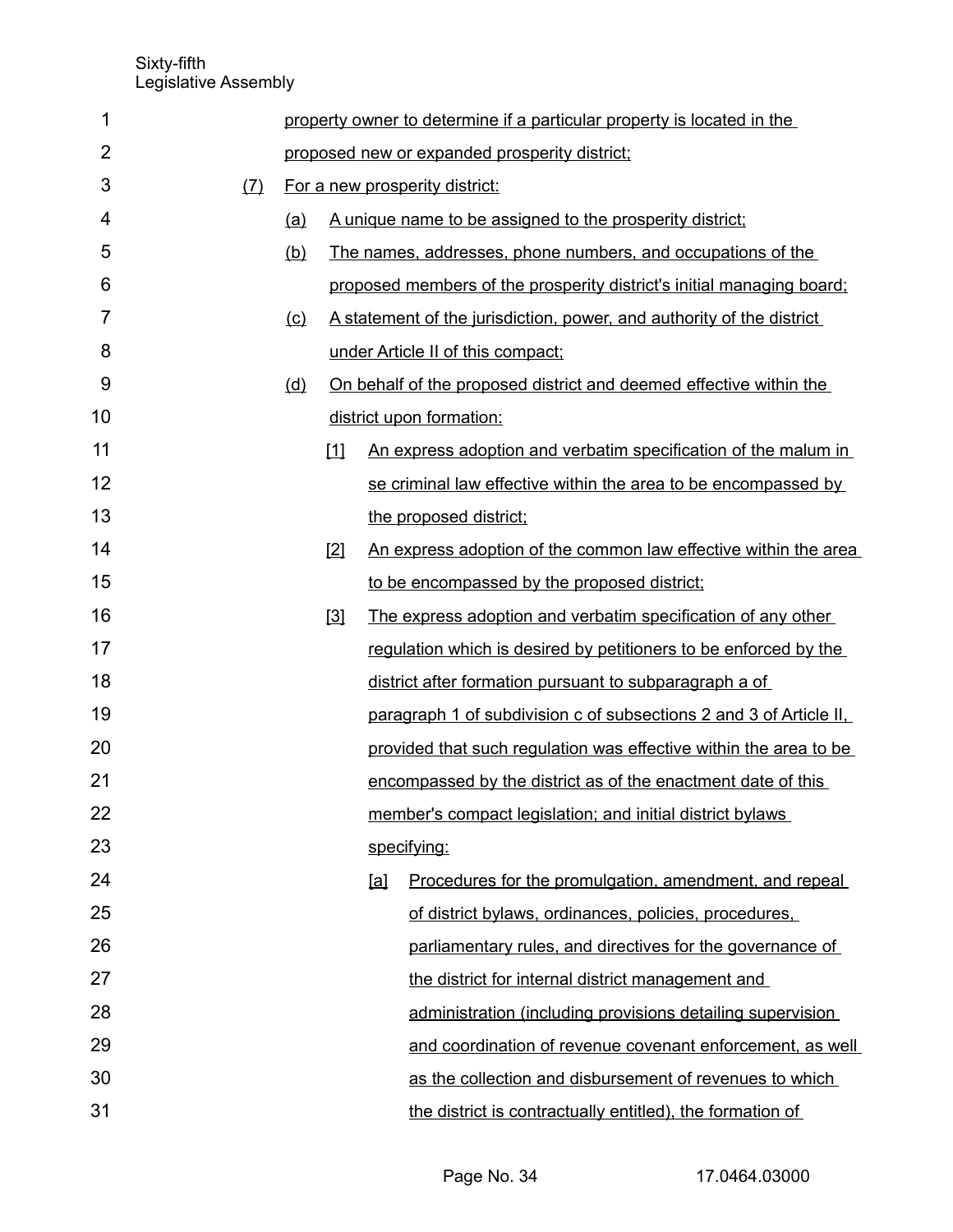property owner to determine if a particular property is located in the proposed new or expanded prosperity district;

(7) For a new prosperity district:

(a) A unique name to be assigned to the prosperity district;

(b) The names, addresses, phone numbers, and occupations of the proposed members of the prosperity district's initial managing board;

(c) A statement of the jurisdiction, power, and authority of the district under Article II of this compact;

(d) On behalf of the proposed district and deemed effective within the district upon formation:

[1] An express adoption and verbatim specification of the malum in se criminal law effective within the area to be encompassed by the proposed district;

[2] An express adoption of the common law effective within the area to be encompassed by the proposed district;

[3] The express adoption and verbatim specification of any other regulation which is desired by petitioners to be enforced by the district after formation pursuant to subparagraph a of paragraph 1 of subdivision c of subsections 2 and 3 of Article II, provided that such regulation was effective within the area to be encompassed by the district as of the enactment date of this member's compact legislation; and initial district bylaws specifying:

[a] Procedures for the promulgation, amendment, and repeal of district bylaws, ordinances, policies, procedures, parliamentary rules, and directives for the governance of the district for internal district management and administration (including provisions detailing supervision and coordination of revenue covenant enforcement, as well as the collection and disbursement of revenues to which the district is contractually entitled), the formation of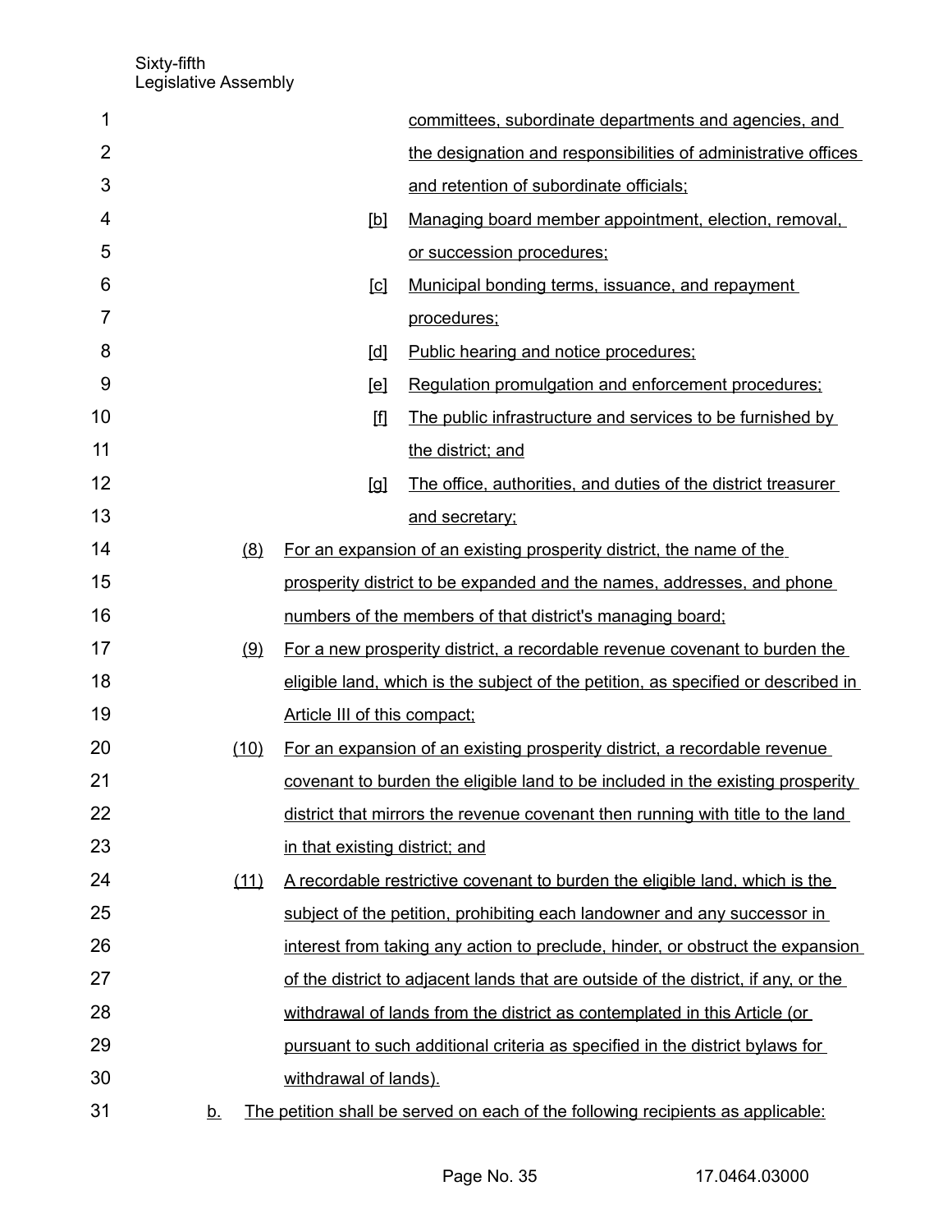committees, subordinate departments and agencies, and the designation and responsibilities of administrative offices and retention of subordinate officials;

[b] Managing board member appointment, election, removal, or succession procedures;

[c] Municipal bonding terms, issuance, and repayment procedures;

[d] Public hearing and notice procedures;

[e] Regulation promulgation and enforcement procedures;

[f] The public infrastructure and services to be furnished by the district; and

[g] The office, authorities, and duties of the district treasurer and secretary;

(8) For an expansion of an existing prosperity district, the name of the prosperity district to be expanded and the names, addresses, and phone numbers of the members of that district's managing board;

(9) For a new prosperity district, a recordable revenue covenant to burden the eligible land, which is the subject of the petition, as specified or described in Article III of this compact;

(10) For an expansion of an existing prosperity district, a recordable revenue covenant to burden the eligible land to be included in the existing prosperity district that mirrors the revenue covenant then running with title to the land in that existing district; and

(11) A recordable restrictive covenant to burden the eligible land, which is the subject of the petition, prohibiting each landowner and any successor in interest from taking any action to preclude, hinder, or obstruct the expansion of the district to adjacent lands that are outside of the district, if any, or the withdrawal of lands from the district as contemplated in this Article (or pursuant to such additional criteria as specified in the district bylaws for withdrawal of lands).

b. The petition shall be served on each of the following recipients as applicable: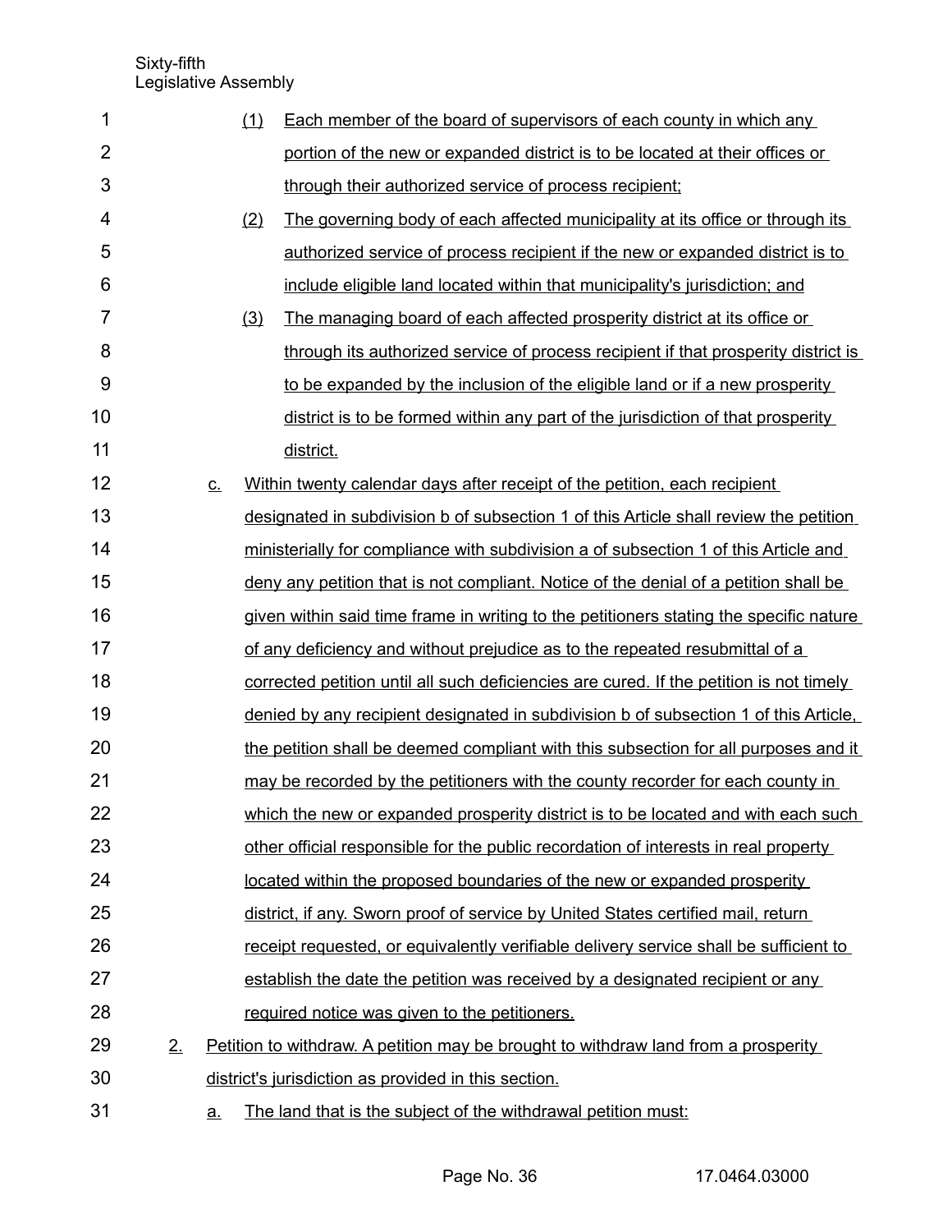(1) Each member of the board of supervisors of each county in which any portion of the new or expanded district is to be located at their offices or through their authorized service of process recipient;

(2) The governing body of each affected municipality at its office or through its authorized service of process recipient if the new or expanded district is to include eligible land located within that municipality's jurisdiction; and

(3) The managing board of each affected prosperity district at its office or through its authorized service of process recipient if that prosperity district is to be expanded by the inclusion of the eligible land or if a new prosperity district is to be formed within any part of the jurisdiction of that prosperity district.

c. Within twenty calendar days after receipt of the petition, each recipient designated in subdivision b of subsection 1 of this Article shall review the petition ministerially for compliance with subdivision a of subsection 1 of this Article and deny any petition that is not compliant. Notice of the denial of a petition shall be given within said time frame in writing to the petitioners stating the specific nature of any deficiency and without prejudice as to the repeated resubmittal of a corrected petition until all such deficiencies are cured. If the petition is not timely denied by any recipient designated in subdivision b of subsection 1 of this Article, the petition shall be deemed compliant with this subsection for all purposes and it may be recorded by the petitioners with the county recorder for each county in which the new or expanded prosperity district is to be located and with each such other official responsible for the public recordation of interests in real property located within the proposed boundaries of the new or expanded prosperity district, if any. Sworn proof of service by United States certified mail, return receipt requested, or equivalently verifiable delivery service shall be sufficient to establish the date the petition was received by a designated recipient or any required notice was given to the petitioners.

2. Petition to withdraw. A petition may be brought to withdraw land from a prosperity district's jurisdiction as provided in this section.

a. The land that is the subject of the withdrawal petition must: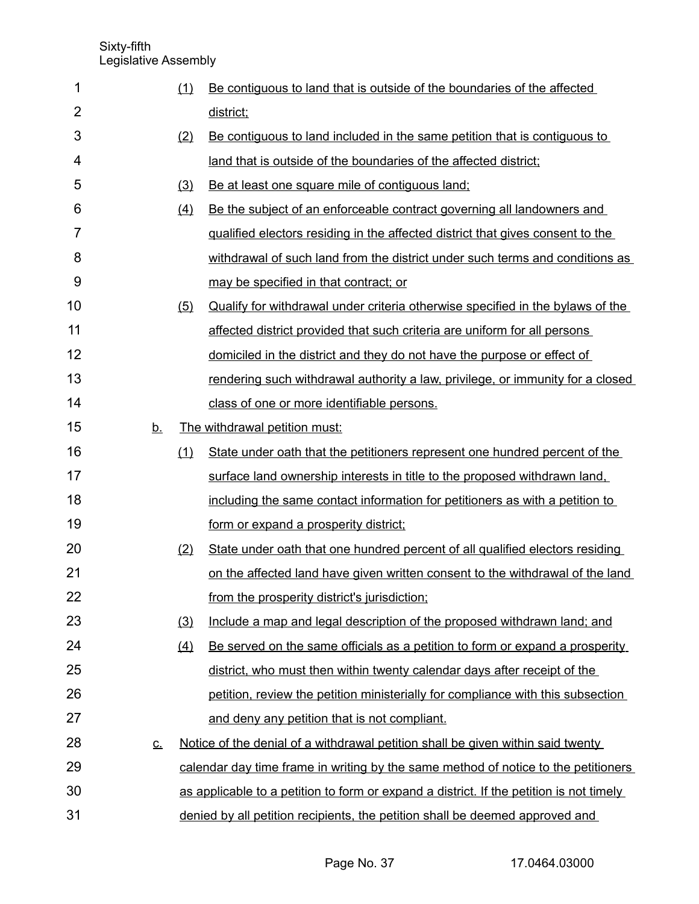(1) Be contiguous to land that is outside of the boundaries of the affected district;

(2) Be contiguous to land included in the same petition that is contiguous to land that is outside of the boundaries of the affected district;

(3) Be at least one square mile of contiguous land;

(4) Be the subject of an enforceable contract governing all landowners and qualified electors residing in the affected district that gives consent to the withdrawal of such land from the district under such terms and conditions as may be specified in that contract; or

(5) Qualify for withdrawal under criteria otherwise specified in the bylaws of the affected district provided that such criteria are uniform for all persons domiciled in the district and they do not have the purpose or effect of rendering such withdrawal authority a law, privilege, or immunity for a closed class of one or more identifiable persons.

b. The withdrawal petition must:

(1) State under oath that the petitioners represent one hundred percent of the surface land ownership interests in title to the proposed withdrawn land, including the same contact information for petitioners as with a petition to form or expand a prosperity district;

(2) State under oath that one hundred percent of all qualified electors residing on the affected land have given written consent to the withdrawal of the land from the prosperity district's jurisdiction;

(3) Include a map and legal description of the proposed withdrawn land; and

(4) Be served on the same officials as a petition to form or expand a prosperity district, who must then within twenty calendar days after receipt of the petition, review the petition ministerially for compliance with this subsection and deny any petition that is not compliant.

c. Notice of the denial of a withdrawal petition shall be given within said twenty calendar day time frame in writing by the same method of notice to the petitioners as applicable to a petition to form or expand a district. If the petition is not timely denied by all petition recipients, the petition shall be deemed approved and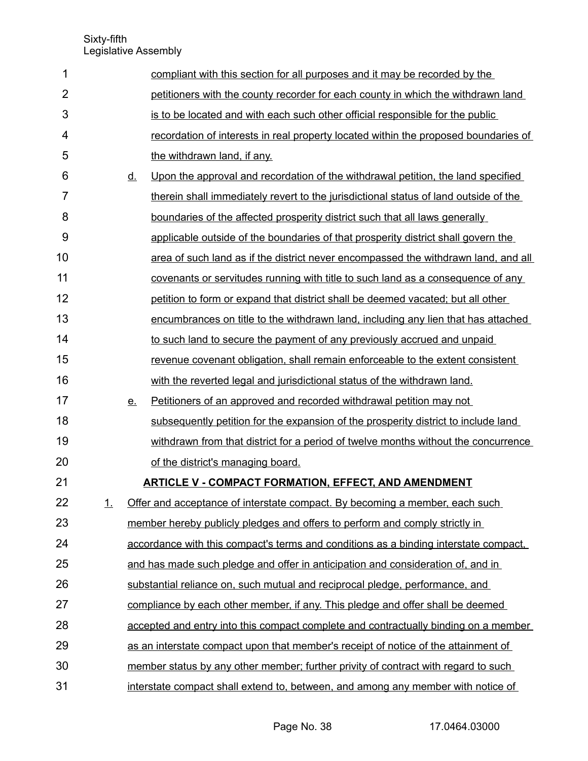compliant with this section for all purposes and it may be recorded by the petitioners with the county recorder for each county in which the withdrawn land is to be located and with each such other official responsible for the public recordation of interests in real property located within the proposed boundaries of the withdrawn land, if any.

d. Upon the approval and recordation of the withdrawal petition, the land specified therein shall immediately revert to the jurisdictional status of land outside of the boundaries of the affected prosperity district such that all laws generally applicable outside of the boundaries of that prosperity district shall govern the area of such land as if the district never encompassed the withdrawn land, and all covenants or servitudes running with title to such land as a consequence of any petition to form or expand that district shall be deemed vacated; but all other encumbrances on title to the withdrawn land, including any lien that has attached to such land to secure the payment of any previously accrued and unpaid revenue covenant obligation, shall remain enforceable to the extent consistent with the reverted legal and jurisdictional status of the withdrawn land.

e. Petitioners of an approved and recorded withdrawal petition may not subsequently petition for the expansion of the prosperity district to include land withdrawn from that district for a period of twelve months without the concurrence of the district's managing board.

**ARTICLE V - COMPACT FORMATION, EFFECT, AND AMENDMENT**

1. Offer and acceptance of interstate compact. By becoming a member, each such member hereby publicly pledges and offers to perform and comply strictly in accordance with this compact's terms and conditions as a binding interstate compact, and has made such pledge and offer in anticipation and consideration of, and in substantial reliance on, such mutual and reciprocal pledge, performance, and compliance by each other member, if any. This pledge and offer shall be deemed accepted and entry into this compact complete and contractually binding on a member as an interstate compact upon that member's receipt of notice of the attainment of member status by any other member; further privity of contract with regard to such interstate compact shall extend to, between, and among any member with notice of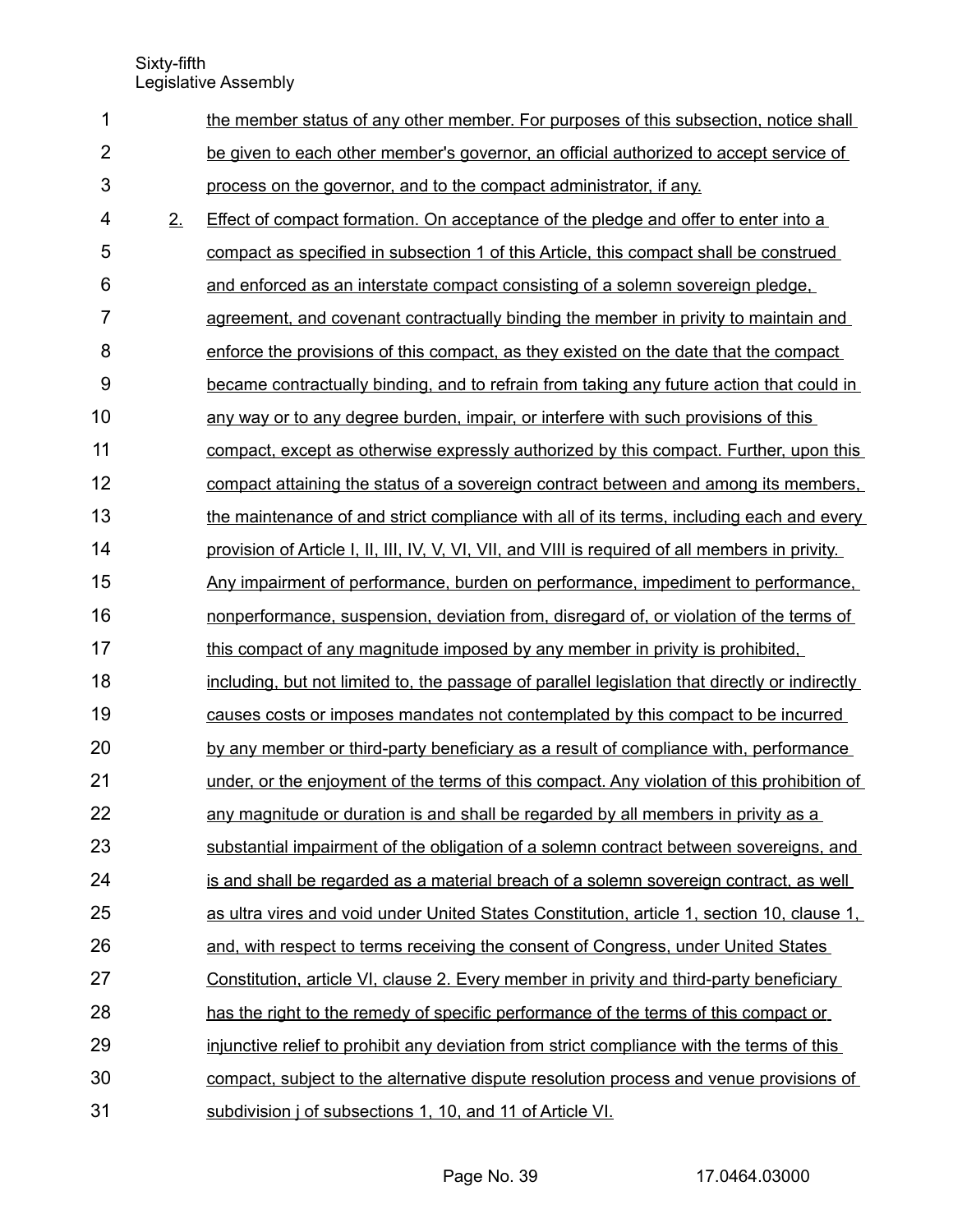the member status of any other member. For purposes of this subsection, notice shall be given to each other member's governor, an official authorized to accept service of process on the governor, and to the compact administrator, if any.

2. Effect of compact formation. On acceptance of the pledge and offer to enter into a compact as specified in subsection 1 of this Article, this compact shall be construed and enforced as an interstate compact consisting of a solemn sovereign pledge, agreement, and covenant contractually binding the member in privity to maintain and enforce the provisions of this compact, as they existed on the date that the compact became contractually binding, and to refrain from taking any future action that could in any way or to any degree burden, impair, or interfere with such provisions of this compact, except as otherwise expressly authorized by this compact. Further, upon this compact attaining the status of a sovereign contract between and among its members, the maintenance of and strict compliance with all of its terms, including each and every provision of Article I, II, III, IV, V, VI, VII, and VIII is required of all members in privity. Any impairment of performance, burden on performance, impediment to performance, nonperformance, suspension, deviation from, disregard of, or violation of the terms of this compact of any magnitude imposed by any member in privity is prohibited, including, but not limited to, the passage of parallel legislation that directly or indirectly causes costs or imposes mandates not contemplated by this compact to be incurred by any member or third-party beneficiary as a result of compliance with, performance under, or the enjoyment of the terms of this compact. Any violation of this prohibition of any magnitude or duration is and shall be regarded by all members in privity as a substantial impairment of the obligation of a solemn contract between sovereigns, and is and shall be regarded as a material breach of a solemn sovereign contract, as well as ultra vires and void under United States Constitution, article 1, section 10, clause 1, and, with respect to terms receiving the consent of Congress, under United States Constitution, article VI, clause 2. Every member in privity and third-party beneficiary has the right to the remedy of specific performance of the terms of this compact or injunctive relief to prohibit any deviation from strict compliance with the terms of this compact, subject to the alternative dispute resolution process and venue provisions of subdivision j of subsections 1, 10, and 11 of Article VI.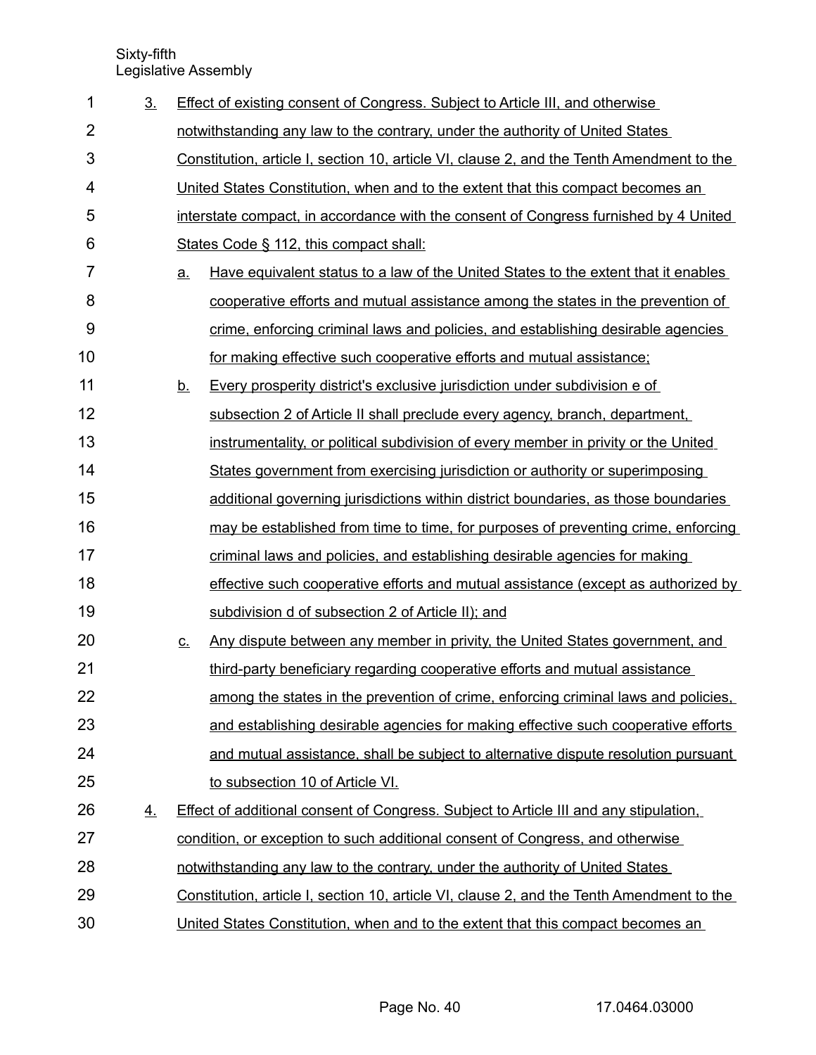3. Effect of existing consent of Congress. Subject to Article III, and otherwise notwithstanding any law to the contrary, under the authority of United States Constitution, article I, section 10, article VI, clause 2, and the Tenth Amendment to the United States Constitution, when and to the extent that this compact becomes an interstate compact, in accordance with the consent of Congress furnished by 4 United States Code § 112, this compact shall:

   a. Have equivalent status to a law of the United States to the extent that it enables cooperative efforts and mutual assistance among the states in the prevention of crime, enforcing criminal laws and policies, and establishing desirable agencies for making effective such cooperative efforts and mutual assistance;

   b. Every prosperity district's exclusive jurisdiction under subdivision e of subsection 2 of Article II shall preclude every agency, branch, department, instrumentality, or political subdivision of every member in privity or the United States government from exercising jurisdiction or authority or superimposing additional governing jurisdictions within district boundaries, as those boundaries may be established from time to time, for purposes of preventing crime, enforcing criminal laws and policies, and establishing desirable agencies for making effective such cooperative efforts and mutual assistance (except as authorized by subdivision d of subsection 2 of Article II); and

   c. Any dispute between any member in privity, the United States government, and third-party beneficiary regarding cooperative efforts and mutual assistance among the states in the prevention of crime, enforcing criminal laws and policies, and establishing desirable agencies for making effective such cooperative efforts and mutual assistance, shall be subject to alternative dispute resolution pursuant to subsection 10 of Article VI.

4. Effect of additional consent of Congress. Subject to Article III and any stipulation, condition, or exception to such additional consent of Congress, and otherwise notwithstanding any law to the contrary, under the authority of United States Constitution, article I, section 10, article VI, clause 2, and the Tenth Amendment to the United States Constitution, when and to the extent that this compact becomes an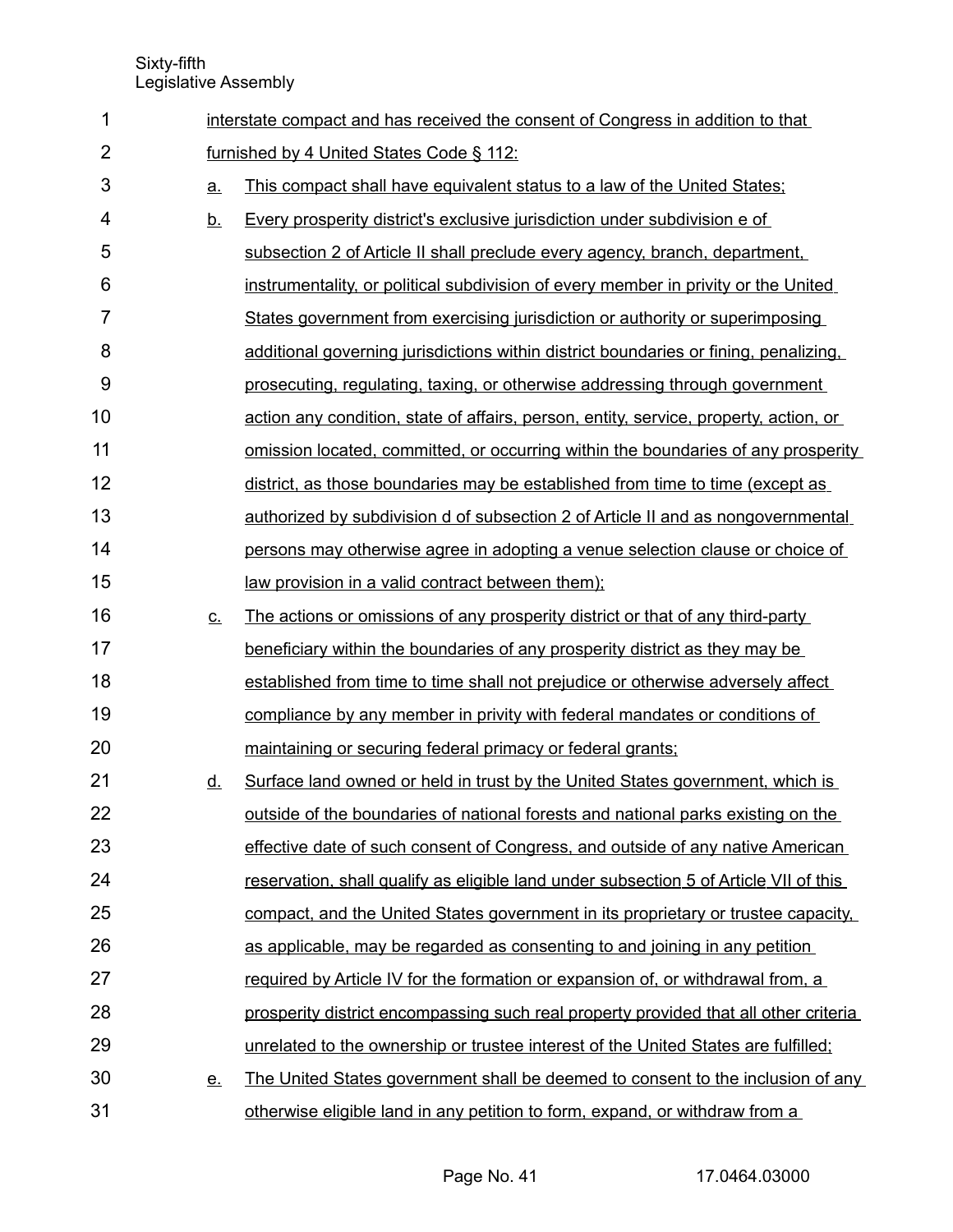interstate compact and has received the consent of Congress in addition to that furnished by 4 United States Code § 112:

a. This compact shall have equivalent status to a law of the United States;

b. Every prosperity district's exclusive jurisdiction under subdivision e of subsection 2 of Article II shall preclude every agency, branch, department, instrumentality, or political subdivision of every member in privity or the United States government from exercising jurisdiction or authority or superimposing additional governing jurisdictions within district boundaries or fining, penalizing, prosecuting, regulating, taxing, or otherwise addressing through government action any condition, state of affairs, person, entity, service, property, action, or omission located, committed, or occurring within the boundaries of any prosperity district, as those boundaries may be established from time to time (except as authorized by subdivision d of subsection 2 of Article II and as nongovernmental persons may otherwise agree in adopting a venue selection clause or choice of law provision in a valid contract between them);

c. The actions or omissions of any prosperity district or that of any third-party beneficiary within the boundaries of any prosperity district as they may be established from time to time shall not prejudice or otherwise adversely affect compliance by any member in privity with federal mandates or conditions of maintaining or securing federal primacy or federal grants;

d. Surface land owned or held in trust by the United States government, which is outside of the boundaries of national forests and national parks existing on the effective date of such consent of Congress, and outside of any native American reservation, shall qualify as eligible land under subsection 5 of Article VII of this compact, and the United States government in its proprietary or trustee capacity, as applicable, may be regarded as consenting to and joining in any petition required by Article IV for the formation or expansion of, or withdrawal from, a prosperity district encompassing such real property provided that all other criteria unrelated to the ownership or trustee interest of the United States are fulfilled;

e. The United States government shall be deemed to consent to the inclusion of any otherwise eligible land in any petition to form, expand, or withdraw from a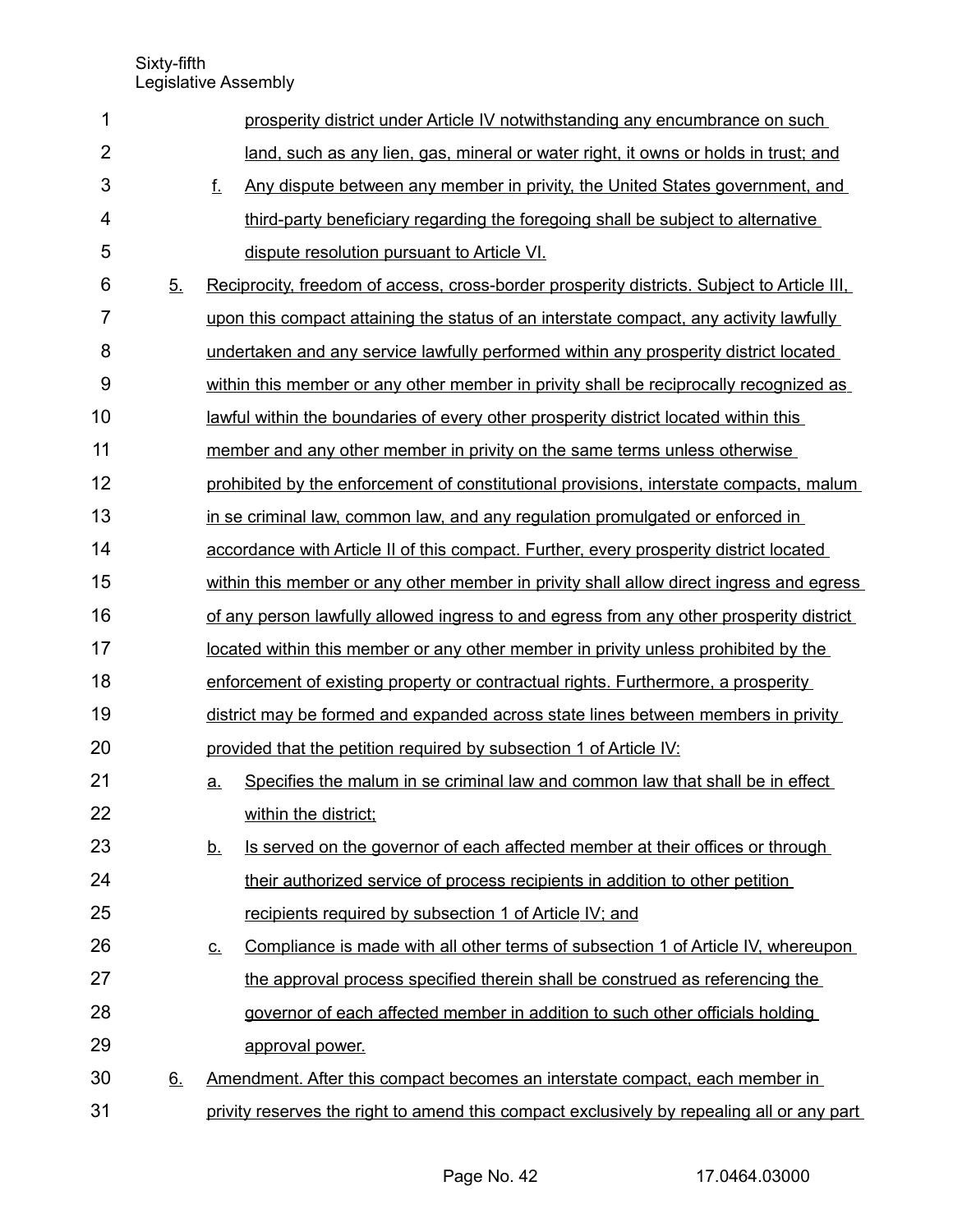prosperity district under Article IV notwithstanding any encumbrance on such land, such as any lien, gas, mineral or water right, it owns or holds in trust; and

f. Any dispute between any member in privity, the United States government, and third-party beneficiary regarding the foregoing shall be subject to alternative dispute resolution pursuant to Article VI.

5. Reciprocity, freedom of access, cross-border prosperity districts. Subject to Article III, upon this compact attaining the status of an interstate compact, any activity lawfully undertaken and any service lawfully performed within any prosperity district located within this member or any other member in privity shall be reciprocally recognized as lawful within the boundaries of every other prosperity district located within this member and any other member in privity on the same terms unless otherwise prohibited by the enforcement of constitutional provisions, interstate compacts, malum in se criminal law, common law, and any regulation promulgated or enforced in accordance with Article II of this compact. Further, every prosperity district located within this member or any other member in privity shall allow direct ingress and egress of any person lawfully allowed ingress to and egress from any other prosperity district located within this member or any other member in privity unless prohibited by the enforcement of existing property or contractual rights. Furthermore, a prosperity district may be formed and expanded across state lines between members in privity provided that the petition required by subsection 1 of Article IV:

a. Specifies the malum in se criminal law and common law that shall be in effect within the district;

b. Is served on the governor of each affected member at their offices or through their authorized service of process recipients in addition to other petition recipients required by subsection 1 of Article IV; and

c. Compliance is made with all other terms of subsection 1 of Article IV, whereupon the approval process specified therein shall be construed as referencing the governor of each affected member in addition to such other officials holding approval power.

6. Amendment. After this compact becomes an interstate compact, each member in privity reserves the right to amend this compact exclusively by repealing all or any part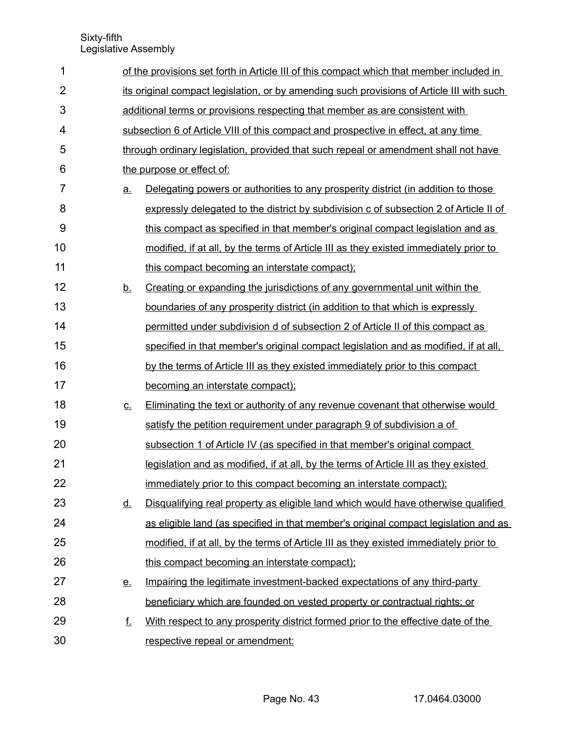of the provisions set forth in Article III of this compact which that member included in its original compact legislation, or by amending such provisions of Article III with such additional terms or provisions respecting that member as are consistent with subsection 6 of Article VIII of this compact and prospective in effect, at any time through ordinary legislation, provided that such repeal or amendment shall not have the purpose or effect of:

a. Delegating powers or authorities to any prosperity district (in addition to those expressly delegated to the district by subdivision c of subsection 2 of Article II of this compact as specified in that member's original compact legislation and as modified, if at all, by the terms of Article III as they existed immediately prior to this compact becoming an interstate compact);

b. Creating or expanding the jurisdictions of any governmental unit within the boundaries of any prosperity district (in addition to that which is expressly permitted under subdivision d of subsection 2 of Article II of this compact as specified in that member's original compact legislation and as modified, if at all, by the terms of Article III as they existed immediately prior to this compact becoming an interstate compact);

c. Eliminating the text or authority of any revenue covenant that otherwise would satisfy the petition requirement under paragraph 9 of subdivision a of subsection 1 of Article IV (as specified in that member's original compact legislation and as modified, if at all, by the terms of Article III as they existed immediately prior to this compact becoming an interstate compact);

d. Disqualifying real property as eligible land which would have otherwise qualified as eligible land (as specified in that member's original compact legislation and as modified, if at all, by the terms of Article III as they existed immediately prior to this compact becoming an interstate compact);

e. Impairing the legitimate investment-backed expectations of any third-party beneficiary which are founded on vested property or contractual rights; or

f. With respect to any prosperity district formed prior to the effective date of the respective repeal or amendment: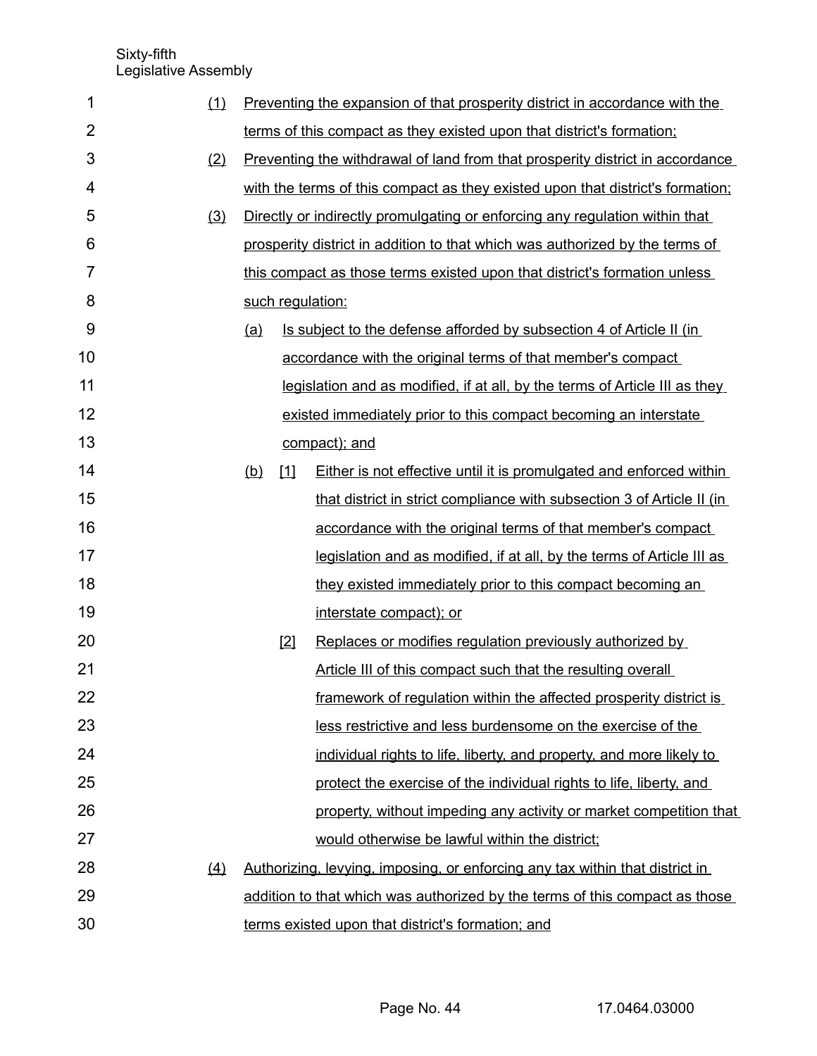(1) Preventing the expansion of that prosperity district in accordance with the terms of this compact as they existed upon that district's formation;

(2) Preventing the withdrawal of land from that prosperity district in accordance with the terms of this compact as they existed upon that district's formation;

(3) Directly or indirectly promulgating or enforcing any regulation within that prosperity district in addition to that which was authorized by the terms of this compact as those terms existed upon that district's formation unless such regulation:

  (a) Is subject to the defense afforded by subsection 4 of Article II (in accordance with the original terms of that member's compact legislation and as modified, if at all, by the terms of Article III as they existed immediately prior to this compact becoming an interstate compact); and

  (b) [1] Either is not effective until it is promulgated and enforced within that district in strict compliance with subsection 3 of Article II (in accordance with the original terms of that member's compact legislation and as modified, if at all, by the terms of Article III as they existed immediately prior to this compact becoming an interstate compact); or

    [2] Replaces or modifies regulation previously authorized by Article III of this compact such that the resulting overall framework of regulation within the affected prosperity district is less restrictive and less burdensome on the exercise of the individual rights to life, liberty, and property, and more likely to protect the exercise of the individual rights to life, liberty, and property, without impeding any activity or market competition that would otherwise be lawful within the district;

(4) Authorizing, levying, imposing, or enforcing any tax within that district in addition to that which was authorized by the terms of this compact as those terms existed upon that district's formation; and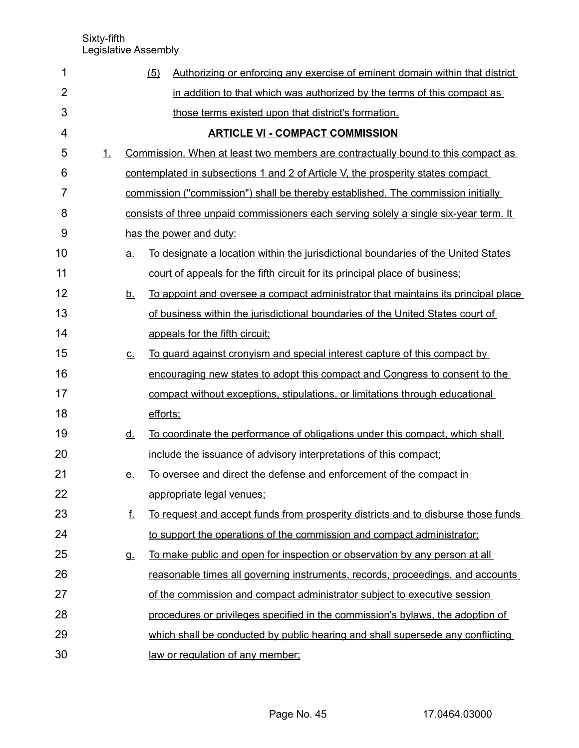(5) Authorizing or enforcing any exercise of eminent domain within that district in addition to that which was authorized by the terms of this compact as those terms existed upon that district's formation.

## ARTICLE VI - COMPACT COMMISSION

1. Commission. When at least two members are contractually bound to this compact as contemplated in subsections 1 and 2 of Article V, the prosperity states compact commission ("commission") shall be thereby established. The commission initially consists of three unpaid commissioners each serving solely a single six-year term. It has the power and duty:

   a. To designate a location within the jurisdictional boundaries of the United States court of appeals for the fifth circuit for its principal place of business;

   b. To appoint and oversee a compact administrator that maintains its principal place of business within the jurisdictional boundaries of the United States court of appeals for the fifth circuit;

   c. To guard against cronyism and special interest capture of this compact by encouraging new states to adopt this compact and Congress to consent to the compact without exceptions, stipulations, or limitations through educational efforts;

   d. To coordinate the performance of obligations under this compact, which shall include the issuance of advisory interpretations of this compact;

   e. To oversee and direct the defense and enforcement of the compact in appropriate legal venues;

   f. To request and accept funds from prosperity districts and to disburse those funds to support the operations of the commission and compact administrator;

   g. To make public and open for inspection or observation by any person at all reasonable times all governing instruments, records, proceedings, and accounts of the commission and compact administrator subject to executive session procedures or privileges specified in the commission's bylaws, the adoption of which shall be conducted by public hearing and shall supersede any conflicting law or regulation of any member;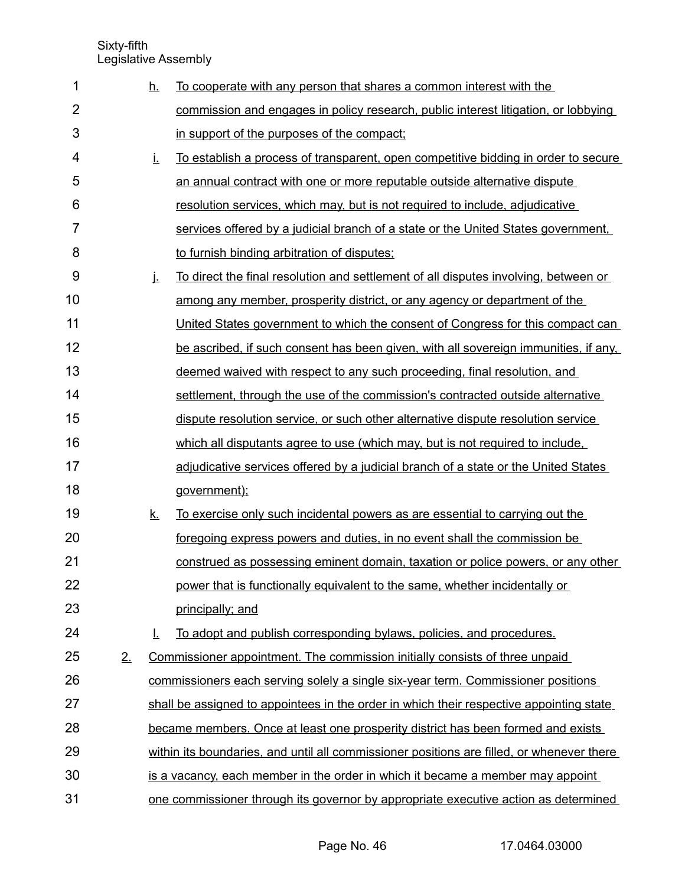h. To cooperate with any person that shares a common interest with the commission and engages in policy research, public interest litigation, or lobbying in support of the purposes of the compact;

i. To establish a process of transparent, open competitive bidding in order to secure an annual contract with one or more reputable outside alternative dispute resolution services, which may, but is not required to include, adjudicative services offered by a judicial branch of a state or the United States government, to furnish binding arbitration of disputes;

j. To direct the final resolution and settlement of all disputes involving, between or among any member, prosperity district, or any agency or department of the United States government to which the consent of Congress for this compact can be ascribed, if such consent has been given, with all sovereign immunities, if any, deemed waived with respect to any such proceeding, final resolution, and settlement, through the use of the commission's contracted outside alternative dispute resolution service, or such other alternative dispute resolution service which all disputants agree to use (which may, but is not required to include, adjudicative services offered by a judicial branch of a state or the United States government);

k. To exercise only such incidental powers as are essential to carrying out the foregoing express powers and duties, in no event shall the commission be construed as possessing eminent domain, taxation or police powers, or any other power that is functionally equivalent to the same, whether incidentally or principally; and

l. To adopt and publish corresponding bylaws, policies, and procedures.

2. Commissioner appointment. The commission initially consists of three unpaid commissioners each serving solely a single six-year term. Commissioner positions shall be assigned to appointees in the order in which their respective appointing state became members. Once at least one prosperity district has been formed and exists within its boundaries, and until all commissioner positions are filled, or whenever there is a vacancy, each member in the order in which it became a member may appoint one commissioner through its governor by appropriate executive action as determined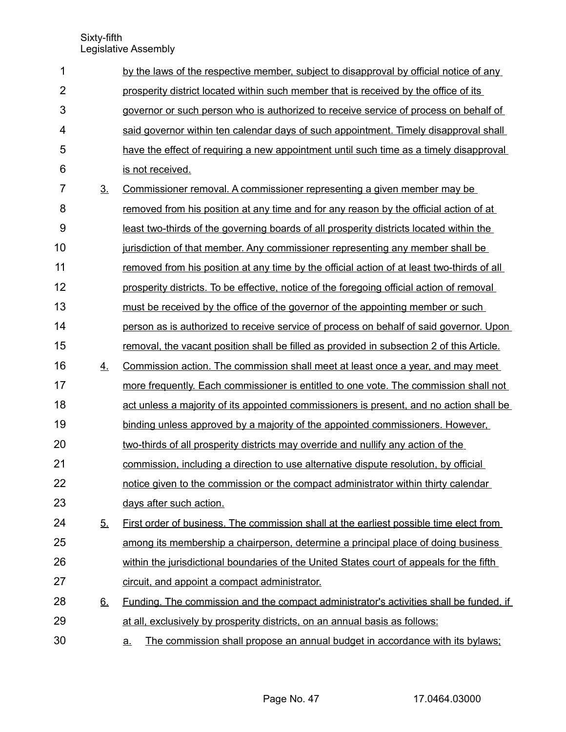by the laws of the respective member, subject to disapproval by official notice of any prosperity district located within such member that is received by the office of its governor or such person who is authorized to receive service of process on behalf of said governor within ten calendar days of such appointment. Timely disapproval shall have the effect of requiring a new appointment until such time as a timely disapproval is not received.

3. Commissioner removal. A commissioner representing a given member may be removed from his position at any time and for any reason by the official action of at least two-thirds of the governing boards of all prosperity districts located within the jurisdiction of that member. Any commissioner representing any member shall be removed from his position at any time by the official action of at least two-thirds of all prosperity districts. To be effective, notice of the foregoing official action of removal must be received by the office of the governor of the appointing member or such person as is authorized to receive service of process on behalf of said governor. Upon removal, the vacant position shall be filled as provided in subsection 2 of this Article.

4. Commission action. The commission shall meet at least once a year, and may meet more frequently. Each commissioner is entitled to one vote. The commission shall not act unless a majority of its appointed commissioners is present, and no action shall be binding unless approved by a majority of the appointed commissioners. However, two-thirds of all prosperity districts may override and nullify any action of the commission, including a direction to use alternative dispute resolution, by official notice given to the commission or the compact administrator within thirty calendar days after such action.

5. First order of business. The commission shall at the earliest possible time elect from among its membership a chairperson, determine a principal place of doing business within the jurisdictional boundaries of the United States court of appeals for the fifth circuit, and appoint a compact administrator.

6. Funding. The commission and the compact administrator's activities shall be funded, if at all, exclusively by prosperity districts, on an annual basis as follows:

   a. The commission shall propose an annual budget in accordance with its bylaws;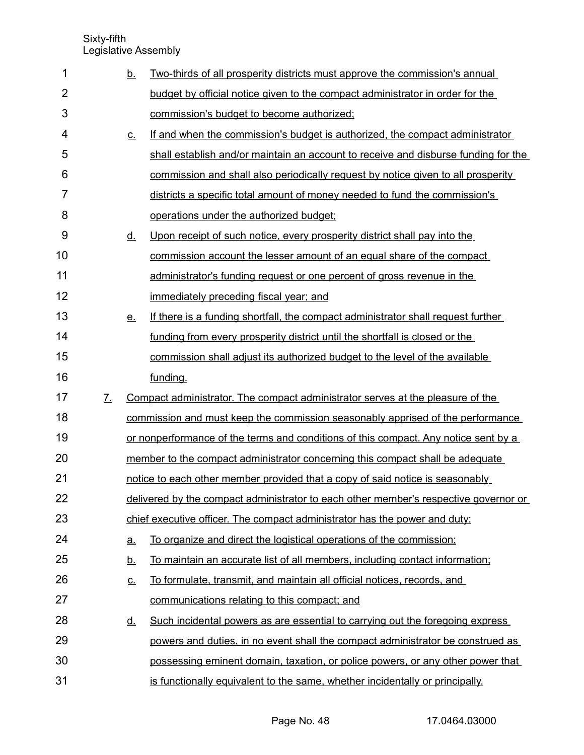b. Two-thirds of all prosperity districts must approve the commission's annual budget by official notice given to the compact administrator in order for the commission's budget to become authorized;

c. If and when the commission's budget is authorized, the compact administrator shall establish and/or maintain an account to receive and disburse funding for the commission and shall also periodically request by notice given to all prosperity districts a specific total amount of money needed to fund the commission's operations under the authorized budget;

d. Upon receipt of such notice, every prosperity district shall pay into the commission account the lesser amount of an equal share of the compact administrator's funding request or one percent of gross revenue in the immediately preceding fiscal year; and

e. If there is a funding shortfall, the compact administrator shall request further funding from every prosperity district until the shortfall is closed or the commission shall adjust its authorized budget to the level of the available funding.

7. Compact administrator. The compact administrator serves at the pleasure of the commission and must keep the commission seasonably apprised of the performance or nonperformance of the terms and conditions of this compact. Any notice sent by a member to the compact administrator concerning this compact shall be adequate notice to each other member provided that a copy of said notice is seasonably delivered by the compact administrator to each other member's respective governor or chief executive officer. The compact administrator has the power and duty:

a. To organize and direct the logistical operations of the commission;

b. To maintain an accurate list of all members, including contact information;

c. To formulate, transmit, and maintain all official notices, records, and communications relating to this compact; and

d. Such incidental powers as are essential to carrying out the foregoing express powers and duties, in no event shall the compact administrator be construed as possessing eminent domain, taxation, or police powers, or any other power that is functionally equivalent to the same, whether incidentally or principally.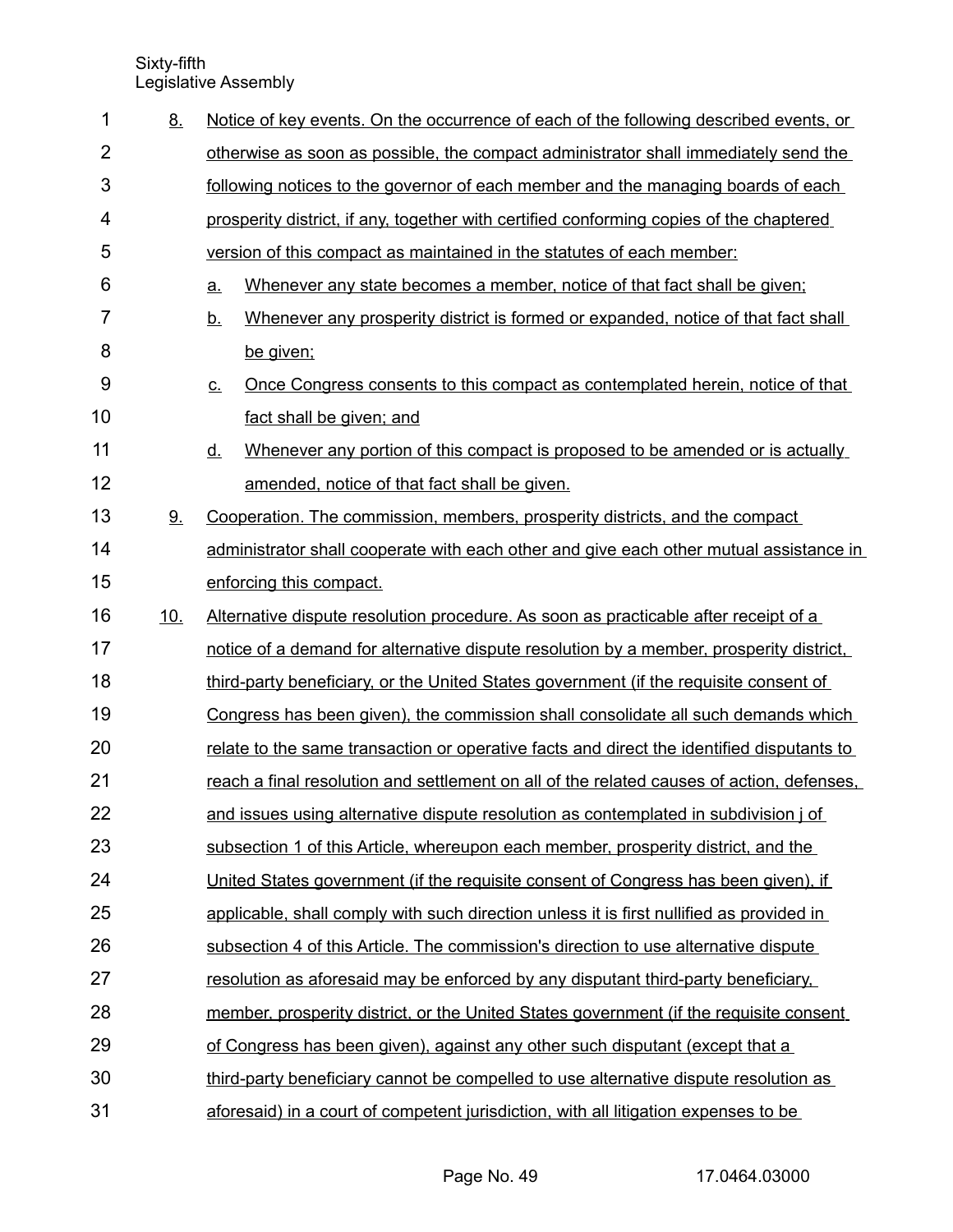8. Notice of key events. On the occurrence of each of the following described events, or otherwise as soon as possible, the compact administrator shall immediately send the following notices to the governor of each member and the managing boards of each prosperity district, if any, together with certified conforming copies of the chaptered version of this compact as maintained in the statutes of each member:

   a. Whenever any state becomes a member, notice of that fact shall be given;

   b. Whenever any prosperity district is formed or expanded, notice of that fact shall be given;

   c. Once Congress consents to this compact as contemplated herein, notice of that fact shall be given; and

   d. Whenever any portion of this compact is proposed to be amended or is actually amended, notice of that fact shall be given.

9. Cooperation. The commission, members, prosperity districts, and the compact administrator shall cooperate with each other and give each other mutual assistance in enforcing this compact.

10. Alternative dispute resolution procedure. As soon as practicable after receipt of a notice of a demand for alternative dispute resolution by a member, prosperity district, third-party beneficiary, or the United States government (if the requisite consent of Congress has been given), the commission shall consolidate all such demands which relate to the same transaction or operative facts and direct the identified disputants to reach a final resolution and settlement on all of the related causes of action, defenses, and issues using alternative dispute resolution as contemplated in subdivision j of subsection 1 of this Article, whereupon each member, prosperity district, and the United States government (if the requisite consent of Congress has been given), if applicable, shall comply with such direction unless it is first nullified as provided in subsection 4 of this Article. The commission's direction to use alternative dispute resolution as aforesaid may be enforced by any disputant third-party beneficiary, member, prosperity district, or the United States government (if the requisite consent of Congress has been given), against any other such disputant (except that a third-party beneficiary cannot be compelled to use alternative dispute resolution as aforesaid) in a court of competent jurisdiction, with all litigation expenses to be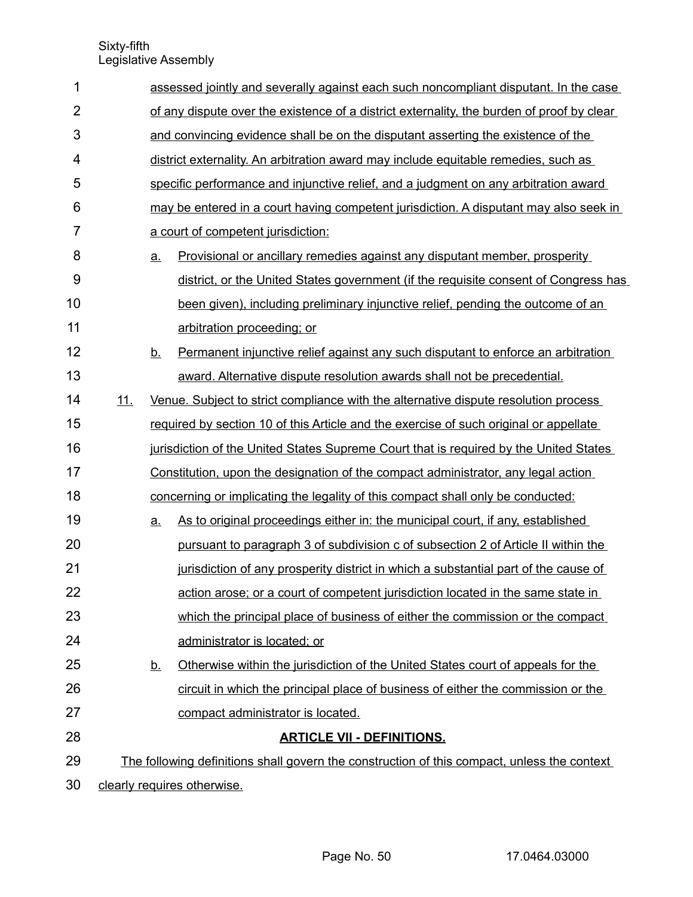assessed jointly and severally against each such noncompliant disputant. In the case of any dispute over the existence of a district externality, the burden of proof by clear and convincing evidence shall be on the disputant asserting the existence of the district externality. An arbitration award may include equitable remedies, such as specific performance and injunctive relief, and a judgment on any arbitration award may be entered in a court having competent jurisdiction. A disputant may also seek in a court of competent jurisdiction:

a. Provisional or ancillary remedies against any disputant member, prosperity district, or the United States government (if the requisite consent of Congress has been given), including preliminary injunctive relief, pending the outcome of an arbitration proceeding; or

b. Permanent injunctive relief against any such disputant to enforce an arbitration award. Alternative dispute resolution awards shall not be precedential.

11. Venue. Subject to strict compliance with the alternative dispute resolution process required by section 10 of this Article and the exercise of such original or appellate jurisdiction of the United States Supreme Court that is required by the United States Constitution, upon the designation of the compact administrator, any legal action concerning or implicating the legality of this compact shall only be conducted:

a. As to original proceedings either in: the municipal court, if any, established pursuant to paragraph 3 of subdivision c of subsection 2 of Article II within the jurisdiction of any prosperity district in which a substantial part of the cause of action arose; or a court of competent jurisdiction located in the same state in which the principal place of business of either the commission or the compact administrator is located; or

b. Otherwise within the jurisdiction of the United States court of appeals for the circuit in which the principal place of business of either the commission or the compact administrator is located.

## ARTICLE VII - DEFINITIONS.

The following definitions shall govern the construction of this compact, unless the context clearly requires otherwise.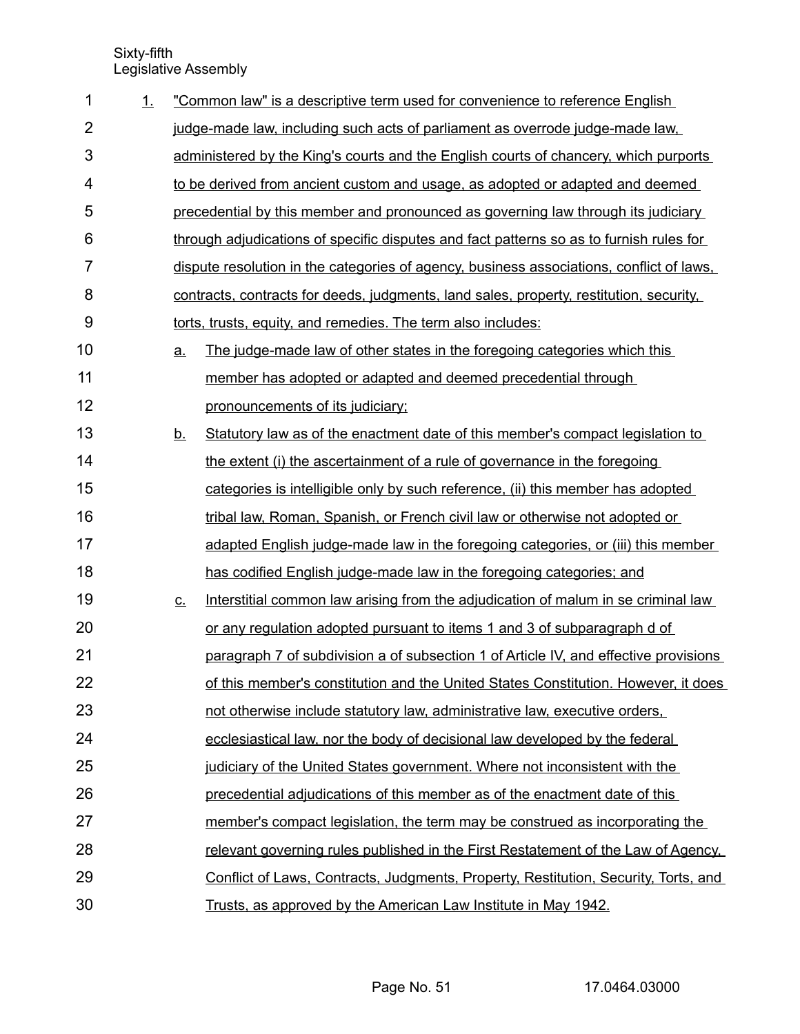1. "Common law" is a descriptive term used for convenience to reference English judge-made law, including such acts of parliament as overrode judge-made law, administered by the King's courts and the English courts of chancery, which purports to be derived from ancient custom and usage, as adopted or adapted and deemed precedential by this member and pronounced as governing law through its judiciary through adjudications of specific disputes and fact patterns so as to furnish rules for dispute resolution in the categories of agency, business associations, conflict of laws, contracts, contracts for deeds, judgments, land sales, property, restitution, security, torts, trusts, equity, and remedies. The term also includes:

   a. The judge-made law of other states in the foregoing categories which this member has adopted or adapted and deemed precedential through pronouncements of its judiciary;

   b. Statutory law as of the enactment date of this member's compact legislation to the extent (i) the ascertainment of a rule of governance in the foregoing categories is intelligible only by such reference, (ii) this member has adopted tribal law, Roman, Spanish, or French civil law or otherwise not adopted or adapted English judge-made law in the foregoing categories, or (iii) this member has codified English judge-made law in the foregoing categories; and

   c. Interstitial common law arising from the adjudication of malum in se criminal law or any regulation adopted pursuant to items 1 and 3 of subparagraph d of paragraph 7 of subdivision a of subsection 1 of Article IV, and effective provisions of this member's constitution and the United States Constitution. However, it does not otherwise include statutory law, administrative law, executive orders, ecclesiastical law, nor the body of decisional law developed by the federal judiciary of the United States government. Where not inconsistent with the precedential adjudications of this member as of the enactment date of this member's compact legislation, the term may be construed as incorporating the relevant governing rules published in the First Restatement of the Law of Agency, Conflict of Laws, Contracts, Judgments, Property, Restitution, Security, Torts, and Trusts, as approved by the American Law Institute in May 1942.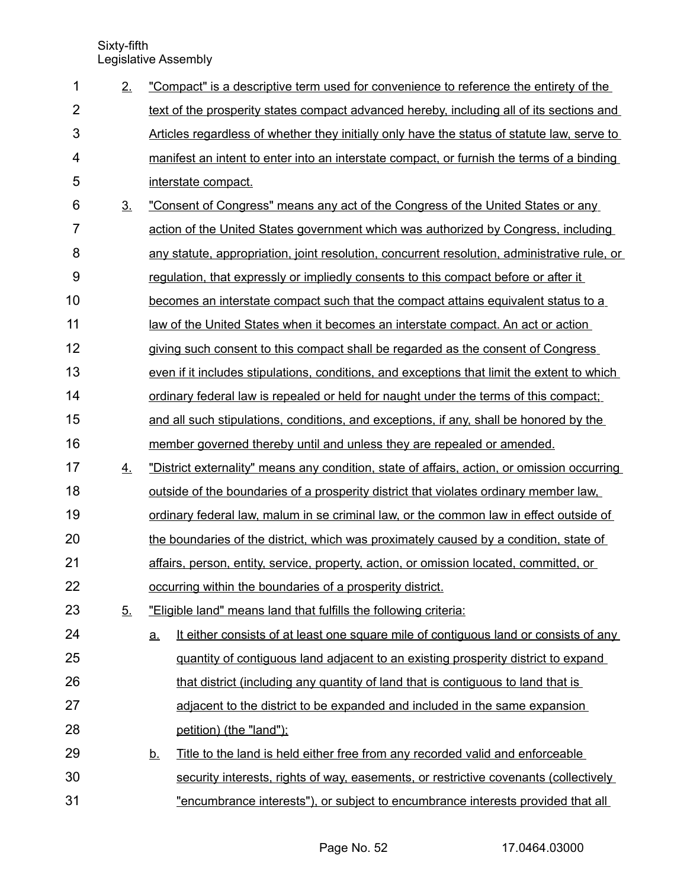2. "Compact" is a descriptive term used for convenience to reference the entirety of the text of the prosperity states compact advanced hereby, including all of its sections and Articles regardless of whether they initially only have the status of statute law, serve to manifest an intent to enter into an interstate compact, or furnish the terms of a binding interstate compact.

3. "Consent of Congress" means any act of the Congress of the United States or any action of the United States government which was authorized by Congress, including any statute, appropriation, joint resolution, concurrent resolution, administrative rule, or regulation, that expressly or impliedly consents to this compact before or after it becomes an interstate compact such that the compact attains equivalent status to a law of the United States when it becomes an interstate compact. An act or action giving such consent to this compact shall be regarded as the consent of Congress even if it includes stipulations, conditions, and exceptions that limit the extent to which ordinary federal law is repealed or held for naught under the terms of this compact; and all such stipulations, conditions, and exceptions, if any, shall be honored by the member governed thereby until and unless they are repealed or amended.

4. "District externality" means any condition, state of affairs, action, or omission occurring outside of the boundaries of a prosperity district that violates ordinary member law, ordinary federal law, malum in se criminal law, or the common law in effect outside of the boundaries of the district, which was proximately caused by a condition, state of affairs, person, entity, service, property, action, or omission located, committed, or occurring within the boundaries of a prosperity district.

5. "Eligible land" means land that fulfills the following criteria:

   a. It either consists of at least one square mile of contiguous land or consists of any quantity of contiguous land adjacent to an existing prosperity district to expand that district (including any quantity of land that is contiguous to land that is adjacent to the district to be expanded and included in the same expansion petition) (the "land");

   b. Title to the land is held either free from any recorded valid and enforceable security interests, rights of way, easements, or restrictive covenants (collectively "encumbrance interests"), or subject to encumbrance interests provided that all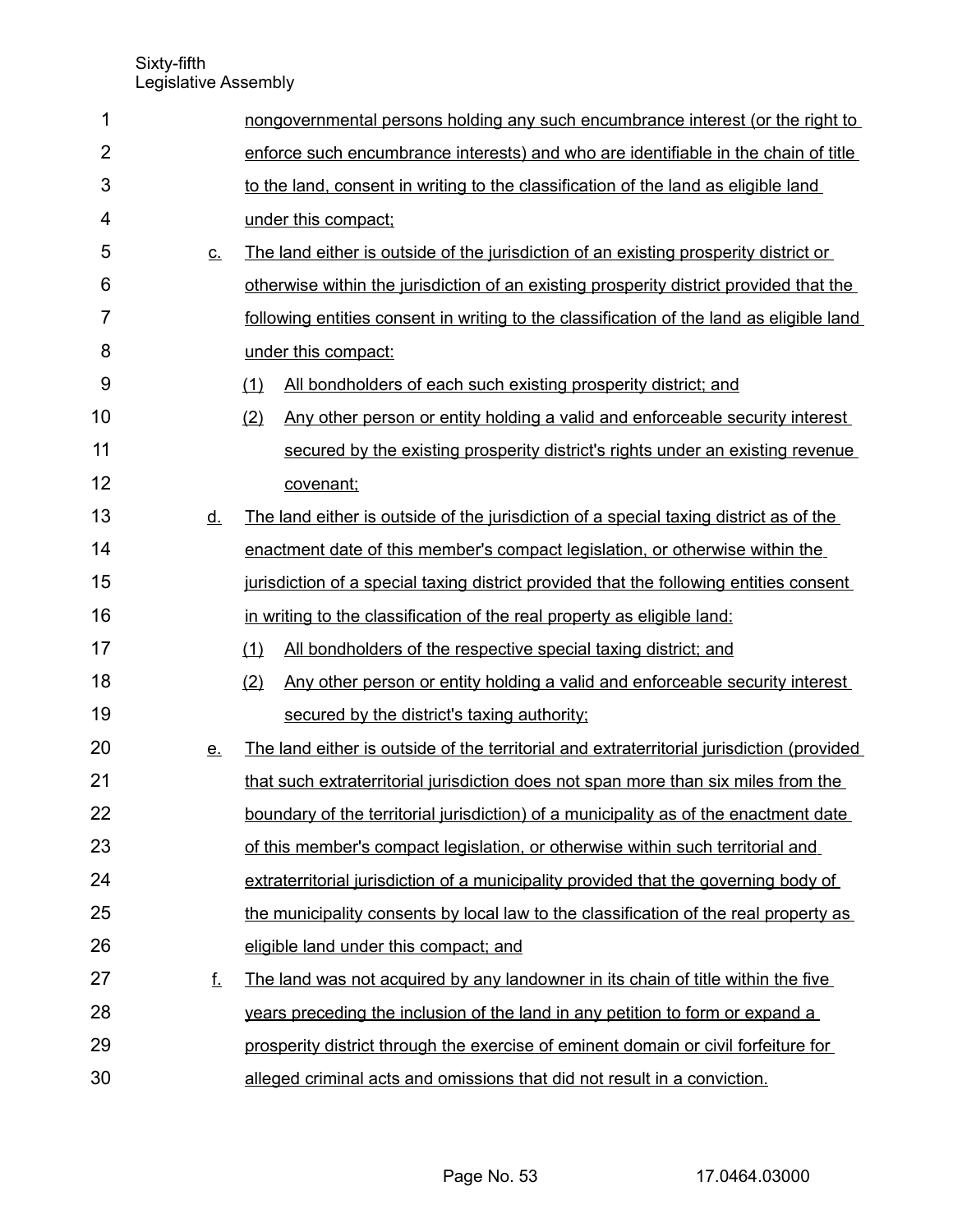nongovernmental persons holding any such encumbrance interest (or the right to enforce such encumbrance interests) and who are identifiable in the chain of title to the land, consent in writing to the classification of the land as eligible land under this compact;

c. The land either is outside of the jurisdiction of an existing prosperity district or otherwise within the jurisdiction of an existing prosperity district provided that the following entities consent in writing to the classification of the land as eligible land under this compact:

   (1) All bondholders of each such existing prosperity district; and

   (2) Any other person or entity holding a valid and enforceable security interest secured by the existing prosperity district's rights under an existing revenue covenant;

d. The land either is outside of the jurisdiction of a special taxing district as of the enactment date of this member's compact legislation, or otherwise within the jurisdiction of a special taxing district provided that the following entities consent in writing to the classification of the real property as eligible land:

   (1) All bondholders of the respective special taxing district; and

   (2) Any other person or entity holding a valid and enforceable security interest secured by the district's taxing authority;

e. The land either is outside of the territorial and extraterritorial jurisdiction (provided that such extraterritorial jurisdiction does not span more than six miles from the boundary of the territorial jurisdiction) of a municipality as of the enactment date of this member's compact legislation, or otherwise within such territorial and extraterritorial jurisdiction of a municipality provided that the governing body of the municipality consents by local law to the classification of the real property as eligible land under this compact; and

f. The land was not acquired by any landowner in its chain of title within the five years preceding the inclusion of the land in any petition to form or expand a prosperity district through the exercise of eminent domain or civil forfeiture for alleged criminal acts and omissions that did not result in a conviction.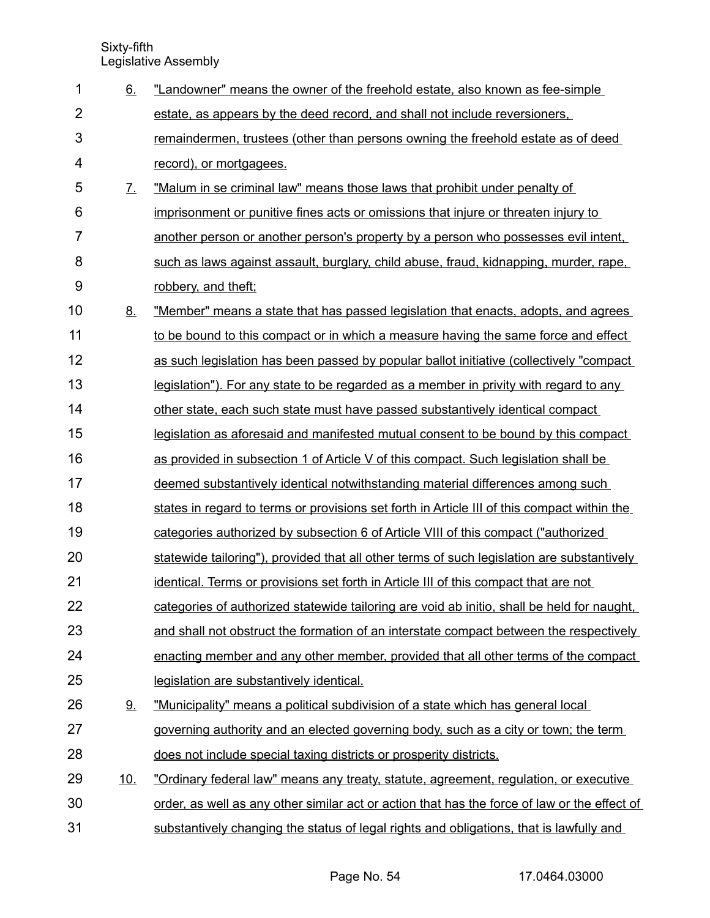6. "Landowner" means the owner of the freehold estate, also known as fee-simple estate, as appears by the deed record, and shall not include reversioners, remaindermen, trustees (other than persons owning the freehold estate as of deed record), or mortgagees.

7. "Malum in se criminal law" means those laws that prohibit under penalty of imprisonment or punitive fines acts or omissions that injure or threaten injury to another person or another person's property by a person who possesses evil intent, such as laws against assault, burglary, child abuse, fraud, kidnapping, murder, rape, robbery, and theft;

8. "Member" means a state that has passed legislation that enacts, adopts, and agrees to be bound to this compact or in which a measure having the same force and effect as such legislation has been passed by popular ballot initiative (collectively "compact legislation"). For any state to be regarded as a member in privity with regard to any other state, each such state must have passed substantively identical compact legislation as aforesaid and manifested mutual consent to be bound by this compact as provided in subsection 1 of Article V of this compact. Such legislation shall be deemed substantively identical notwithstanding material differences among such states in regard to terms or provisions set forth in Article III of this compact within the categories authorized by subsection 6 of Article VIII of this compact ("authorized statewide tailoring"), provided that all other terms of such legislation are substantively identical. Terms or provisions set forth in Article III of this compact that are not categories of authorized statewide tailoring are void ab initio, shall be held for naught, and shall not obstruct the formation of an interstate compact between the respectively enacting member and any other member, provided that all other terms of the compact legislation are substantively identical.

9. "Municipality" means a political subdivision of a state which has general local governing authority and an elected governing body, such as a city or town; the term does not include special taxing districts or prosperity districts.

10. "Ordinary federal law" means any treaty, statute, agreement, regulation, or executive order, as well as any other similar act or action that has the force of law or the effect of substantively changing the status of legal rights and obligations, that is lawfully and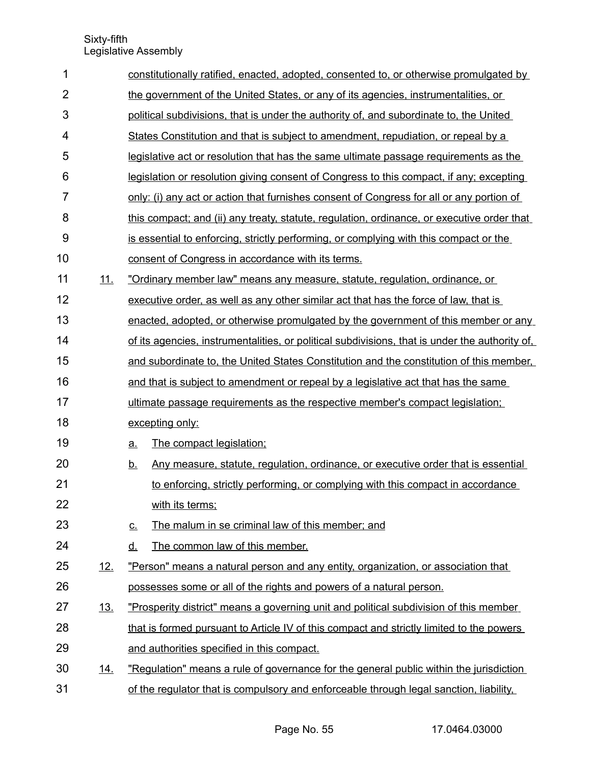constitutionally ratified, enacted, adopted, consented to, or otherwise promulgated by the government of the United States, or any of its agencies, instrumentalities, or political subdivisions, that is under the authority of, and subordinate to, the United States Constitution and that is subject to amendment, repudiation, or repeal by a legislative act or resolution that has the same ultimate passage requirements as the legislation or resolution giving consent of Congress to this compact, if any; excepting only: (i) any act or action that furnishes consent of Congress for all or any portion of this compact; and (ii) any treaty, statute, regulation, ordinance, or executive order that is essential to enforcing, strictly performing, or complying with this compact or the consent of Congress in accordance with its terms.

11. "Ordinary member law" means any measure, statute, regulation, ordinance, or executive order, as well as any other similar act that has the force of law, that is enacted, adopted, or otherwise promulgated by the government of this member or any of its agencies, instrumentalities, or political subdivisions, that is under the authority of, and subordinate to, the United States Constitution and the constitution of this member, and that is subject to amendment or repeal by a legislative act that has the same ultimate passage requirements as the respective member's compact legislation; excepting only:

    a. The compact legislation;

    b. Any measure, statute, regulation, ordinance, or executive order that is essential to enforcing, strictly performing, or complying with this compact in accordance with its terms;

    c. The malum in se criminal law of this member; and

    d. The common law of this member.

12. "Person" means a natural person and any entity, organization, or association that possesses some or all of the rights and powers of a natural person.

13. "Prosperity district" means a governing unit and political subdivision of this member that is formed pursuant to Article IV of this compact and strictly limited to the powers and authorities specified in this compact.

14. "Regulation" means a rule of governance for the general public within the jurisdiction of the regulator that is compulsory and enforceable through legal sanction, liability,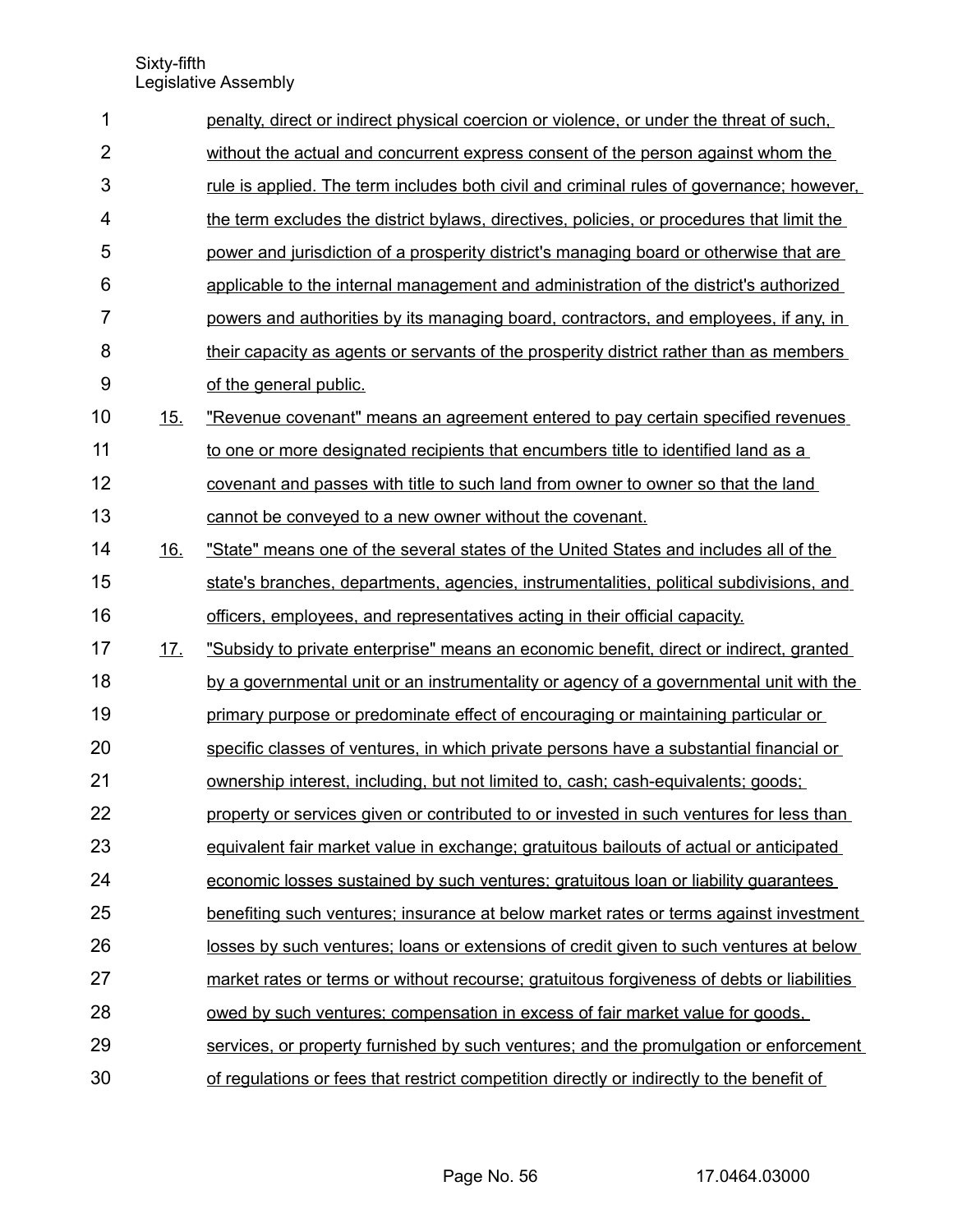penalty, direct or indirect physical coercion or violence, or under the threat of such, without the actual and concurrent express consent of the person against whom the rule is applied. The term includes both civil and criminal rules of governance; however, the term excludes the district bylaws, directives, policies, or procedures that limit the power and jurisdiction of a prosperity district's managing board or otherwise that are applicable to the internal management and administration of the district's authorized powers and authorities by its managing board, contractors, and employees, if any, in their capacity as agents or servants of the prosperity district rather than as members of the general public.

15. "Revenue covenant" means an agreement entered to pay certain specified revenues to one or more designated recipients that encumbers title to identified land as a covenant and passes with title to such land from owner to owner so that the land cannot be conveyed to a new owner without the covenant.

16. "State" means one of the several states of the United States and includes all of the state's branches, departments, agencies, instrumentalities, political subdivisions, and officers, employees, and representatives acting in their official capacity.

17. "Subsidy to private enterprise" means an economic benefit, direct or indirect, granted by a governmental unit or an instrumentality or agency of a governmental unit with the primary purpose or predominate effect of encouraging or maintaining particular or specific classes of ventures, in which private persons have a substantial financial or ownership interest, including, but not limited to, cash; cash-equivalents; goods; property or services given or contributed to or invested in such ventures for less than equivalent fair market value in exchange; gratuitous bailouts of actual or anticipated economic losses sustained by such ventures; gratuitous loan or liability guarantees benefiting such ventures; insurance at below market rates or terms against investment losses by such ventures; loans or extensions of credit given to such ventures at below market rates or terms or without recourse; gratuitous forgiveness of debts or liabilities owed by such ventures; compensation in excess of fair market value for goods, services, or property furnished by such ventures; and the promulgation or enforcement of regulations or fees that restrict competition directly or indirectly to the benefit of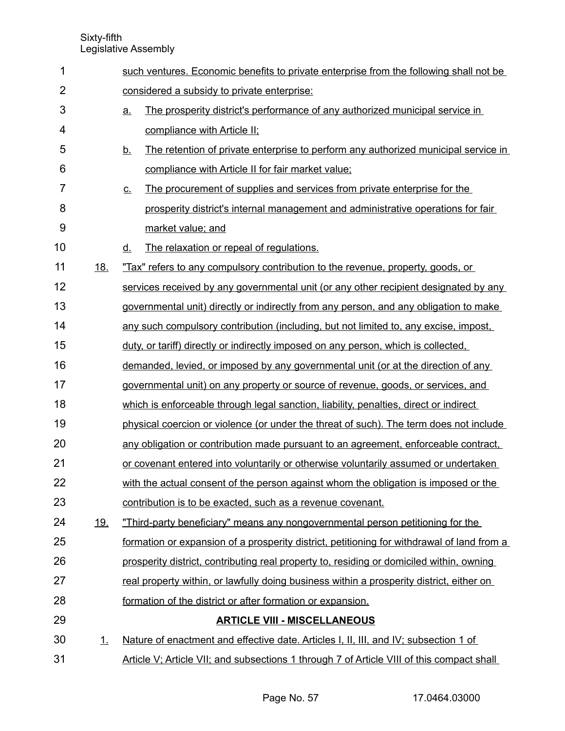such ventures. Economic benefits to private enterprise from the following shall not be considered a subsidy to private enterprise:

a. The prosperity district's performance of any authorized municipal service in compliance with Article II;

b. The retention of private enterprise to perform any authorized municipal service in compliance with Article II for fair market value;

c. The procurement of supplies and services from private enterprise for the prosperity district's internal management and administrative operations for fair market value; and

d. The relaxation or repeal of regulations.

18. "Tax" refers to any compulsory contribution to the revenue, property, goods, or services received by any governmental unit (or any other recipient designated by any governmental unit) directly or indirectly from any person, and any obligation to make any such compulsory contribution (including, but not limited to, any excise, impost, duty, or tariff) directly or indirectly imposed on any person, which is collected, demanded, levied, or imposed by any governmental unit (or at the direction of any governmental unit) on any property or source of revenue, goods, or services, and which is enforceable through legal sanction, liability, penalties, direct or indirect physical coercion or violence (or under the threat of such). The term does not include any obligation or contribution made pursuant to an agreement, enforceable contract, or covenant entered into voluntarily or otherwise voluntarily assumed or undertaken with the actual consent of the person against whom the obligation is imposed or the contribution is to be exacted, such as a revenue covenant.

19. "Third-party beneficiary" means any nongovernmental person petitioning for the formation or expansion of a prosperity district, petitioning for withdrawal of land from a prosperity district, contributing real property to, residing or domiciled within, owning real property within, or lawfully doing business within a prosperity district, either on formation of the district or after formation or expansion.

## ARTICLE VIII - MISCELLANEOUS

1. Nature of enactment and effective date. Articles I, II, III, and IV; subsection 1 of Article V; Article VII; and subsections 1 through 7 of Article VIII of this compact shall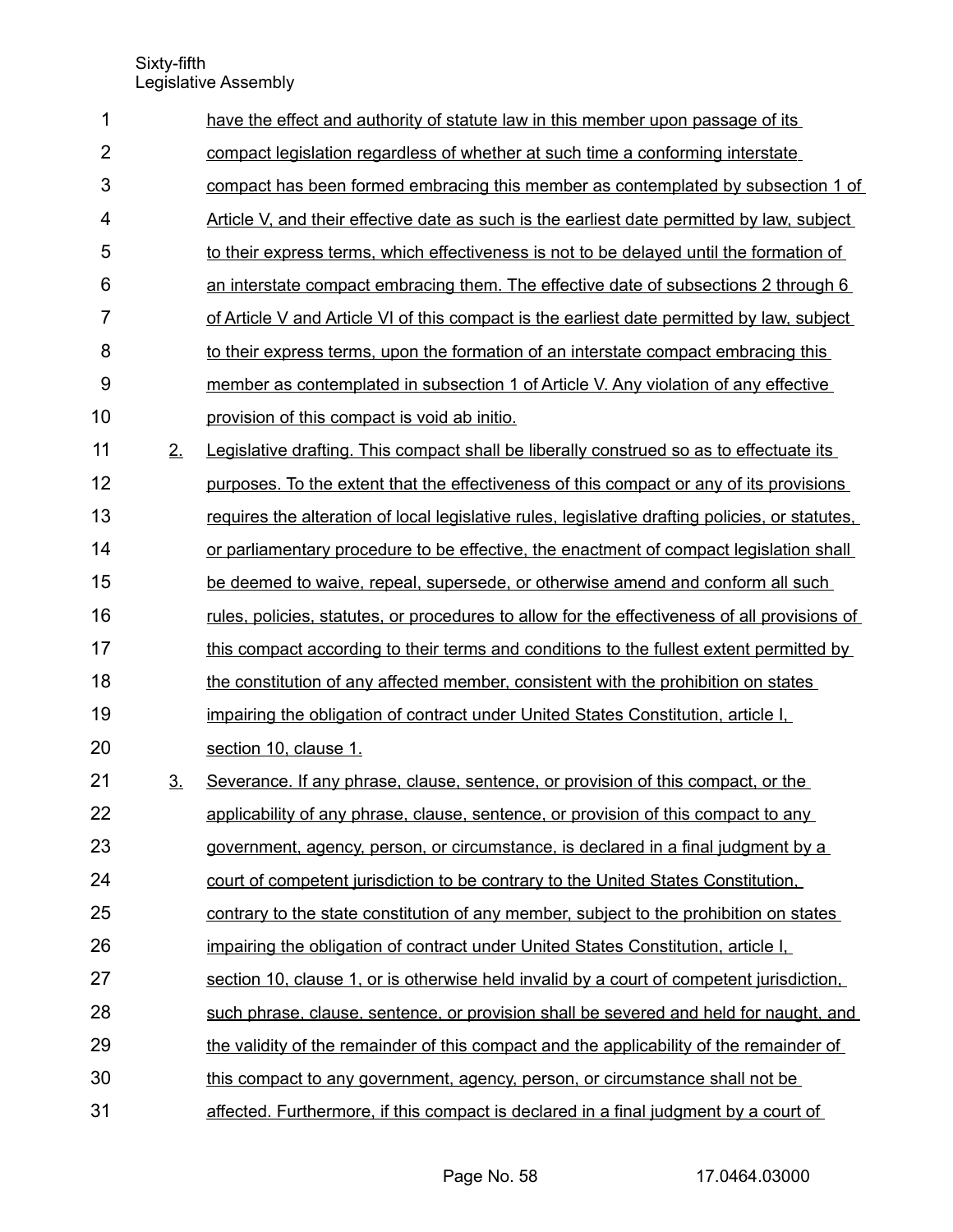have the effect and authority of statute law in this member upon passage of its compact legislation regardless of whether at such time a conforming interstate compact has been formed embracing this member as contemplated by subsection 1 of Article V, and their effective date as such is the earliest date permitted by law, subject to their express terms, which effectiveness is not to be delayed until the formation of an interstate compact embracing them. The effective date of subsections 2 through 6 of Article V and Article VI of this compact is the earliest date permitted by law, subject to their express terms, upon the formation of an interstate compact embracing this member as contemplated in subsection 1 of Article V. Any violation of any effective provision of this compact is void ab initio.

2. Legislative drafting. This compact shall be liberally construed so as to effectuate its purposes. To the extent that the effectiveness of this compact or any of its provisions requires the alteration of local legislative rules, legislative drafting policies, or statutes, or parliamentary procedure to be effective, the enactment of compact legislation shall be deemed to waive, repeal, supersede, or otherwise amend and conform all such rules, policies, statutes, or procedures to allow for the effectiveness of all provisions of this compact according to their terms and conditions to the fullest extent permitted by the constitution of any affected member, consistent with the prohibition on states impairing the obligation of contract under United States Constitution, article I, section 10, clause 1.

3. Severance. If any phrase, clause, sentence, or provision of this compact, or the applicability of any phrase, clause, sentence, or provision of this compact to any government, agency, person, or circumstance, is declared in a final judgment by a court of competent jurisdiction to be contrary to the United States Constitution, contrary to the state constitution of any member, subject to the prohibition on states impairing the obligation of contract under United States Constitution, article I, section 10, clause 1, or is otherwise held invalid by a court of competent jurisdiction, such phrase, clause, sentence, or provision shall be severed and held for naught, and the validity of the remainder of this compact and the applicability of the remainder of this compact to any government, agency, person, or circumstance shall not be affected. Furthermore, if this compact is declared in a final judgment by a court of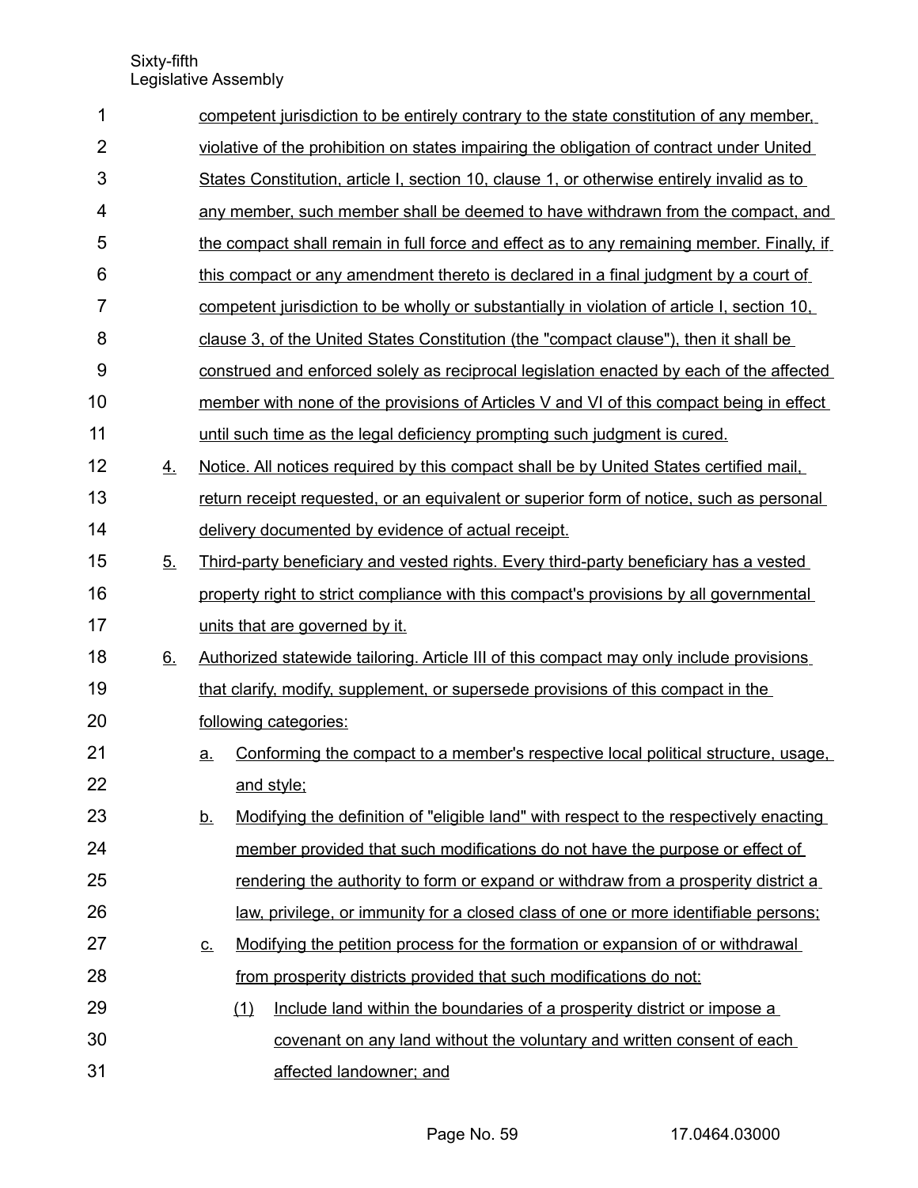competent jurisdiction to be entirely contrary to the state constitution of any member, violative of the prohibition on states impairing the obligation of contract under United States Constitution, article I, section 10, clause 1, or otherwise entirely invalid as to any member, such member shall be deemed to have withdrawn from the compact, and the compact shall remain in full force and effect as to any remaining member. Finally, if this compact or any amendment thereto is declared in a final judgment by a court of competent jurisdiction to be wholly or substantially in violation of article I, section 10, clause 3, of the United States Constitution (the "compact clause"), then it shall be construed and enforced solely as reciprocal legislation enacted by each of the affected member with none of the provisions of Articles V and VI of this compact being in effect until such time as the legal deficiency prompting such judgment is cured.

4. Notice. All notices required by this compact shall be by United States certified mail, return receipt requested, or an equivalent or superior form of notice, such as personal delivery documented by evidence of actual receipt.

5. Third-party beneficiary and vested rights. Every third-party beneficiary has a vested property right to strict compliance with this compact's provisions by all governmental units that are governed by it.

6. Authorized statewide tailoring. Article III of this compact may only include provisions that clarify, modify, supplement, or supersede provisions of this compact in the following categories:

   a. Conforming the compact to a member's respective local political structure, usage, and style;

   b. Modifying the definition of "eligible land" with respect to the respectively enacting member provided that such modifications do not have the purpose or effect of rendering the authority to form or expand or withdraw from a prosperity district a law, privilege, or immunity for a closed class of one or more identifiable persons;

   c. Modifying the petition process for the formation or expansion of or withdrawal from prosperity districts provided that such modifications do not:

      (1) Include land within the boundaries of a prosperity district or impose a covenant on any land without the voluntary and written consent of each affected landowner; and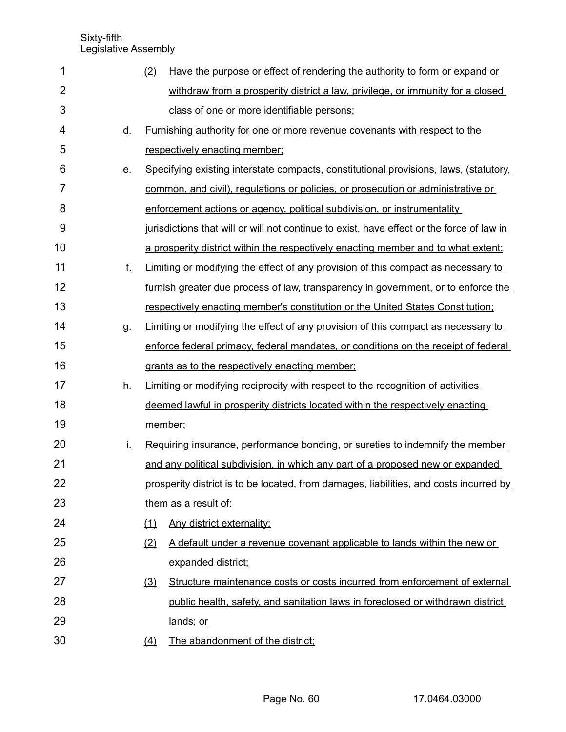(2) Have the purpose or effect of rendering the authority to form or expand or withdraw from a prosperity district a law, privilege, or immunity for a closed class of one or more identifiable persons;

d. Furnishing authority for one or more revenue covenants with respect to the respectively enacting member;

e. Specifying existing interstate compacts, constitutional provisions, laws, (statutory, common, and civil), regulations or policies, or prosecution or administrative or enforcement actions or agency, political subdivision, or instrumentality jurisdictions that will or will not continue to exist, have effect or the force of law in a prosperity district within the respectively enacting member and to what extent;

f. Limiting or modifying the effect of any provision of this compact as necessary to furnish greater due process of law, transparency in government, or to enforce the respectively enacting member's constitution or the United States Constitution;

g. Limiting or modifying the effect of any provision of this compact as necessary to enforce federal primacy, federal mandates, or conditions on the receipt of federal grants as to the respectively enacting member;

h. Limiting or modifying reciprocity with respect to the recognition of activities deemed lawful in prosperity districts located within the respectively enacting member;

i. Requiring insurance, performance bonding, or sureties to indemnify the member and any political subdivision, in which any part of a proposed new or expanded prosperity district is to be located, from damages, liabilities, and costs incurred by them as a result of:

(1) Any district externality;

(2) A default under a revenue covenant applicable to lands within the new or expanded district;

(3) Structure maintenance costs or costs incurred from enforcement of external public health, safety, and sanitation laws in foreclosed or withdrawn district lands; or

(4) The abandonment of the district;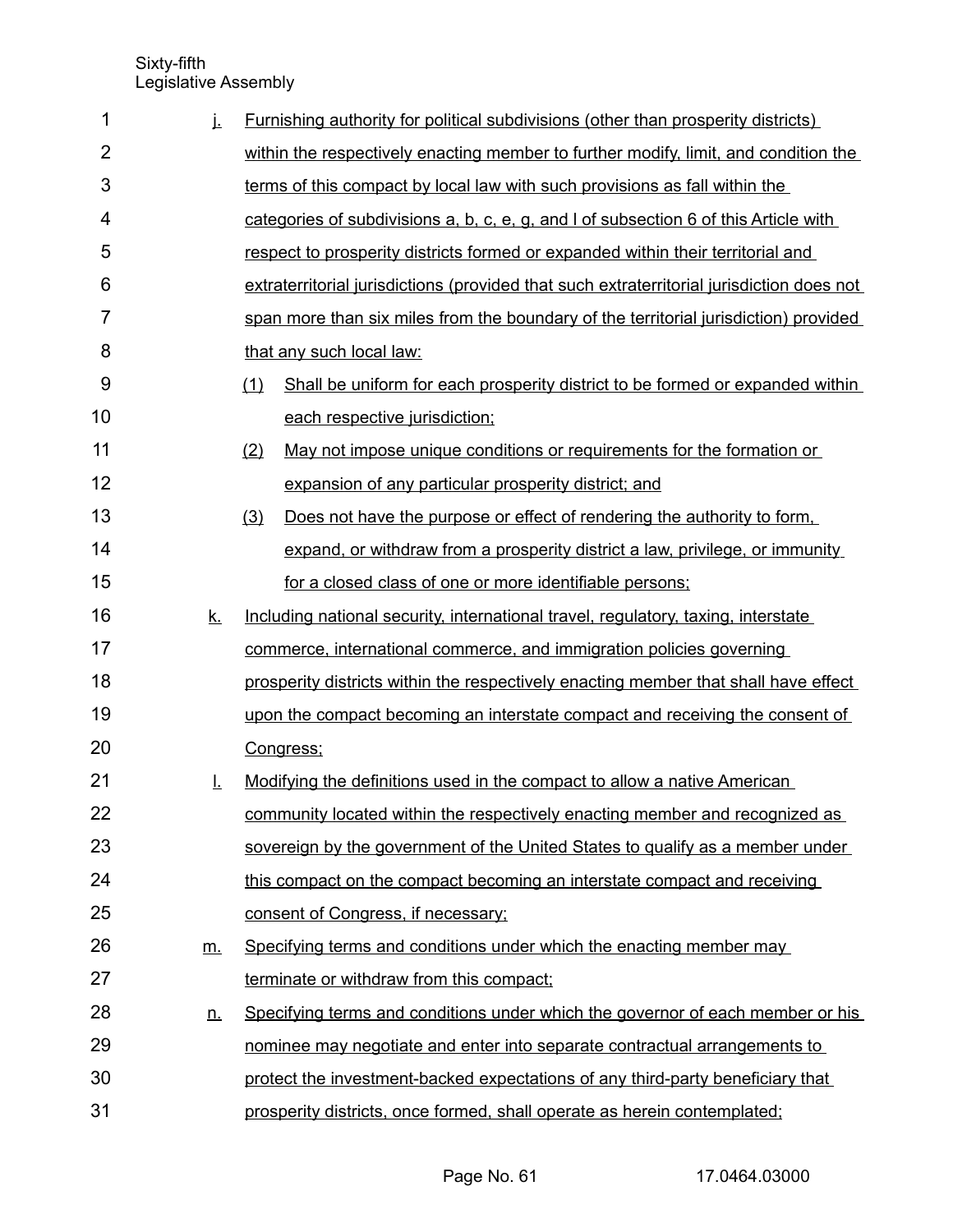j. Furnishing authority for political subdivisions (other than prosperity districts) within the respectively enacting member to further modify, limit, and condition the terms of this compact by local law with such provisions as fall within the categories of subdivisions a, b, c, e, g, and l of subsection 6 of this Article with respect to prosperity districts formed or expanded within their territorial and extraterritorial jurisdictions (provided that such extraterritorial jurisdiction does not span more than six miles from the boundary of the territorial jurisdiction) provided that any such local law:

   (1) Shall be uniform for each prosperity district to be formed or expanded within each respective jurisdiction;

   (2) May not impose unique conditions or requirements for the formation or expansion of any particular prosperity district; and

   (3) Does not have the purpose or effect of rendering the authority to form, expand, or withdraw from a prosperity district a law, privilege, or immunity for a closed class of one or more identifiable persons;

k. Including national security, international travel, regulatory, taxing, interstate commerce, international commerce, and immigration policies governing prosperity districts within the respectively enacting member that shall have effect upon the compact becoming an interstate compact and receiving the consent of Congress;

l. Modifying the definitions used in the compact to allow a native American community located within the respectively enacting member and recognized as sovereign by the government of the United States to qualify as a member under this compact on the compact becoming an interstate compact and receiving consent of Congress, if necessary;

m. Specifying terms and conditions under which the enacting member may terminate or withdraw from this compact;

n. Specifying terms and conditions under which the governor of each member or his nominee may negotiate and enter into separate contractual arrangements to protect the investment-backed expectations of any third-party beneficiary that prosperity districts, once formed, shall operate as herein contemplated;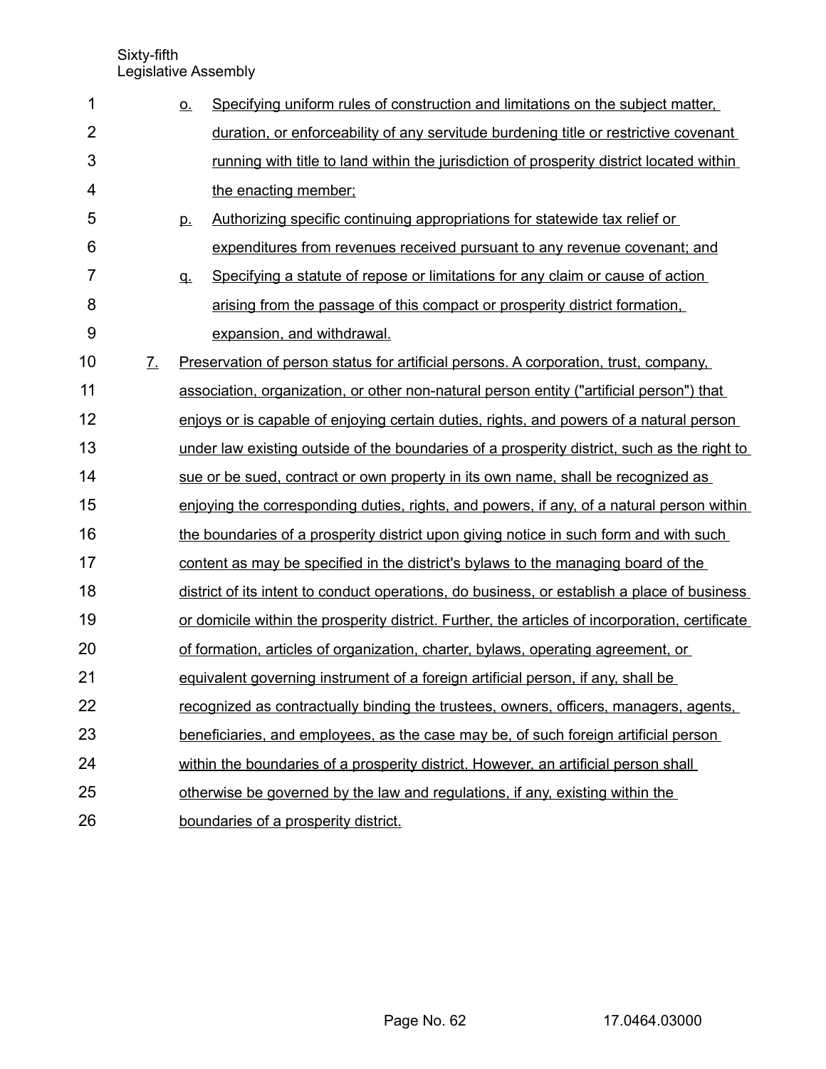o. Specifying uniform rules of construction and limitations on the subject matter, duration, or enforceability of any servitude burdening title or restrictive covenant running with title to land within the jurisdiction of prosperity district located within the enacting member;

p. Authorizing specific continuing appropriations for statewide tax relief or expenditures from revenues received pursuant to any revenue covenant; and

q. Specifying a statute of repose or limitations for any claim or cause of action arising from the passage of this compact or prosperity district formation, expansion, and withdrawal.

7. Preservation of person status for artificial persons. A corporation, trust, company, association, organization, or other non-natural person entity ("artificial person") that enjoys or is capable of enjoying certain duties, rights, and powers of a natural person under law existing outside of the boundaries of a prosperity district, such as the right to sue or be sued, contract or own property in its own name, shall be recognized as enjoying the corresponding duties, rights, and powers, if any, of a natural person within the boundaries of a prosperity district upon giving notice in such form and with such content as may be specified in the district's bylaws to the managing board of the district of its intent to conduct operations, do business, or establish a place of business or domicile within the prosperity district. Further, the articles of incorporation, certificate of formation, articles of organization, charter, bylaws, operating agreement, or equivalent governing instrument of a foreign artificial person, if any, shall be recognized as contractually binding the trustees, owners, officers, managers, agents, beneficiaries, and employees, as the case may be, of such foreign artificial person within the boundaries of a prosperity district. However, an artificial person shall otherwise be governed by the law and regulations, if any, existing within the boundaries of a prosperity district.